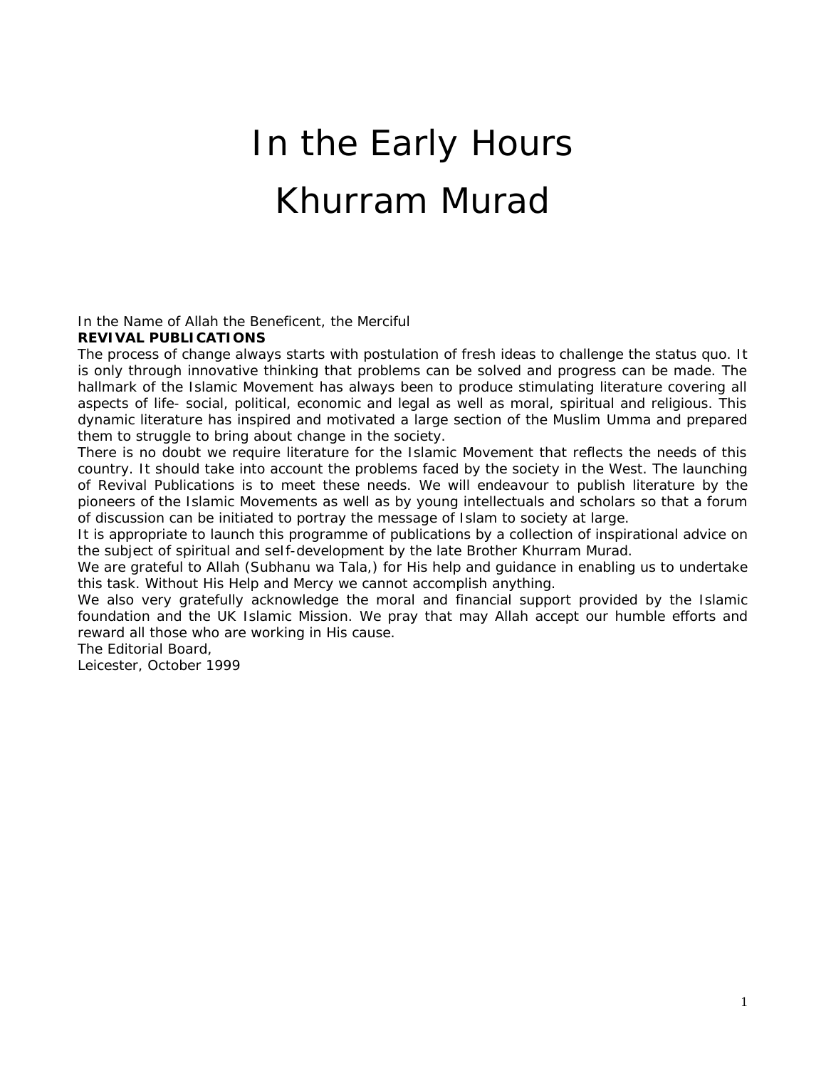# In the Early Hours

# Khurram Murad

In the Name of Allah the Beneficent, the Merciful

**REVIVAL PUBLICATIONS**

The process of change always starts with postulation of fresh ideas to challenge the status quo. It is only through innovative thinking that problems can be solved and progress can be made. The hallmark of the Islamic Movement has always been to produce stimulating literature covering all aspects of life- social, political, economic and legal as well as moral, spiritual and religious. This dynamic literature has inspired and motivated a large section of the Muslim Umma and prepared them to struggle to bring about change in the society.

There is no doubt we require literature for the Islamic Movement that reflects the needs of this country. It should take into account the problems faced by the society in the West. The launching of Revival Publications is to meet these needs. We will endeavour to publish literature by the pioneers of the Islamic Movements as well as by young intellectuals and scholars so that a forum of discussion can be initiated to portray the message of Islam to society at large.

It is appropriate to launch this programme of publications by a collection of inspirational advice on the subject of spiritual and seIf-development by the late Brother Khurram Murad.

We are grateful to Allah (Subhanu wa Tala,) for His help and guidance in enabling us to undertake this task. Without His Help and Mercy we cannot accomplish anything.

We also very gratefully acknowledge the moral and financial support provided by the Islamic foundation and the UK Islamic Mission. We pray that may Allah accept our humble efforts and reward all those who are working in His cause.

The Editorial Board,

Leicester, October 1999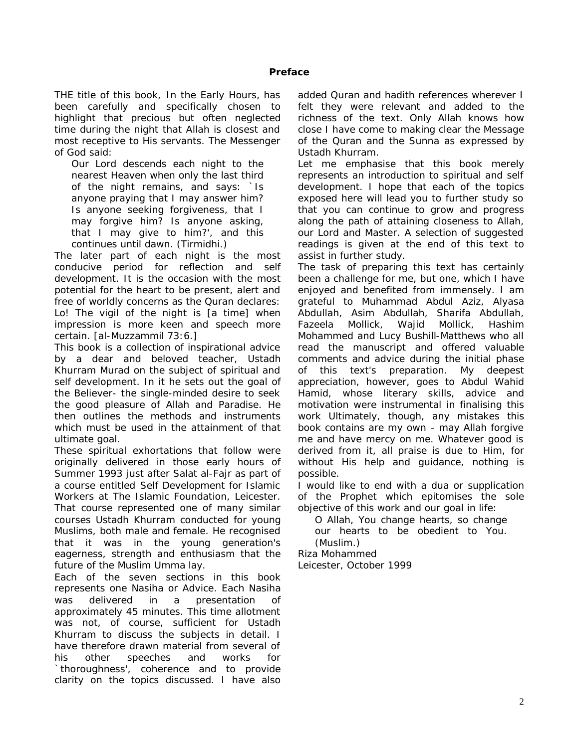## Preface

THE title of this book, In the Early Hours, has been carefully and specifically chosen to highlight that precious but often neglected time during the night that Allah is closest and most receptive to His servants. The Messenger of God said:

> Our Lord descends each night to the nearest Heaven when only the last third of the night remains, and says: `Is anyone praying that I may answer him? Is anyone seeking forgiveness, that I may forgive him? Is anyone asking, that I may give to him?', and this continues until dawn. (Tirmidhi.)

The later part of each night is the most conducive period for reflection and self development. It is the occasion with the most potential for the heart to be present, alert and free of worldly concerns as the Quran declares: Lo! The vigil of the night is [a time] when impression is more keen and speech more certain. [al-Muzzammil 73:6.]

This book is a collection of inspirational advice by a dear and beloved teacher, Ustadh Khurram Murad on the subject of spiritual and self development. In it he sets out the goal of the Believer- the single-minded desire to seek the good pleasure of Allah and Paradise. He then outlines the methods and instruments which must be used in the attainment of that ultimate goal.

These spiritual exhortations that follow were originally delivered in those early hours of Summer 1993 just after Salat al-Fajr as part of a course entitled Self Development for Islamic Workers at The Islamic Foundation, Leicester. That course represented one of many similar courses Ustadh Khurram conducted for young Muslims, both male and female. He recognised that it was in the young generation's eagerness, strength and enthusiasm that the future of the Muslim Umma lay.

Each of the seven sections in this book represents one Nasiha or Advice. Each Nasiha was delivered in a presentation of approximately 45 minutes. This time allotment was not, of course, sufficient for Ustadh Khurram to discuss the subjects in detail. I have therefore drawn material from several of his other speeches and works for `thoroughness', coherence and to provide clarity on the topics discussed. I have also added Quran and hadith references wherever I felt they were relevant and added to the richness of the text. Only Allah knows how close I have come to making clear the Message of the Quran and the Sunna as expressed by Ustadh Khurram.

Let me emphasise that this book merely represents an introduction to spiritual and self development. I hope that each of the topics exposed here will lead you to further study so that you can continue to grow and progress along the path of attaining closeness to Allah, our Lord and Master. A selection of suggested readings is given at the end of this text to assist in further study.

The task of preparing this text has certainly been a challenge for me, but one, which I have enjoyed and benefited from immensely. I am grateful to Muhammad Abdul Aziz, Alyasa Abdullah, Asim Abdullah, Sharifa Abdullah, Fazeela Mollick, Wajid Mollick, Hashim Mohammed and Lucy Bushill-Matthews who all read the manuscript and offered valuable comments and advice during the initial phase of this text's preparation. My deepest appreciation, however, goes to Abdul Wahid Hamid, whose literary skills, advice and motivation were instrumental in finalising this work Ultimately, though, any mistakes this book contains are my own - may Allah forgive me and have mercy on me. Whatever good is derived from it, all praise is due to Him, for without His help and guidance, nothing is possible.

I would like to end with a dua or supplication of the Prophet which epitomises the sole objective of this work and our goal in life:

> O Allah, You change hearts, so change our hearts to be obedient to You. (Muslim.)

Riza Mohammed
Leicester, October 1999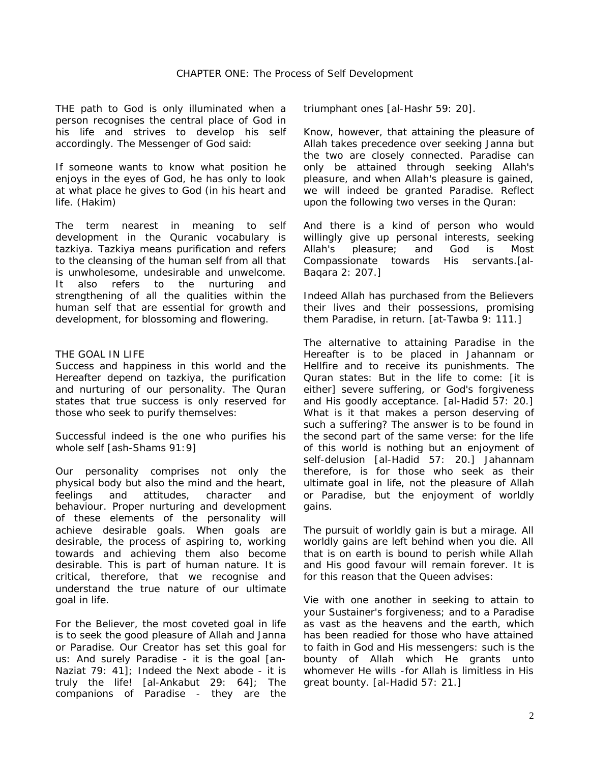# CHAPTER ONE: The Process of Self Development

THE path to God is only illuminated when a person recognises the central place of God in his life and strives to develop his self accordingly. The Messenger of God said:

If someone wants to know what position he enjoys in the eyes of God, he has only to look at what place he gives to God (in his heart and life. (Hakim)

The term nearest in meaning to self development in the Quranic vocabulary is tazkiya. Tazkiya means purification and refers to the cleansing of the human self from all that is unwholesome, undesirable and unwelcome. It also refers to the nurturing and strengthening of all the qualities within the human self that are essential for growth and development, for blossoming and flowering.

## THE GOAL IN LIFE

Success and happiness in this world and the Hereafter depend on tazkiya, the purification and nurturing of our personality. The Quran states that true success is only reserved for those who seek to purify themselves:

Successful indeed is the one who purifies his whole self [ash-Shams 91:9]

Our personality comprises not only the physical body but also the mind and the heart, feelings and attitudes, character and behaviour. Proper nurturing and development of these elements of the personality will achieve desirable goals. When goals are desirable, the process of aspiring to, working towards and achieving them also become desirable. This is part of human nature. It is critical, therefore, that we recognise and understand the true nature of our ultimate goal in life.

For the Believer, the most coveted goal in life is to seek the good pleasure of Allah and Janna or Paradise. Our Creator has set this goal for us: And surely Paradise - it is the goal [an-Naziat 79: 41]; Indeed the Next abode - it is truly the life! [al-Ankabut 29: 64]; The companions of Paradise - they are the triumphant ones [al-Hashr 59: 20].

Know, however, that attaining the pleasure of Allah takes precedence over seeking Janna but the two are closely connected. Paradise can only be attained through seeking Allah's pleasure, and when Allah's pleasure is gained, we will indeed be granted Paradise. Reflect upon the following two verses in the Quran:

And there is a kind of person who would willingly give up personal interests, seeking Allah's pleasure; and God is Most Compassionate towards His servants.[al-Baqara 2: 207.]

Indeed Allah has purchased from the Believers their lives and their possessions, promising them Paradise, in return. [at-Tawba 9: 111.]

The alternative to attaining Paradise in the Hereafter is to be placed in Jahannam or Hellfire and to receive its punishments. The Quran states: But in the life to come: [it is either] severe suffering, or God's forgiveness and His goodly acceptance. [al-Hadid 57: 20.] What is it that makes a person deserving of such a suffering? The answer is to be found in the second part of the same verse: for the life of this world is nothing but an enjoyment of self-delusion [al-Hadid 57: 20.] Jahannam therefore, is for those who seek as their ultimate goal in life, not the pleasure of Allah or Paradise, but the enjoyment of worldly gains.

The pursuit of worldly gain is but a mirage. All worldly gains are left behind when you die. All that is on earth is bound to perish while Allah and His good favour will remain forever. It is for this reason that the Queen advises:

Vie with one another in seeking to attain to your Sustainer's forgiveness; and to a Paradise as vast as the heavens and the earth, which has been readied for those who have attained to faith in God and His messengers: such is the bounty of Allah which He grants unto whomever He wills -for Allah is limitless in His great bounty. [al-Hadid 57: 21.]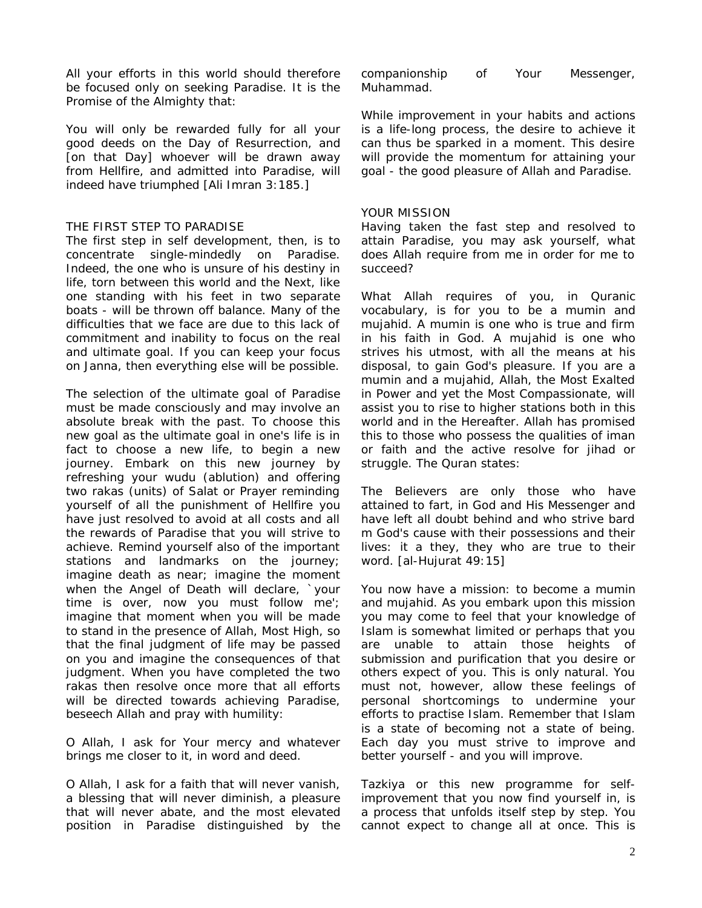All your efforts in this world should therefore be focused only on seeking Paradise. It is the Promise of the Almighty that:

You will only be rewarded fully for all your good deeds on the Day of Resurrection, and [on that Day] whoever will be drawn away from Hellfire, and admitted into Paradise, will indeed have triumphed [Ali Imran 3:185.]

## THE FIRST STEP TO PARADISE

The first step in self development, then, is to concentrate single-mindedly on Paradise. Indeed, the one who is unsure of his destiny in life, torn between this world and the Next, like one standing with his feet in two separate boats - will be thrown off balance. Many of the difficulties that we face are due to this lack of commitment and inability to focus on the real and ultimate goal. If you can keep your focus on Janna, then everything else will be possible.

The selection of the ultimate goal of Paradise must be made consciously and may involve an absolute break with the past. To choose this new goal as the ultimate goal in one's life is in fact to choose a new life, to begin a new journey. Embark on this new journey by refreshing your wudu (ablution) and offering two rakas (units) of Salat or Prayer reminding yourself of all the punishment of Hellfire you have just resolved to avoid at all costs and all the rewards of Paradise that you will strive to achieve. Remind yourself also of the important stations and landmarks on the journey; imagine death as near; imagine the moment when the Angel of Death will declare, `your time is over, now you must follow me'; imagine that moment when you will be made to stand in the presence of Allah, Most High, so that the final judgment of life may be passed on you and imagine the consequences of that judgment. When you have completed the two rakas then resolve once more that all efforts will be directed towards achieving Paradise, beseech Allah and pray with humility:

O Allah, I ask for Your mercy and whatever brings me closer to it, in word and deed.

O Allah, I ask for a faith that will never vanish, a blessing that will never diminish, a pleasure that will never abate, and the most elevated position in Paradise distinguished by the companionship of Your Messenger, Muhammad.

While improvement in your habits and actions is a life-long process, the desire to achieve it can thus be sparked in a moment. This desire will provide the momentum for attaining your goal - the good pleasure of Allah and Paradise.

## YOUR MISSION

Having taken the fast step and resolved to attain Paradise, you may ask yourself, what does Allah require from me in order for me to succeed?

What Allah requires of you, in Quranic vocabulary, is for you to be a mumin and mujahid. A mumin is one who is true and firm in his faith in God. A mujahid is one who strives his utmost, with all the means at his disposal, to gain God's pleasure. If you are a mumin and a mujahid, Allah, the Most Exalted in Power and yet the Most Compassionate, will assist you to rise to higher stations both in this world and in the Hereafter. Allah has promised this to those who possess the qualities of iman or faith and the active resolve for jihad or struggle. The Quran states:

The Believers are only those who have attained to fart, in God and His Messenger and have left all doubt behind and who strive bard m God's cause with their possessions and their lives: it a they, they who are true to their word. [al-Hujurat 49:15]

You now have a mission: to become a mumin and mujahid. As you embark upon this mission you may come to feel that your knowledge of Islam is somewhat limited or perhaps that you are unable to attain those heights of submission and purification that you desire or others expect of you. This is only natural. You must not, however, allow these feelings of personal shortcomings to undermine your efforts to practise Islam. Remember that Islam is a state of becoming not a state of being. Each day you must strive to improve and better yourself - and you will improve.

Tazkiya or this new programme for self-improvement that you now find yourself in, is a process that unfolds itself step by step. You cannot expect to change all at once. This is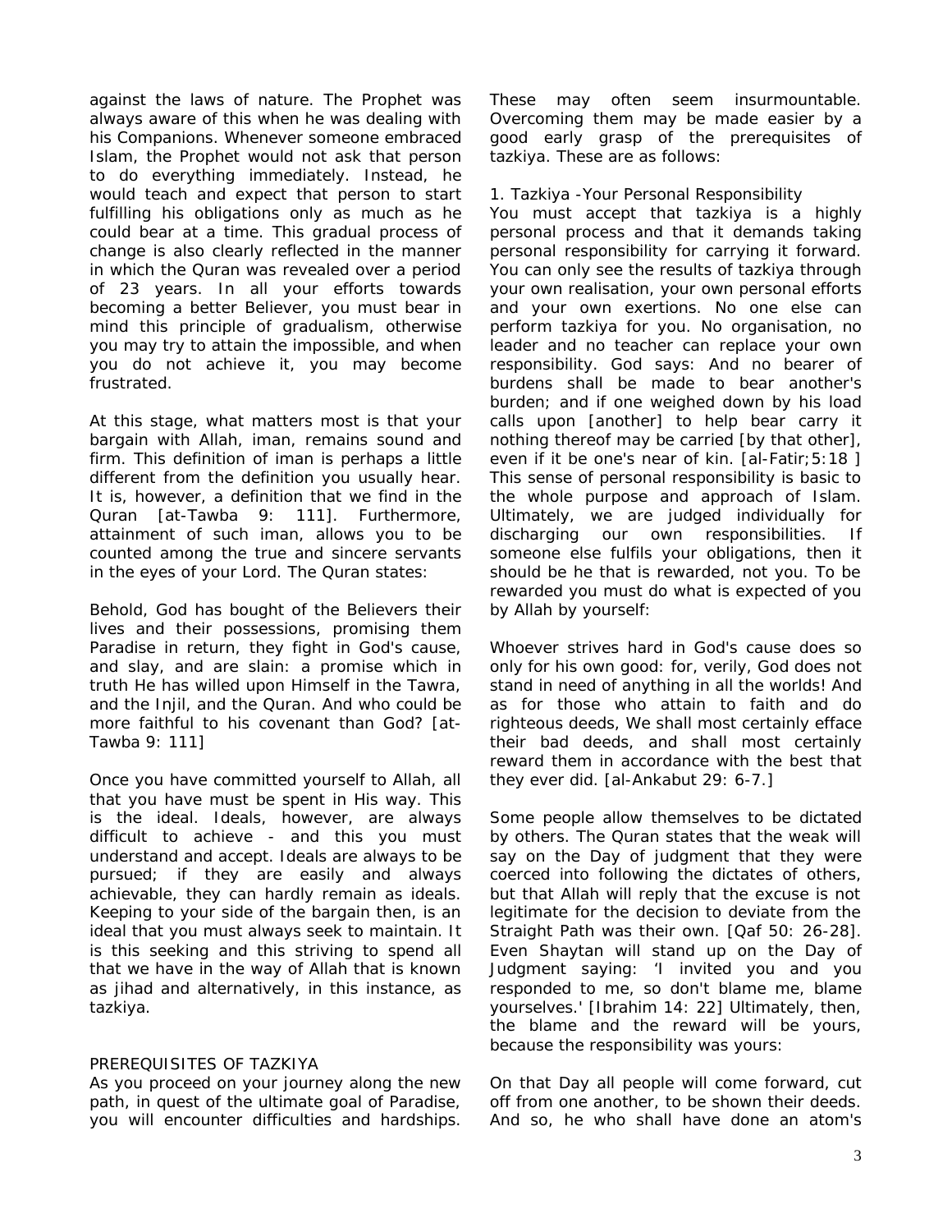against the laws of nature. The Prophet was always aware of this when he was dealing with his Companions. Whenever someone embraced Islam, the Prophet would not ask that person to do everything immediately. Instead, he would teach and expect that person to start fulfilling his obligations only as much as he could bear at a time. This gradual process of change is also clearly reflected in the manner in which the Quran was revealed over a period of 23 years. In all your efforts towards becoming a better Believer, you must bear in mind this principle of gradualism, otherwise you may try to attain the impossible, and when you do not achieve it, you may become frustrated.

At this stage, what matters most is that your bargain with Allah, iman, remains sound and firm. This definition of iman is perhaps a little different from the definition you usually hear. It is, however, a definition that we find in the Quran [at-Tawba 9: 111]. Furthermore, attainment of such iman, allows you to be counted among the true and sincere servants in the eyes of your Lord. The Quran states:

Behold, God has bought of the Believers their lives and their possessions, promising them Paradise in return, they fight in God's cause, and slay, and are slain: a promise which in truth He has willed upon Himself in the Tawra, and the Injil, and the Quran. And who could be more faithful to his covenant than God? [at-Tawba 9: 111]

Once you have committed yourself to Allah, all that you have must be spent in His way. This is the ideal. Ideals, however, are always difficult to achieve - and this you must understand and accept. Ideals are always to be pursued; if they are easily and always achievable, they can hardly remain as ideals. Keeping to your side of the bargain then, is an ideal that you must always seek to maintain. It is this seeking and this striving to spend all that we have in the way of Allah that is known as jihad and alternatively, in this instance, as tazkiya.

## PREREQUISITES OF TAZKIYA

As you proceed on your journey along the new path, in quest of the ultimate goal of Paradise, you will encounter difficulties and hardships. These may often seem insurmountable. Overcoming them may be made easier by a good early grasp of the prerequisites of tazkiya. These are as follows:

### 1. Tazkiya -Your Personal Responsibility

You must accept that tazkiya is a highly personal process and that it demands taking personal responsibility for carrying it forward. You can only see the results of tazkiya through your own realisation, your own personal efforts and your own exertions. No one else can perform tazkiya for you. No organisation, no leader and no teacher can replace your own responsibility. God says: And no bearer of burdens shall be made to bear another's burden; and if one weighed down by his load calls upon [another] to help bear carry it nothing thereof may be carried [by that other], even if it be one's near of kin. [al-Fatir;5:18 ] This sense of personal responsibility is basic to the whole purpose and approach of Islam. Ultimately, we are judged individually for discharging our own responsibilities. If someone else fulfils your obligations, then it should be he that is rewarded, not you. To be rewarded you must do what is expected of you by Allah by yourself:

Whoever strives hard in God's cause does so only for his own good: for, verily, God does not stand in need of anything in all the worlds! And as for those who attain to faith and do righteous deeds, We shall most certainly efface their bad deeds, and shall most certainly reward them in accordance with the best that they ever did. [al-Ankabut 29: 6-7.]

Some people allow themselves to be dictated by others. The Quran states that the weak will say on the Day of judgment that they were coerced into following the dictates of others, but that Allah will reply that the excuse is not legitimate for the decision to deviate from the Straight Path was their own. [Qaf 50: 26-28]. Even Shaytan will stand up on the Day of Judgment saying: 'I invited you and you responded to me, so don't blame me, blame yourselves.' [Ibrahim 14: 22] Ultimately, then, the blame and the reward will be yours, because the responsibility was yours:

On that Day all people will come forward, cut off from one another, to be shown their deeds. And so, he who shall have done an atom's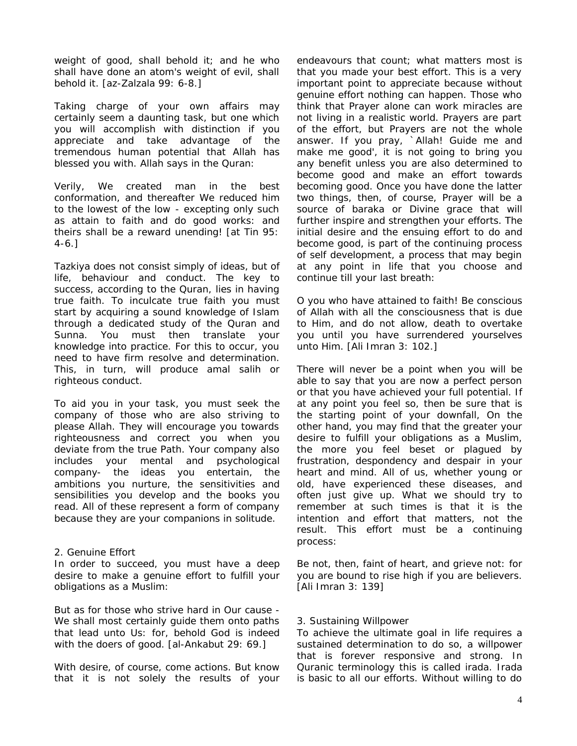weight of good, shall behold it; and he who shall have done an atom's weight of evil, shall behold it. [az-Zalzala 99: 6-8.]

Taking charge of your own affairs may certainly seem a daunting task, but one which you will accomplish with distinction if you appreciate and take advantage of the tremendous human potential that Allah has blessed you with. Allah says in the Quran:

Verily, We created man in the best conformation, and thereafter We reduced him to the lowest of the low - excepting only such as attain to faith and do good works: and theirs shall be a reward unending! [at Tin 95: 4-6.]

Tazkiya does not consist simply of ideas, but of life, behaviour and conduct. The key to success, according to the Quran, lies in having true faith. To inculcate true faith you must start by acquiring a sound knowledge of Islam through a dedicated study of the Quran and Sunna. You must then translate your knowledge into practice. For this to occur, you need to have firm resolve and determination. This, in turn, will produce amal salih or righteous conduct.

To aid you in your task, you must seek the company of those who are also striving to please Allah. They will encourage you towards righteousness and correct you when you deviate from the true Path. Your company also includes your mental and psychological company- the ideas you entertain, the ambitions you nurture, the sensitivities and sensibilities you develop and the books you read. All of these represent a form of company because they are your companions in solitude.

## 2. Genuine Effort

In order to succeed, you must have a deep desire to make a genuine effort to fulfill your obligations as a Muslim:

But as for those who strive hard in Our cause - We shall most certainly guide them onto paths that lead unto Us: for, behold God is indeed with the doers of good. [al-Ankabut 29: 69.]

With desire, of course, come actions. But know that it is not solely the results of your endeavours that count; what matters most is that you made your best effort. This is a very important point to appreciate because without genuine effort nothing can happen. Those who think that Prayer alone can work miracles are not living in a realistic world. Prayers are part of the effort, but Prayers are not the whole answer. If you pray, `Allah! Guide me and make me good', it is not going to bring you any benefit unless you are also determined to become good and make an effort towards becoming good. Once you have done the latter two things, then, of course, Prayer will be a source of baraka or Divine grace that will further inspire and strengthen your efforts. The initial desire and the ensuing effort to do and become good, is part of the continuing process of self development, a process that may begin at any point in life that you choose and continue till your last breath:

O you who have attained to faith! Be conscious of Allah with all the consciousness that is due to Him, and do not allow, death to overtake you until you have surrendered yourselves unto Him. [Ali Imran 3: 102.]

There will never be a point when you will be able to say that you are now a perfect person or that you have achieved your full potential. If at any point you feel so, then be sure that is the starting point of your downfall, On the other hand, you may find that the greater your desire to fulfill your obligations as a Muslim, the more you feel beset or plagued by frustration, despondency and despair in your heart and mind. All of us, whether young or old, have experienced these diseases, and often just give up. What we should try to remember at such times is that it is the intention and effort that matters, not the result. This effort must be a continuing process:

Be not, then, faint of heart, and grieve not: for you are bound to rise high if you are believers. [Ali Imran 3: 139]

## 3. Sustaining Willpower

To achieve the ultimate goal in life requires a sustained determination to do so, a willpower that is forever responsive and strong. In Quranic terminology this is called irada. Irada is basic to all our efforts. Without willing to do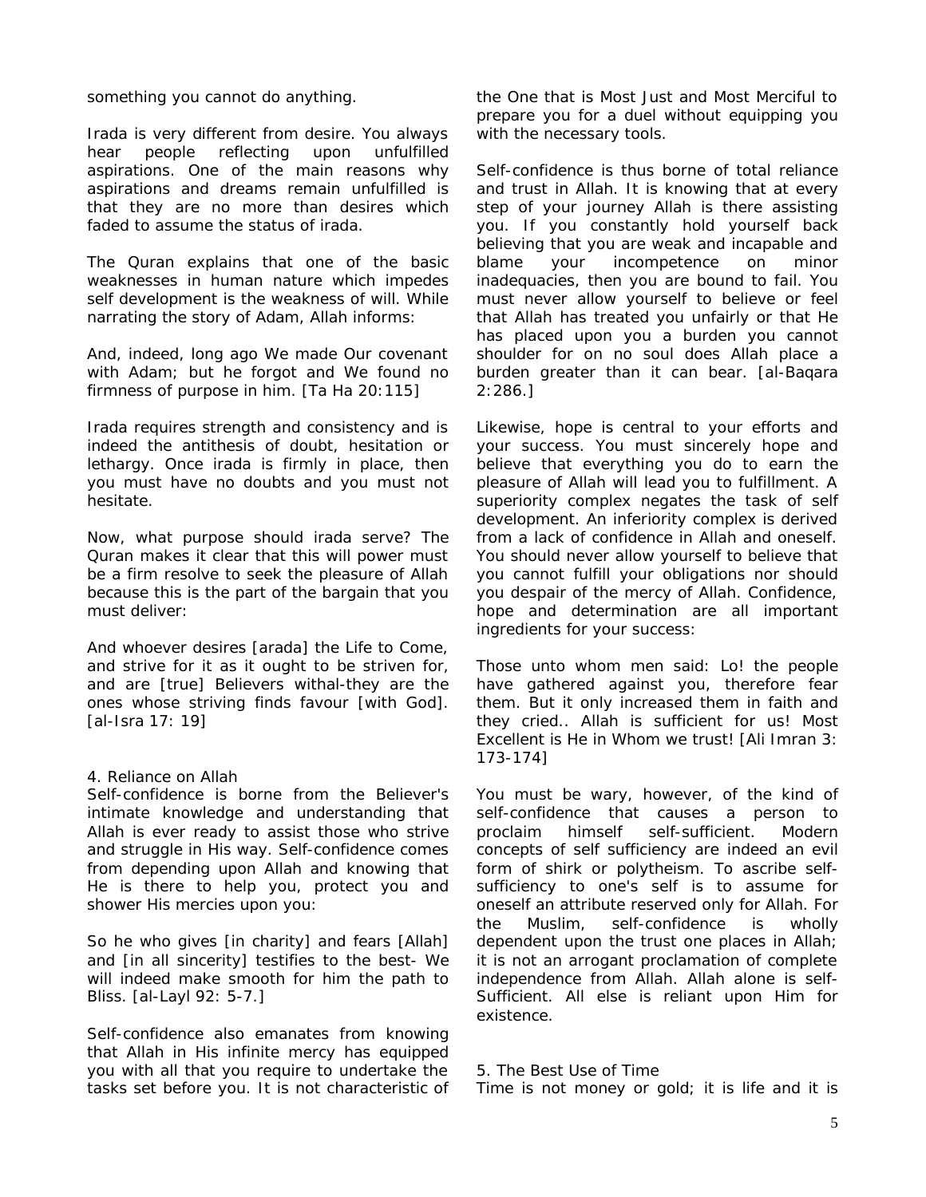something you cannot do anything.

Irada is very different from desire. You always hear people reflecting upon unfulfilled aspirations. One of the main reasons why aspirations and dreams remain unfulfilled is that they are no more than desires which faded to assume the status of irada.

The Quran explains that one of the basic weaknesses in human nature which impedes self development is the weakness of will. While narrating the story of Adam, Allah informs:

And, indeed, long ago We made Our covenant with Adam; but he forgot and We found no firmness of purpose in him. [Ta Ha 20:115]

Irada requires strength and consistency and is indeed the antithesis of doubt, hesitation or lethargy. Once irada is firmly in place, then you must have no doubts and you must not hesitate.

Now, what purpose should irada serve? The Quran makes it clear that this will power must be a firm resolve to seek the pleasure of Allah because this is the part of the bargain that you must deliver:

And whoever desires [arada] the Life to Come, and strive for it as it ought to be striven for, and are [true] Believers withal-they are the ones whose striving finds favour [with God]. [al-Isra 17: 19]

## 4. Reliance on Allah

Self-confidence is borne from the Believer's intimate knowledge and understanding that Allah is ever ready to assist those who strive and struggle in His way. Self-confidence comes from depending upon Allah and knowing that He is there to help you, protect you and shower His mercies upon you:

So he who gives [in charity] and fears [Allah] and [in all sincerity] testifies to the best- We will indeed make smooth for him the path to Bliss. [al-Layl 92: 5-7.]

Self-confidence also emanates from knowing that Allah in His infinite mercy has equipped you with all that you require to undertake the tasks set before you. It is not characteristic of the One that is Most Just and Most Merciful to prepare you for a duel without equipping you with the necessary tools.

Self-confidence is thus borne of total reliance and trust in Allah. It is knowing that at every step of your journey Allah is there assisting you. If you constantly hold yourself back believing that you are weak and incapable and blame your incompetence on minor inadequacies, then you are bound to fail. You must never allow yourself to believe or feel that Allah has treated you unfairly or that He has placed upon you a burden you cannot shoulder for on no soul does Allah place a burden greater than it can bear. [al-Baqara 2:286.]

Likewise, hope is central to your efforts and your success. You must sincerely hope and believe that everything you do to earn the pleasure of Allah will lead you to fulfillment. A superiority complex negates the task of self development. An inferiority complex is derived from a lack of confidence in Allah and oneself. You should never allow yourself to believe that you cannot fulfill your obligations nor should you despair of the mercy of Allah. Confidence, hope and determination are all important ingredients for your success:

Those unto whom men said: Lo! the people have gathered against you, therefore fear them. But it only increased them in faith and they cried.. Allah is sufficient for us! Most Excellent is He in Whom we trust! [Ali Imran 3: 173-174]

You must be wary, however, of the kind of self-confidence that causes a person to proclaim himself self-sufficient. Modern concepts of self sufficiency are indeed an evil form of shirk or polytheism. To ascribe self-sufficiency to one's self is to assume for oneself an attribute reserved only for Allah. For the Muslim, self-confidence is wholly dependent upon the trust one places in Allah; it is not an arrogant proclamation of complete independence from Allah. Allah alone is self-Sufficient. All else is reliant upon Him for existence.

## 5. The Best Use of Time

Time is not money or gold; it is life and it is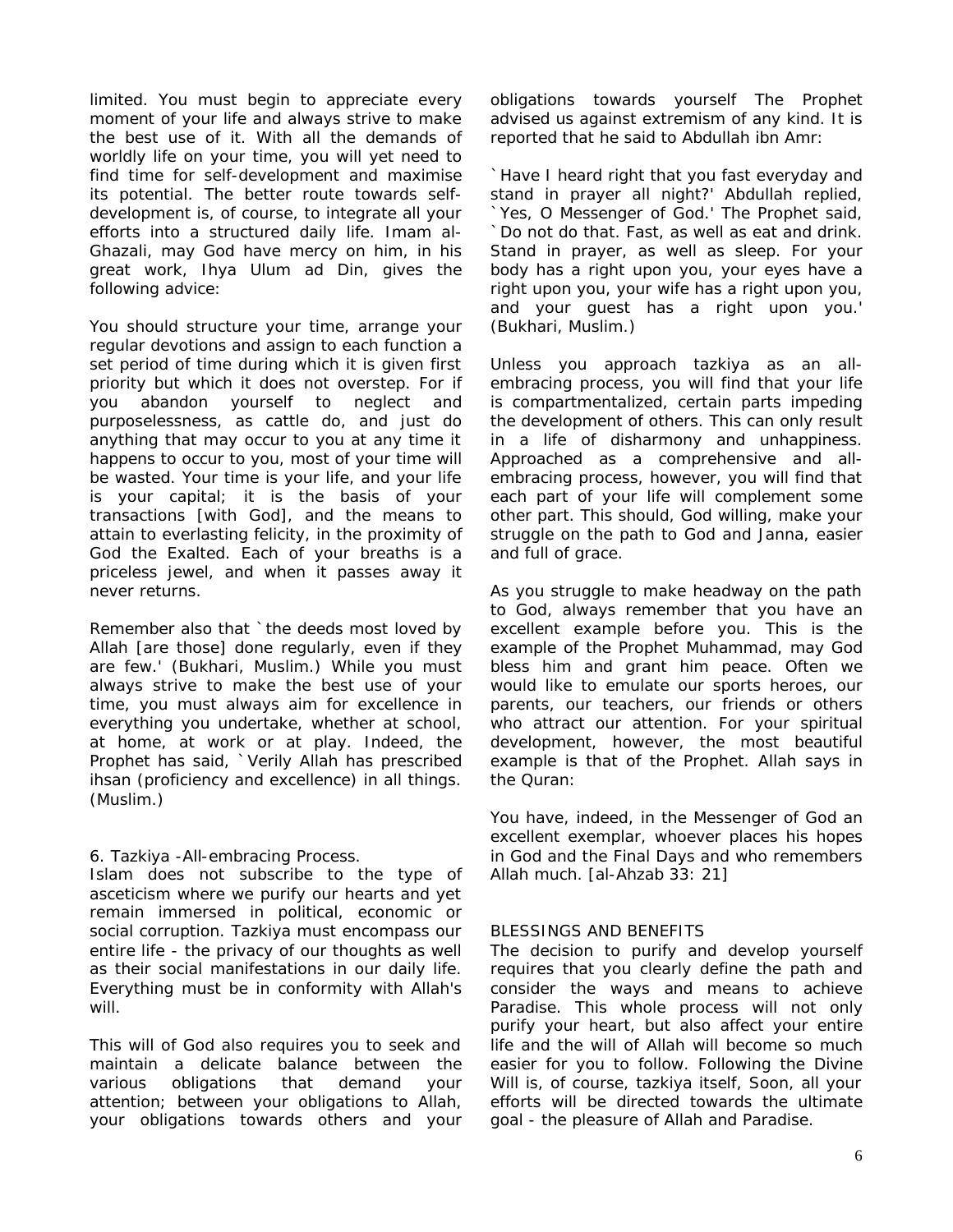limited. You must begin to appreciate every moment of your life and always strive to make the best use of it. With all the demands of worldly life on your time, you will yet need to find time for self-development and maximise its potential. The better route towards self-development is, of course, to integrate all your efforts into a structured daily life. Imam al-Ghazali, may God have mercy on him, in his great work, Ihya Ulum ad Din, gives the following advice:

You should structure your time, arrange your regular devotions and assign to each function a set period of time during which it is given first priority but which it does not overstep. For if you abandon yourself to neglect and purposelessness, as cattle do, and just do anything that may occur to you at any time it happens to occur to you, most of your time will be wasted. Your time is your life, and your life is your capital; it is the basis of your transactions [with God], and the means to attain to everlasting felicity, in the proximity of God the Exalted. Each of your breaths is a priceless jewel, and when it passes away it never returns.

Remember also that `the deeds most loved by Allah [are those] done regularly, even if they are few.' (Bukhari, Muslim.) While you must always strive to make the best use of your time, you must always aim for excellence in everything you undertake, whether at school, at home, at work or at play. Indeed, the Prophet has said, `Verily Allah has prescribed ihsan (proficiency and excellence) in all things. (Muslim.)

6. Tazkiya -All-embracing Process.

Islam does not subscribe to the type of asceticism where we purify our hearts and yet remain immersed in political, economic or social corruption. Tazkiya must encompass our entire life - the privacy of our thoughts as well as their social manifestations in our daily life. Everything must be in conformity with Allah's will.

This will of God also requires you to seek and maintain a delicate balance between the various obligations that demand your attention; between your obligations to Allah, your obligations towards others and your obligations towards yourself The Prophet advised us against extremism of any kind. It is reported that he said to Abdullah ibn Amr:

`Have I heard right that you fast everyday and stand in prayer all night?' Abdullah replied, `Yes, O Messenger of God.' The Prophet said, `Do not do that. Fast, as well as eat and drink. Stand in prayer, as well as sleep. For your body has a right upon you, your eyes have a right upon you, your wife has a right upon you, and your guest has a right upon you.' (Bukhari, Muslim.)

Unless you approach tazkiya as an all-embracing process, you will find that your life is compartmentalized, certain parts impeding the development of others. This can only result in a life of disharmony and unhappiness. Approached as a comprehensive and all-embracing process, however, you will find that each part of your life will complement some other part. This should, God willing, make your struggle on the path to God and Janna, easier and full of grace.

As you struggle to make headway on the path to God, always remember that you have an excellent example before you. This is the example of the Prophet Muhammad, may God bless him and grant him peace. Often we would like to emulate our sports heroes, our parents, our teachers, our friends or others who attract our attention. For your spiritual development, however, the most beautiful example is that of the Prophet. Allah says in the Quran:

You have, indeed, in the Messenger of God an excellent exemplar, whoever places his hopes in God and the Final Days and who remembers Allah much. [al-Ahzab 33: 21]

## BLESSINGS AND BENEFITS

The decision to purify and develop yourself requires that you clearly define the path and consider the ways and means to achieve Paradise. This whole process will not only purify your heart, but also affect your entire life and the will of Allah will become so much easier for you to follow. Following the Divine Will is, of course, tazkiya itself, Soon, all your efforts will be directed towards the ultimate goal - the pleasure of Allah and Paradise.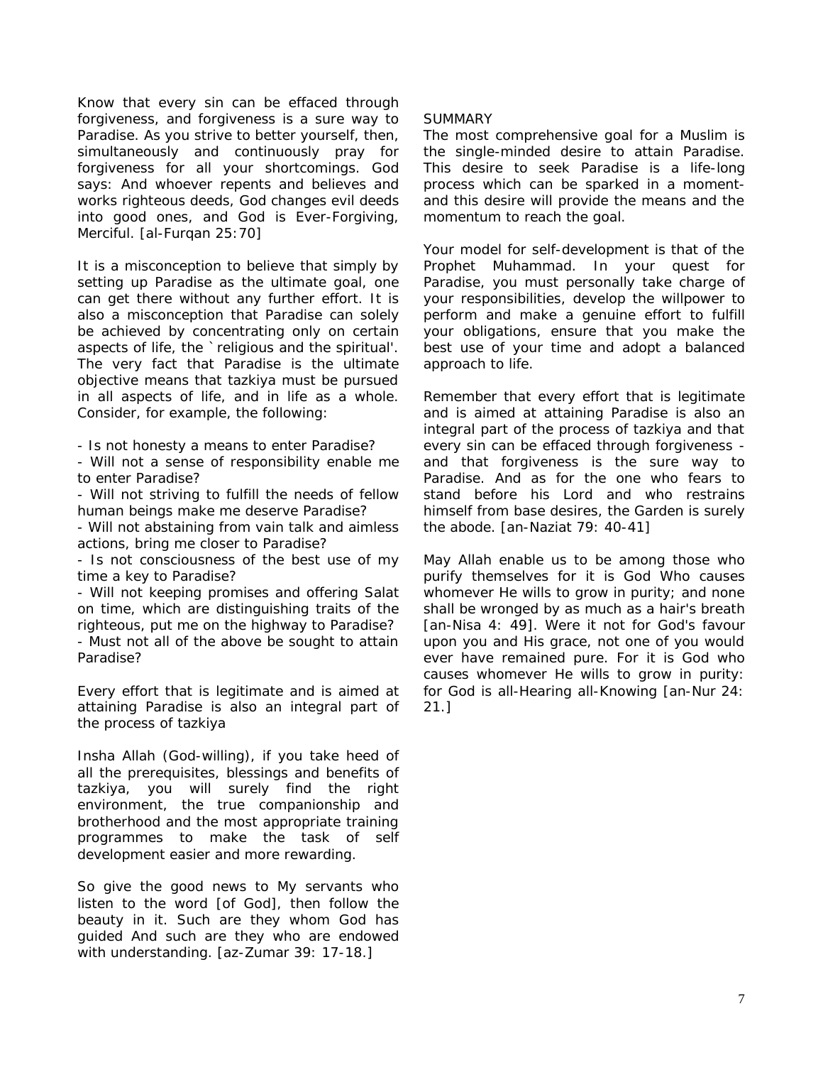Know that every sin can be effaced through forgiveness, and forgiveness is a sure way to Paradise. As you strive to better yourself, then, simultaneously and continuously pray for forgiveness for all your shortcomings. God says: *And whoever repents and believes and works righteous deeds, God changes evil deeds into good ones, and God is Ever-Forgiving, Merciful.* [al-Furqan 25:70]

It is a misconception to believe that simply by setting up Paradise as the ultimate goal, one can get there without any further effort. It is also a misconception that Paradise can solely be achieved by concentrating only on certain aspects of life, the `religious and the spiritual'. The very fact that Paradise is the ultimate objective means that tazkiya must be pursued in all aspects of life, and in life as a whole. Consider, for example, the following:

- Is not honesty a means to enter Paradise?
- Will not a sense of responsibility enable me to enter Paradise?
- Will not striving to fulfill the needs of fellow human beings make me deserve Paradise?
- Will not abstaining from vain talk and aimless actions, bring me closer to Paradise?
- Is not consciousness of the best use of my time a key to Paradise?
- Will not keeping promises and offering Salat on time, which are distinguishing traits of the righteous, put me on the highway to Paradise?
- Must not all of the above be sought to attain Paradise?

Every effort that is legitimate and is aimed at attaining Paradise is also an integral part of the process of tazkiya

Insha Allah (God-willing), if you take heed of all the prerequisites, blessings and benefits of tazkiya, you will surely find the right environment, the true companionship and brotherhood and the most appropriate training programmes to make the task of self development easier and more rewarding.

*So give the good news to My servants who listen to the word [of God], then follow the beauty in it. Such are they whom God has guided And such are they who are endowed with understanding.* [az-Zumar 39: 17-18.]

## SUMMARY

The most comprehensive goal for a Muslim is the single-minded desire to attain Paradise. This desire to seek Paradise is a life-long process which can be sparked in a moment- and this desire will provide the means and the momentum to reach the goal.

Your model for self-development is that of the Prophet Muhammad. In your quest for Paradise, you must personally take charge of your responsibilities, develop the willpower to perform and make a genuine effort to fulfill your obligations, ensure that you make the best use of your time and adopt a balanced approach to life.

Remember that every effort that is legitimate and is aimed at attaining Paradise is also an integral part of the process of tazkiya and that every sin can be effaced through forgiveness - and that forgiveness is the sure way to Paradise. *And as for the one who fears to stand before his Lord and who restrains himself from base desires, the Garden is surely the abode.* [an-Naziat 79: 40-41]

May Allah enable us to be among those who purify themselves for *it is God Who causes whomever He wills to grow in purity; and none shall be wronged by as much as a hair's breath* [an-Nisa 4: 49]. *Were it not for God's favour upon you and His grace, not one of you would ever have remained pure. For it is God who causes whomever He wills to grow in purity: for God is all-Hearing all-Knowing* [an-Nur 24: 21.]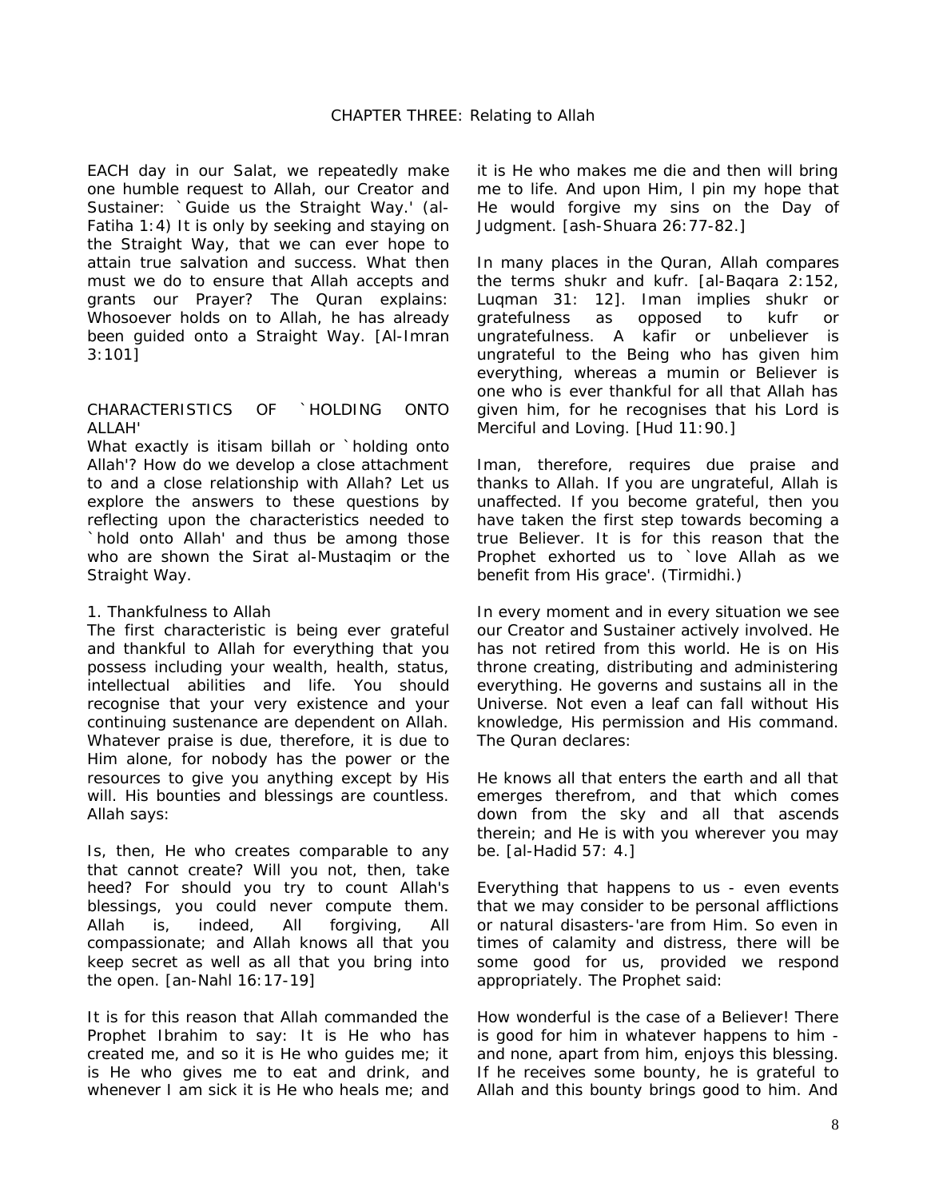## CHAPTER THREE: Relating to Allah

EACH day in our Salat, we repeatedly make one humble request to Allah, our Creator and Sustainer: `Guide us the Straight Way.' (al-Fatiha 1:4) It is only by seeking and staying on the Straight Way, that we can ever hope to attain true salvation and success. What then must we do to ensure that Allah accepts and grants our Prayer? The Quran explains: Whosoever holds on to Allah, he has already been guided onto a Straight Way. [Al-Imran 3:101]

### CHARACTERISTICS OF `HOLDING ONTO ALLAH'

What exactly is itisam billah or `holding onto Allah'? How do we develop a close attachment to and a close relationship with Allah? Let us explore the answers to these questions by reflecting upon the characteristics needed to `hold onto Allah' and thus be among those who are shown the Sirat al-Mustaqim or the Straight Way.

#### 1. Thankfulness to Allah

The first characteristic is being ever grateful and thankful to Allah for everything that you possess including your wealth, health, status, intellectual abilities and life. You should recognise that your very existence and your continuing sustenance are dependent on Allah. Whatever praise is due, therefore, it is due to Him alone, for nobody has the power or the resources to give you anything except by His will. His bounties and blessings are countless. Allah says:

Is, then, He who creates comparable to any that cannot create? Will you not, then, take heed? For should you try to count Allah's blessings, you could never compute them. Allah is, indeed, All forgiving, All compassionate; and Allah knows all that you keep secret as well as all that you bring into the open. [an-Nahl 16:17-19]

It is for this reason that Allah commanded the Prophet Ibrahim to say: It is He who has created me, and so it is He who guides me; it is He who gives me to eat and drink, and whenever I am sick it is He who heals me; and it is He who makes me die and then will bring me to life. And upon Him, I pin my hope that He would forgive my sins on the Day of Judgment. [ash-Shuara 26:77-82.]

In many places in the Quran, Allah compares the terms shukr and kufr. [al-Baqara 2:152, Luqman 31: 12]. Iman implies shukr or gratefulness as opposed to kufr or ungratefulness. A kafir or unbeliever is ungrateful to the Being who has given him everything, whereas a mumin or Believer is one who is ever thankful for all that Allah has given him, for he recognises that his Lord is Merciful and Loving. [Hud 11:90.]

Iman, therefore, requires due praise and thanks to Allah. If you are ungrateful, Allah is unaffected. If you become grateful, then you have taken the first step towards becoming a true Believer. It is for this reason that the Prophet exhorted us to `love Allah as we benefit from His grace'. (Tirmidhi.)

In every moment and in every situation we see our Creator and Sustainer actively involved. He has not retired from this world. He is on His throne creating, distributing and administering everything. He governs and sustains all in the Universe. Not even a leaf can fall without His knowledge, His permission and His command. The Quran declares:

He knows all that enters the earth and all that emerges therefrom, and that which comes down from the sky and all that ascends therein; and He is with you wherever you may be. [al-Hadid 57: 4.]

Everything that happens to us - even events that we may consider to be personal afflictions or natural disasters-'are from Him. So even in times of calamity and distress, there will be some good for us, provided we respond appropriately. The Prophet said:

How wonderful is the case of a Believer! There is good for him in whatever happens to him - and none, apart from him, enjoys this blessing. If he receives some bounty, he is grateful to Allah and this bounty brings good to him. And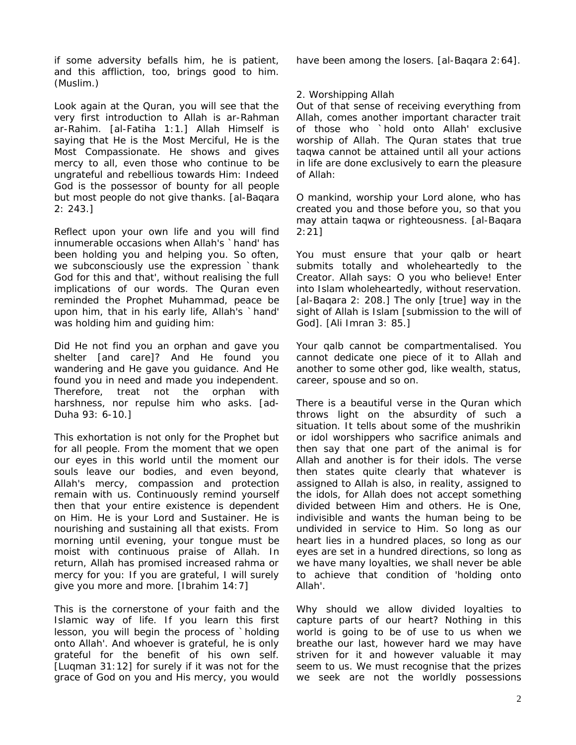if some adversity befalls him, he is patient, and this affliction, too, brings good to him. (Muslim.)

Look again at the Quran, you will see that the very first introduction to Allah is ar-Rahman ar-Rahim. [al-Fatiha 1:1.] Allah Himself is saying that He is the Most Merciful, He is the Most Compassionate. He shows and gives mercy to all, even those who continue to be ungrateful and rebellious towards Him: Indeed God is the possessor of bounty for all people but most people do not give thanks. [al-Baqara 2: 243.]

Reflect upon your own life and you will find innumerable occasions when Allah's `hand' has been holding you and helping you. So often, we subconsciously use the expression `thank God for this and that', without realising the full implications of our words. The Quran even reminded the Prophet Muhammad, peace be upon him, that in his early life, Allah's `hand' was holding him and guiding him:

Did He not find you an orphan and gave you shelter [and care]? And He found you wandering and He gave you guidance. And He found you in need and made you independent. Therefore, treat not the orphan with harshness, nor repulse him who asks. [ad-Duha 93: 6-10.]

This exhortation is not only for the Prophet but for all people. From the moment that we open our eyes in this world until the moment our souls leave our bodies, and even beyond, Allah's mercy, compassion and protection remain with us. Continuously remind yourself then that your entire existence is dependent on Him. He is your Lord and Sustainer. He is nourishing and sustaining all that exists. From morning until evening, your tongue must be moist with continuous praise of Allah. In return, Allah has promised increased rahma or mercy for you: If you are grateful, I will surely give you more and more. [Ibrahim 14:7]

This is the cornerstone of your faith and the Islamic way of life. If you learn this first lesson, you will begin the process of `holding onto Allah'. And whoever is grateful, he is only grateful for the benefit of his own self. [Luqman 31:12] for surely if it was not for the grace of God on you and His mercy, you would have been among the losers. [al-Baqara 2:64].

2. Worshipping Allah

Out of that sense of receiving everything from Allah, comes another important character trait of those who `hold onto Allah' exclusive worship of Allah. The Quran states that true taqwa cannot be attained until all your actions in life are done exclusively to earn the pleasure of Allah:

O mankind, worship your Lord alone, who has created you and those before you, so that you may attain taqwa or righteousness. [al-Baqara 2:21]

You must ensure that your qalb or heart submits totally and wholeheartedly to the Creator. Allah says: O you who believe! Enter into Islam wholeheartedly, without reservation. [al-Baqara 2: 208.] The only [true] way in the sight of Allah is Islam [submission to the will of God]. [Ali Imran 3: 85.]

Your qalb cannot be compartmentalised. You cannot dedicate one piece of it to Allah and another to some other god, like wealth, status, career, spouse and so on.

There is a beautiful verse in the Quran which throws light on the absurdity of such a situation. It tells about some of the mushrikin or idol worshippers who sacrifice animals and then say that one part of the animal is for Allah and another is for their idols. The verse then states quite clearly that whatever is assigned to Allah is also, in reality, assigned to the idols, for Allah does not accept something divided between Him and others. He is One, indivisible and wants the human being to be undivided in service to Him. So long as our heart lies in a hundred places, so long as our eyes are set in a hundred directions, so long as we have many loyalties, we shall never be able to achieve that condition of 'holding onto Allah'.

Why should we allow divided loyalties to capture parts of our heart? Nothing in this world is going to be of use to us when we breathe our last, however hard we may have striven for it and however valuable it may seem to us. We must recognise that the prizes we seek are not the worldly possessions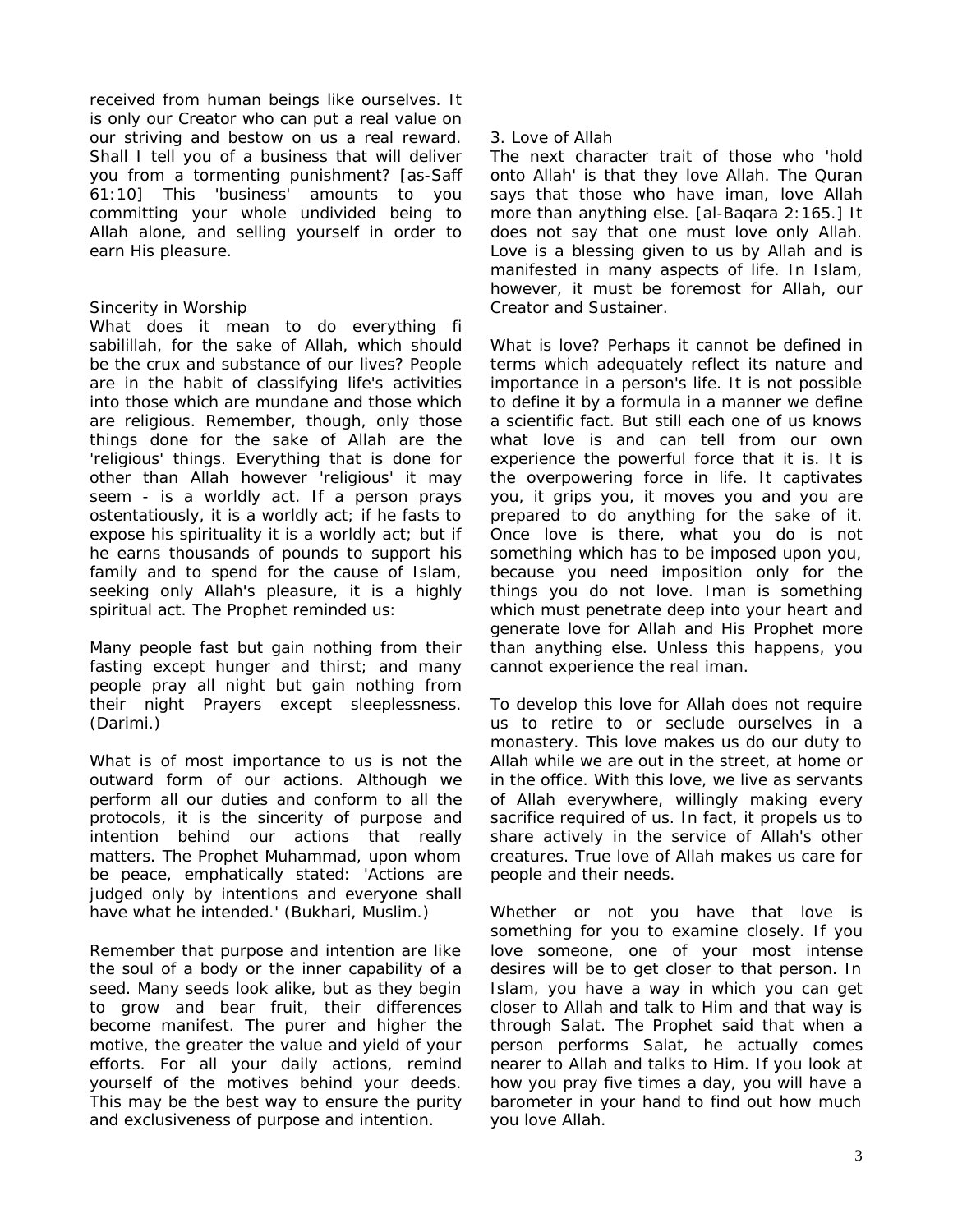received from human beings like ourselves. It is only our Creator who can put a real value on our striving and bestow on us a real reward. Shall I tell you of a business that will deliver you from a tormenting punishment? [as-Saff 61:10] This 'business' amounts to you committing your whole undivided being to Allah alone, and selling yourself in order to earn His pleasure.

### Sincerity in Worship

What does it mean to do everything fi sabilillah, for the sake of Allah, which should be the crux and substance of our lives? People are in the habit of classifying life's activities into those which are mundane and those which are religious. Remember, though, only those things done for the sake of Allah are the 'religious' things. Everything that is done for other than Allah however 'religious' it may seem - is a worldly act. If a person prays ostentatiously, it is a worldly act; if he fasts to expose his spirituality it is a worldly act; but if he earns thousands of pounds to support his family and to spend for the cause of Islam, seeking only Allah's pleasure, it is a highly spiritual act. The Prophet reminded us:

Many people fast but gain nothing from their fasting except hunger and thirst; and many people pray all night but gain nothing from their night Prayers except sleeplessness. (Darimi.)

What is of most importance to us is not the outward form of our actions. Although we perform all our duties and conform to all the protocols, it is the sincerity of purpose and intention behind our actions that really matters. The Prophet Muhammad, upon whom be peace, emphatically stated: 'Actions are judged only by intentions and everyone shall have what he intended.' (Bukhari, Muslim.)

Remember that purpose and intention are like the soul of a body or the inner capability of a seed. Many seeds look alike, but as they begin to grow and bear fruit, their differences become manifest. The purer and higher the motive, the greater the value and yield of your efforts. For all your daily actions, remind yourself of the motives behind your deeds. This may be the best way to ensure the purity and exclusiveness of purpose and intention.

### 3. Love of Allah

The next character trait of those who 'hold onto Allah' is that they love Allah. The Quran says that those who have iman, love Allah more than anything else. [al-Baqara 2:165.] It does not say that one must love only Allah. Love is a blessing given to us by Allah and is manifested in many aspects of life. In Islam, however, it must be foremost for Allah, our Creator and Sustainer.

What is love? Perhaps it cannot be defined in terms which adequately reflect its nature and importance in a person's life. It is not possible to define it by a formula in a manner we define a scientific fact. But still each one of us knows what love is and can tell from our own experience the powerful force that it is. It is the overpowering force in life. It captivates you, it grips you, it moves you and you are prepared to do anything for the sake of it. Once love is there, what you do is not something which has to be imposed upon you, because you need imposition only for the things you do not love. Iman is something which must penetrate deep into your heart and generate love for Allah and His Prophet more than anything else. Unless this happens, you cannot experience the real iman.

To develop this love for Allah does not require us to retire to or seclude ourselves in a monastery. This love makes us do our duty to Allah while we are out in the street, at home or in the office. With this love, we live as servants of Allah everywhere, willingly making every sacrifice required of us. In fact, it propels us to share actively in the service of Allah's other creatures. True love of Allah makes us care for people and their needs.

Whether or not you have that love is something for you to examine closely. If you love someone, one of your most intense desires will be to get closer to that person. In Islam, you have a way in which you can get closer to Allah and talk to Him and that way is through Salat. The Prophet said that when a person performs Salat, he actually comes nearer to Allah and talks to Him. If you look at how you pray five times a day, you will have a barometer in your hand to find out how much you love Allah.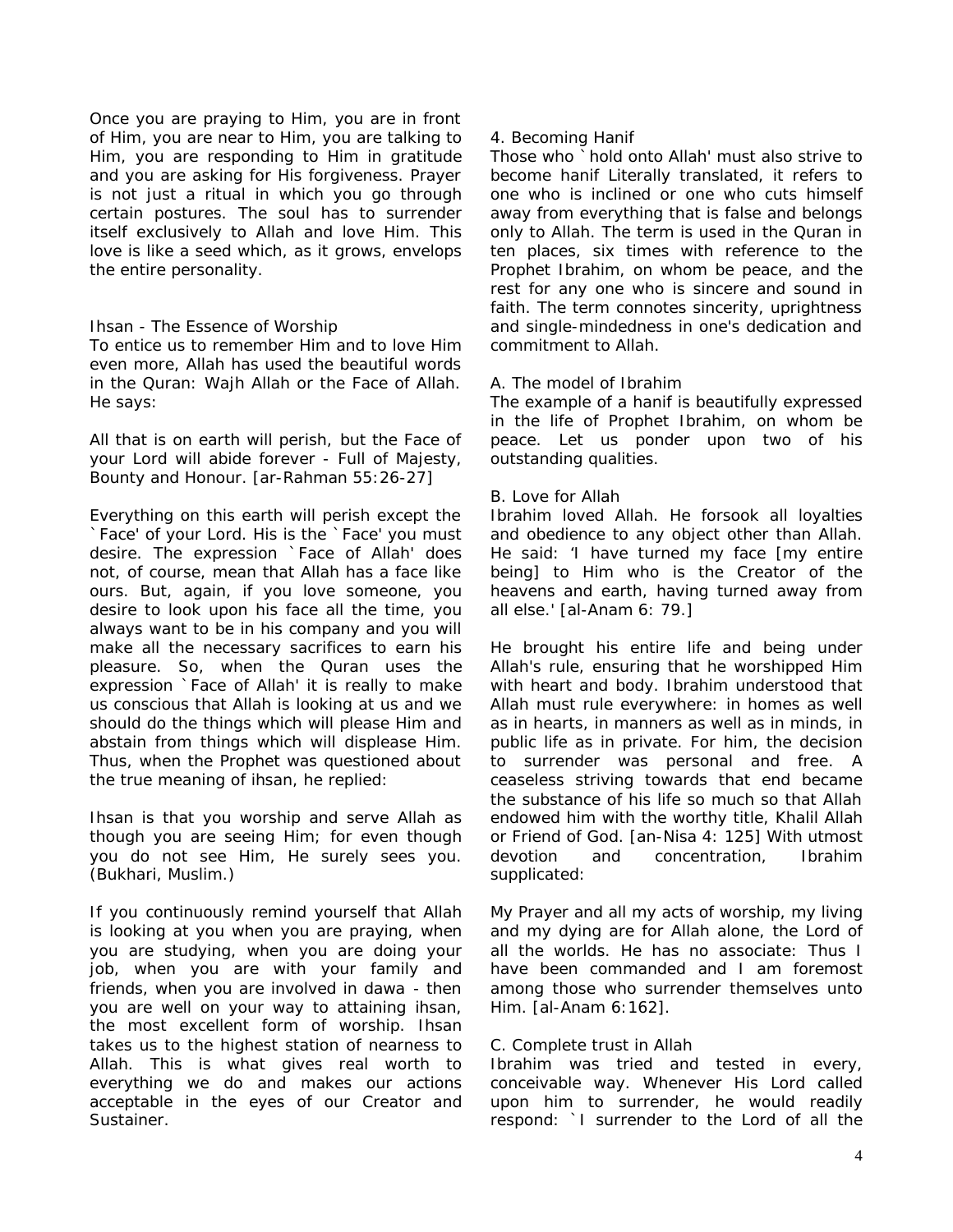Once you are praying to Him, you are in front of Him, you are near to Him, you are talking to Him, you are responding to Him in gratitude and you are asking for His forgiveness. Prayer is not just a ritual in which you go through certain postures. The soul has to surrender itself exclusively to Allah and love Him. This love is like a seed which, as it grows, envelops the entire personality.

## Ihsan - The Essence of Worship

To entice us to remember Him and to love Him even more, Allah has used the beautiful words in the Quran: Wajh Allah or the Face of Allah. He says:

All that is on earth will perish, but the Face of your Lord will abide forever - Full of Majesty, Bounty and Honour. [ar-Rahman 55:26-27]

Everything on this earth will perish except the `Face' of your Lord. His is the `Face' you must desire. The expression `Face of Allah' does not, of course, mean that Allah has a face like ours. But, again, if you love someone, you desire to look upon his face all the time, you always want to be in his company and you will make all the necessary sacrifices to earn his pleasure. So, when the Quran uses the expression `Face of Allah' it is really to make us conscious that Allah is looking at us and we should do the things which will please Him and abstain from things which will displease Him. Thus, when the Prophet was questioned about the true meaning of ihsan, he replied:

Ihsan is that you worship and serve Allah as though you are seeing Him; for even though you do not see Him, He surely sees you. (Bukhari, Muslim.)

If you continuously remind yourself that Allah is looking at you when you are praying, when you are studying, when you are doing your job, when you are with your family and friends, when you are involved in dawa - then you are well on your way to attaining ihsan, the most excellent form of worship. Ihsan takes us to the highest station of nearness to Allah. This is what gives real worth to everything we do and makes our actions acceptable in the eyes of our Creator and Sustainer.

## 4. Becoming Hanif

Those who `hold onto Allah' must also strive to become hanif Literally translated, it refers to one who is inclined or one who cuts himself away from everything that is false and belongs only to Allah. The term is used in the Quran in ten places, six times with reference to the Prophet Ibrahim, on whom be peace, and the rest for any one who is sincere and sound in faith. The term connotes sincerity, uprightness and single-mindedness in one's dedication and commitment to Allah.

### A. The model of Ibrahim

The example of a hanif is beautifully expressed in the life of Prophet Ibrahim, on whom be peace. Let us ponder upon two of his outstanding qualities.

### B. Love for Allah

Ibrahim loved Allah. He forsook all loyalties and obedience to any object other than Allah. He said: 'I have turned my face [my entire being] to Him who is the Creator of the heavens and earth, having turned away from all else.' [al-Anam 6: 79.]

He brought his entire life and being under Allah's rule, ensuring that he worshipped Him with heart and body. Ibrahim understood that Allah must rule everywhere: in homes as well as in hearts, in manners as well as in minds, in public life as in private. For him, the decision to surrender was personal and free. A ceaseless striving towards that end became the substance of his life so much so that Allah endowed him with the worthy title, Khalil Allah or Friend of God. [an-Nisa 4: 125] With utmost devotion and concentration, Ibrahim supplicated:

My Prayer and all my acts of worship, my living and my dying are for Allah alone, the Lord of all the worlds. He has no associate: Thus I have been commanded and I am foremost among those who surrender themselves unto Him. [al-Anam 6:162].

### C. Complete trust in Allah

Ibrahim was tried and tested in every, conceivable way. Whenever His Lord called upon him to surrender, he would readily respond: `I surrender to the Lord of all the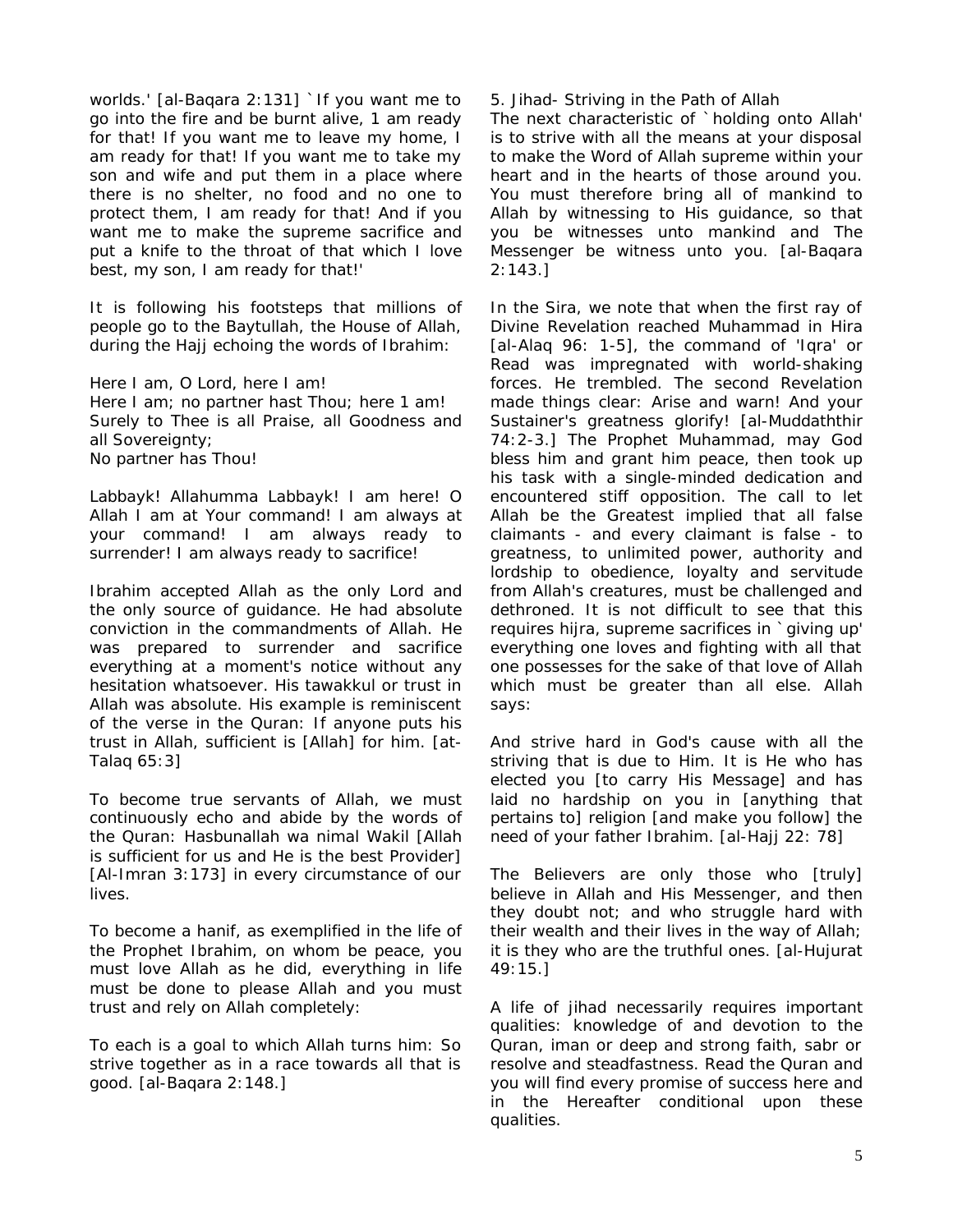worlds.' [al-Baqara 2:131] `If you want me to go into the fire and be burnt alive, 1 am ready for that! If you want me to leave my home, I am ready for that! If you want me to take my son and wife and put them in a place where there is no shelter, no food and no one to protect them, I am ready for that! And if you want me to make the supreme sacrifice and put a knife to the throat of that which I love best, my son, I am ready for that!'

It is following his footsteps that millions of people go to the Baytullah, the House of Allah, during the Hajj echoing the words of Ibrahim:

Here I am, O Lord, here I am!
Here I am; no partner hast Thou; here 1 am!
Surely to Thee is all Praise, all Goodness and all Sovereignty;
No partner has Thou!

Labbayk! Allahumma Labbayk! I am here! O Allah I am at Your command! I am always at your command! I am always ready to surrender! I am always ready to sacrifice!

Ibrahim accepted Allah as the only Lord and the only source of guidance. He had absolute conviction in the commandments of Allah. He was prepared to surrender and sacrifice everything at a moment's notice without any hesitation whatsoever. His tawakkul or trust in Allah was absolute. His example is reminiscent of the verse in the Quran: If anyone puts his trust in Allah, sufficient is [Allah] for him. [at-Talaq 65:3]

To become true servants of Allah, we must continuously echo and abide by the words of the Quran: Hasbunallah wa nimal Wakil [Allah is sufficient for us and He is the best Provider] [Al-Imran 3:173] in every circumstance of our lives.

To become a hanif, as exemplified in the life of the Prophet Ibrahim, on whom be peace, you must love Allah as he did, everything in life must be done to please Allah and you must trust and rely on Allah completely:

To each is a goal to which Allah turns him: So strive together as in a race towards all that is good. [al-Baqara 2:148.]

5. Jihad- Striving in the Path of Allah

The next characteristic of `holding onto Allah' is to strive with all the means at your disposal to make the Word of Allah supreme within your heart and in the hearts of those around you. You must therefore bring all of mankind to Allah by witnessing to His guidance, so that you be witnesses unto mankind and The Messenger be witness unto you. [al-Baqara 2:143.]

In the Sira, we note that when the first ray of Divine Revelation reached Muhammad in Hira [al-Alaq 96: 1-5], the command of 'Iqra' or Read was impregnated with world-shaking forces. He trembled. The second Revelation made things clear: Arise and warn! And your Sustainer's greatness glorify! [al-Muddaththir 74:2-3.] The Prophet Muhammad, may God bless him and grant him peace, then took up his task with a single-minded dedication and encountered stiff opposition. The call to let Allah be the Greatest implied that all false claimants - and every claimant is false - to greatness, to unlimited power, authority and lordship to obedience, loyalty and servitude from Allah's creatures, must be challenged and dethroned. It is not difficult to see that this requires hijra, supreme sacrifices in `giving up' everything one loves and fighting with all that one possesses for the sake of that love of Allah which must be greater than all else. Allah says:

And strive hard in God's cause with all the striving that is due to Him. It is He who has elected you [to carry His Message] and has laid no hardship on you in [anything that pertains to] religion [and make you follow] the need of your father Ibrahim. [al-Hajj 22: 78]

The Believers are only those who [truly] believe in Allah and His Messenger, and then they doubt not; and who struggle hard with their wealth and their lives in the way of Allah; it is they who are the truthful ones. [al-Hujurat 49:15.]

A life of jihad necessarily requires important qualities: knowledge of and devotion to the Quran, iman or deep and strong faith, sabr or resolve and steadfastness. Read the Quran and you will find every promise of success here and in the Hereafter conditional upon these qualities.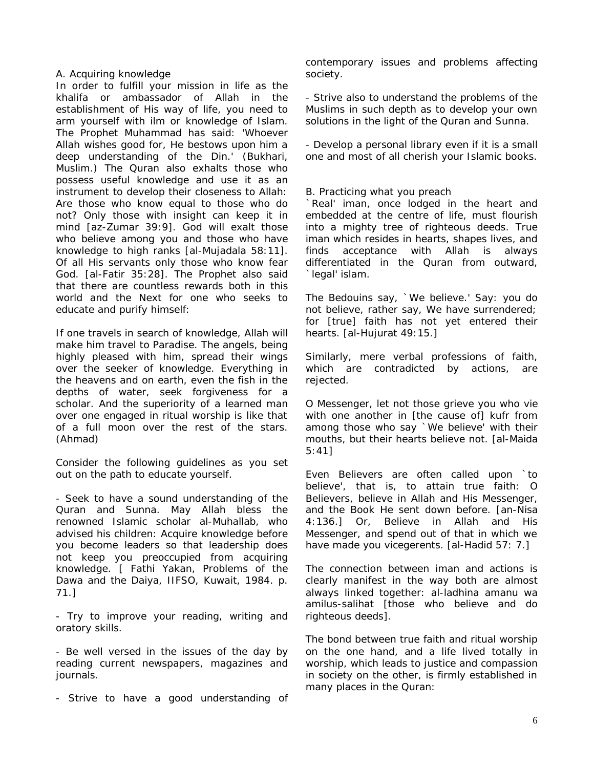A. Acquiring knowledge

In order to fulfill your mission in life as the khalifa or ambassador of Allah in the establishment of His way of life, you need to arm yourself with ilm or knowledge of Islam. The Prophet Muhammad has said: 'Whoever Allah wishes good for, He bestows upon him a deep understanding of the Din.' (Bukhari, Muslim.) The Quran also exhalts those who possess useful knowledge and use it as an instrument to develop their closeness to Allah: Are those who know equal to those who do not? Only those with insight can keep it in mind [az-Zumar 39:9]. God will exalt those who believe among you and those who have knowledge to high ranks [al-Mujadala 58:11]. Of all His servants only those who know fear God. [al-Fatir 35:28]. The Prophet also said that there are countless rewards both in this world and the Next for one who seeks to educate and purify himself:

If one travels in search of knowledge, Allah will make him travel to Paradise. The angels, being highly pleased with him, spread their wings over the seeker of knowledge. Everything in the heavens and on earth, even the fish in the depths of water, seek forgiveness for a scholar. And the superiority of a learned man over one engaged in ritual worship is like that of a full moon over the rest of the stars. (Ahmad)

Consider the following guidelines as you set out on the path to educate yourself.

- Seek to have a sound understanding of the Quran and Sunna. May Allah bless the renowned Islamic scholar al-Muhallab, who advised his children: Acquire knowledge before you become leaders so that leadership does not keep you preoccupied from acquiring knowledge. [ Fathi Yakan, Problems of the Dawa and the Daiya, IIFSO, Kuwait, 1984. p. 71.]

- Try to improve your reading, writing and oratory skills.

- Be well versed in the issues of the day by reading current newspapers, magazines and journals.

- Strive to have a good understanding of contemporary issues and problems affecting society.

- Strive also to understand the problems of the Muslims in such depth as to develop your own solutions in the light of the Quran and Sunna.

- Develop a personal library even if it is a small one and most of all cherish your Islamic books.

B. Practicing what you preach

`Real' iman, once lodged in the heart and embedded at the centre of life, must flourish into a mighty tree of righteous deeds. True iman which resides in hearts, shapes lives, and finds acceptance with Allah is always differentiated in the Quran from outward, `legal' islam.

The Bedouins say, `We believe.' Say: you do not believe, rather say, We have surrendered; for [true] faith has not yet entered their hearts. [al-Hujurat 49:15.]

Similarly, mere verbal professions of faith, which are contradicted by actions, are rejected.

O Messenger, let not those grieve you who vie with one another in [the cause of] kufr from among those who say `We believe' with their mouths, but their hearts believe not. [al-Maida 5:41]

Even Believers are often called upon `to believe', that is, to attain true faith: O Believers, believe in Allah and His Messenger, and the Book He sent down before. [an-Nisa 4:136.] Or, Believe in Allah and His Messenger, and spend out of that in which we have made you vicegerents. [al-Hadid 57: 7.]

The connection between iman and actions is clearly manifest in the way both are almost always linked together: al-ladhina amanu wa amilus-salihat [those who believe and do righteous deeds].

The bond between true faith and ritual worship on the one hand, and a life lived totally in worship, which leads to justice and compassion in society on the other, is firmly established in many places in the Quran: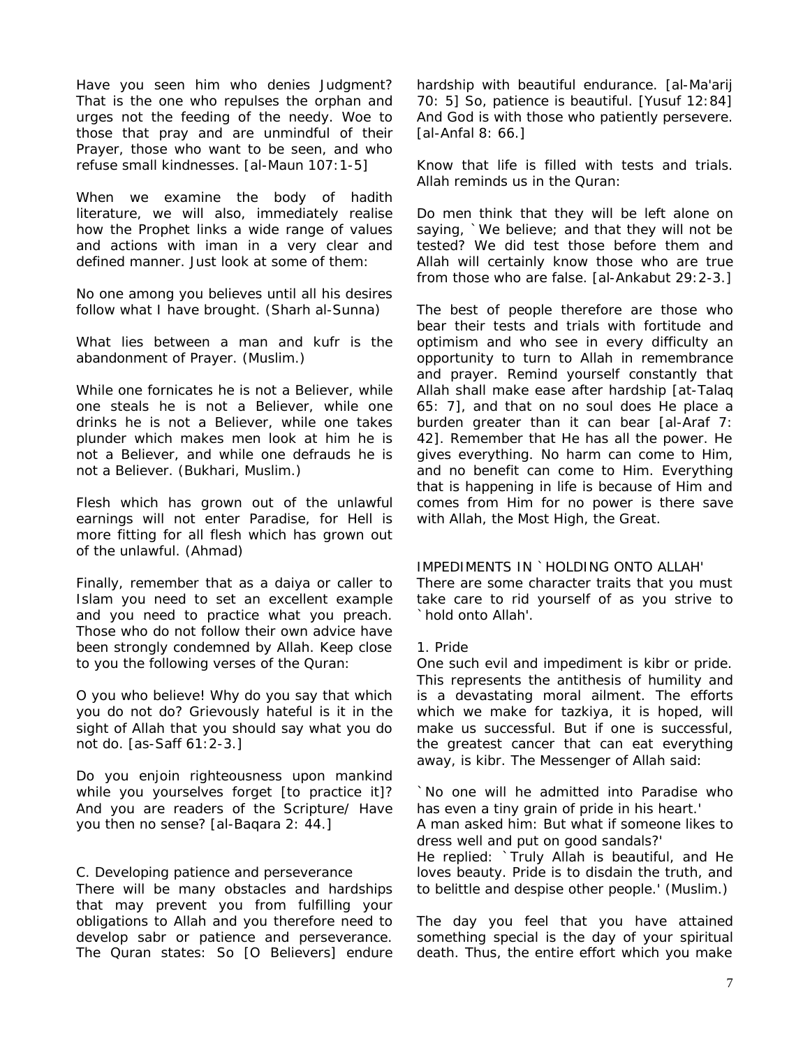Have you seen him who denies Judgment? That is the one who repulses the orphan and urges not the feeding of the needy. Woe to those that pray and are unmindful of their Prayer, those who want to be seen, and who refuse small kindnesses. [al-Maun 107:1-5]

When we examine the body of hadith literature, we will also, immediately realise how the Prophet links a wide range of values and actions with iman in a very clear and defined manner. Just look at some of them:

No one among you believes until all his desires follow what I have brought. (Sharh al-Sunna)

What lies between a man and kufr is the abandonment of Prayer. (Muslim.)

While one fornicates he is not a Believer, while one steals he is not a Believer, while one drinks he is not a Believer, while one takes plunder which makes men look at him he is not a Believer, and while one defrauds he is not a Believer. (Bukhari, Muslim.)

Flesh which has grown out of the unlawful earnings will not enter Paradise, for Hell is more fitting for all flesh which has grown out of the unlawful. (Ahmad)

Finally, remember that as a daiya or caller to Islam you need to set an excellent example and you need to practice what you preach. Those who do not follow their own advice have been strongly condemned by Allah. Keep close to you the following verses of the Quran:

O you who believe! Why do you say that which you do not do? Grievously hateful is it in the sight of Allah that you should say what you do not do. [as-Saff 61:2-3.]

Do you enjoin righteousness upon mankind while you yourselves forget [to practice it]? And you are readers of the Scripture/ Have you then no sense? [al-Baqara 2: 44.]

C. Developing patience and perseverance

There will be many obstacles and hardships that may prevent you from fulfilling your obligations to Allah and you therefore need to develop sabr or patience and perseverance. The Quran states: So [O Believers] endure hardship with beautiful endurance. [al-Ma'arij 70: 5] So, patience is beautiful. [Yusuf 12:84] And God is with those who patiently persevere. [al-Anfal 8: 66.]

Know that life is filled with tests and trials. Allah reminds us in the Quran:

Do men think that they will be left alone on saying, `We believe; and that they will not be tested? We did test those before them and Allah will certainly know those who are true from those who are false. [al-Ankabut 29:2-3.]

The best of people therefore are those who bear their tests and trials with fortitude and optimism and who see in every difficulty an opportunity to turn to Allah in remembrance and prayer. Remind yourself constantly that Allah shall make ease after hardship [at-Talaq 65: 7], and that on no soul does He place a burden greater than it can bear [al-Araf 7: 42]. Remember that He has all the power. He gives everything. No harm can come to Him, and no benefit can come to Him. Everything that is happening in life is because of Him and comes from Him for no power is there save with Allah, the Most High, the Great.

IMPEDIMENTS IN `HOLDING ONTO ALLAH'

There are some character traits that you must take care to rid yourself of as you strive to `hold onto Allah'.

1. Pride

One such evil and impediment is kibr or pride. This represents the antithesis of humility and is a devastating moral ailment. The efforts which we make for tazkiya, it is hoped, will make us successful. But if one is successful, the greatest cancer that can eat everything away, is kibr. The Messenger of Allah said:

`No one will he admitted into Paradise who has even a tiny grain of pride in his heart.'
A man asked him: But what if someone likes to dress well and put on good sandals?'
He replied: `Truly Allah is beautiful, and He loves beauty. Pride is to disdain the truth, and to belittle and despise other people.' (Muslim.)

The day you feel that you have attained something special is the day of your spiritual death. Thus, the entire effort which you make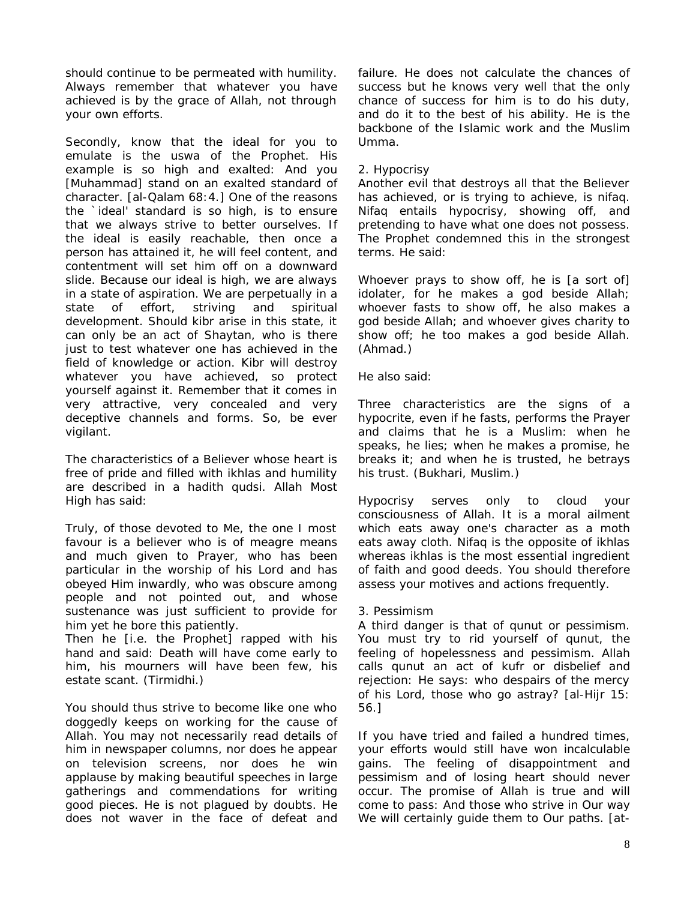should continue to be permeated with humility. Always remember that whatever you have achieved is by the grace of Allah, not through your own efforts.

Secondly, know that the ideal for you to emulate is the uswa of the Prophet. His example is so high and exalted: And you [Muhammad] stand on an exalted standard of character. [al-Qalam 68:4.] One of the reasons the `ideal' standard is so high, is to ensure that we always strive to better ourselves. If the ideal is easily reachable, then once a person has attained it, he will feel content, and contentment will set him off on a downward slide. Because our ideal is high, we are always in a state of aspiration. We are perpetually in a state of effort, striving and spiritual development. Should kibr arise in this state, it can only be an act of Shaytan, who is there just to test whatever one has achieved in the field of knowledge or action. Kibr will destroy whatever you have achieved, so protect yourself against it. Remember that it comes in very attractive, very concealed and very deceptive channels and forms. So, be ever vigilant.

The characteristics of a Believer whose heart is free of pride and filled with ikhlas and humility are described in a hadith qudsi. Allah Most High has said:

Truly, of those devoted to Me, the one I most favour is a believer who is of meagre means and much given to Prayer, who has been particular in the worship of his Lord and has obeyed Him inwardly, who was obscure among people and not pointed out, and whose sustenance was just sufficient to provide for him yet he bore this patiently.
Then he [i.e. the Prophet] rapped with his hand and said: Death will have come early to him, his mourners will have been few, his estate scant. (Tirmidhi.)

You should thus strive to become like one who doggedly keeps on working for the cause of Allah. You may not necessarily read details of him in newspaper columns, nor does he appear on television screens, nor does he win applause by making beautiful speeches in large gatherings and commendations for writing good pieces. He is not plagued by doubts. He does not waver in the face of defeat and failure. He does not calculate the chances of success but he knows very well that the only chance of success for him is to do his duty, and do it to the best of his ability. He is the backbone of the Islamic work and the Muslim Umma.

2. Hypocrisy

Another evil that destroys all that the Believer has achieved, or is trying to achieve, is nifaq. Nifaq entails hypocrisy, showing off, and pretending to have what one does not possess. The Prophet condemned this in the strongest terms. He said:

Whoever prays to show off, he is [a sort of] idolater, for he makes a god beside Allah; whoever fasts to show off, he also makes a god beside Allah; and whoever gives charity to show off; he too makes a god beside Allah. (Ahmad.)

He also said:

Three characteristics are the signs of a hypocrite, even if he fasts, performs the Prayer and claims that he is a Muslim: when he speaks, he lies; when he makes a promise, he breaks it; and when he is trusted, he betrays his trust. (Bukhari, Muslim.)

Hypocrisy serves only to cloud your consciousness of Allah. It is a moral ailment which eats away one's character as a moth eats away cloth. Nifaq is the opposite of ikhlas whereas ikhlas is the most essential ingredient of faith and good deeds. You should therefore assess your motives and actions frequently.

3. Pessimism

A third danger is that of qunut or pessimism. You must try to rid yourself of qunut, the feeling of hopelessness and pessimism. Allah calls qunut an act of kufr or disbelief and rejection: He says: who despairs of the mercy of his Lord, those who go astray? [al-Hijr 15: 56.]

If you have tried and failed a hundred times, your efforts would still have won incalculable gains. The feeling of disappointment and pessimism and of losing heart should never occur. The promise of Allah is true and will come to pass: And those who strive in Our way We will certainly guide them to Our paths. [at-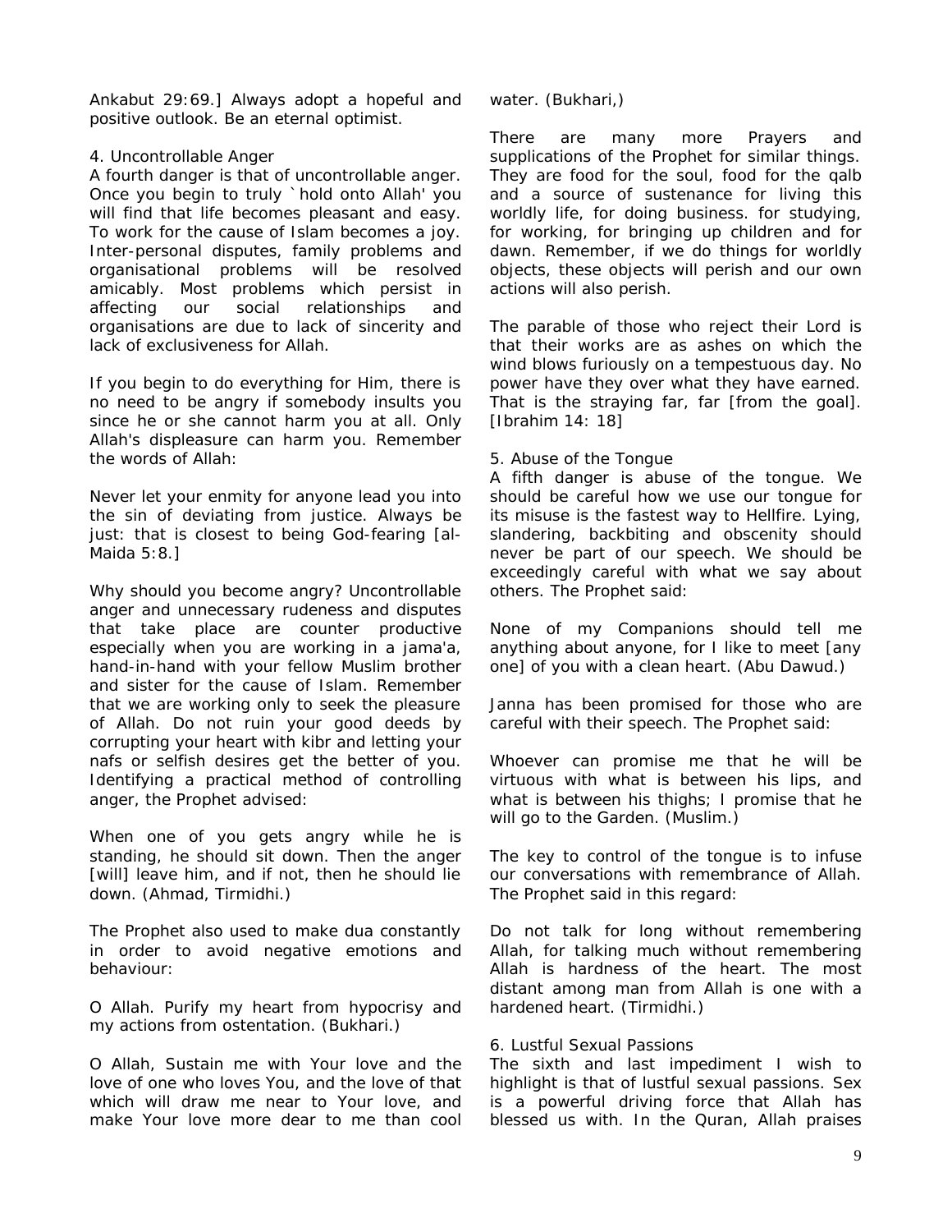Ankabut 29:69.] Always adopt a hopeful and positive outlook. Be an eternal optimist.

### 4. Uncontrollable Anger

A fourth danger is that of uncontrollable anger. Once you begin to truly `hold onto Allah' you will find that life becomes pleasant and easy. To work for the cause of Islam becomes a joy. Inter-personal disputes, family problems and organisational problems will be resolved amicably. Most problems which persist in affecting our social relationships and organisations are due to lack of sincerity and lack of exclusiveness for Allah.

If you begin to do everything for Him, there is no need to be angry if somebody insults you since he or she cannot harm you at all. Only Allah's displeasure can harm you. Remember the words of Allah:

Never let your enmity for anyone lead you into the sin of deviating from justice. Always be just: that is closest to being God-fearing [al-Maida 5:8.]

Why should you become angry? Uncontrollable anger and unnecessary rudeness and disputes that take place are counter productive especially when you are working in a jama'a, hand-in-hand with your fellow Muslim brother and sister for the cause of Islam. Remember that we are working only to seek the pleasure of Allah. Do not ruin your good deeds by corrupting your heart with kibr and letting your nafs or selfish desires get the better of you. Identifying a practical method of controlling anger, the Prophet advised:

When one of you gets angry while he is standing, he should sit down. Then the anger [will] leave him, and if not, then he should lie down. (Ahmad, Tirmidhi.)

The Prophet also used to make dua constantly in order to avoid negative emotions and behaviour:

O Allah. Purify my heart from hypocrisy and my actions from ostentation. (Bukhari.)

O Allah, Sustain me with Your love and the love of one who loves You, and the love of that which will draw me near to Your love, and make Your love more dear to me than cool water. (Bukhari,)

There are many more Prayers and supplications of the Prophet for similar things. They are food for the soul, food for the qalb and a source of sustenance for living this worldly life, for doing business. for studying, for working, for bringing up children and for dawn. Remember, if we do things for worldly objects, these objects will perish and our own actions will also perish.

The parable of those who reject their Lord is that their works are as ashes on which the wind blows furiously on a tempestuous day. No power have they over what they have earned. That is the straying far, far [from the goal]. [Ibrahim 14: 18]

### 5. Abuse of the Tongue

A fifth danger is abuse of the tongue. We should be careful how we use our tongue for its misuse is the fastest way to Hellfire. Lying, slandering, backbiting and obscenity should never be part of our speech. We should be exceedingly careful with what we say about others. The Prophet said:

None of my Companions should tell me anything about anyone, for I like to meet [any one] of you with a clean heart. (Abu Dawud.)

Janna has been promised for those who are careful with their speech. The Prophet said:

Whoever can promise me that he will be virtuous with what is between his lips, and what is between his thighs; I promise that he will go to the Garden. (Muslim.)

The key to control of the tongue is to infuse our conversations with remembrance of Allah. The Prophet said in this regard:

Do not talk for long without remembering Allah, for talking much without remembering Allah is hardness of the heart. The most distant among man from Allah is one with a hardened heart. (Tirmidhi.)

### 6. Lustful Sexual Passions

The sixth and last impediment I wish to highlight is that of lustful sexual passions. Sex is a powerful driving force that Allah has blessed us with. In the Quran, Allah praises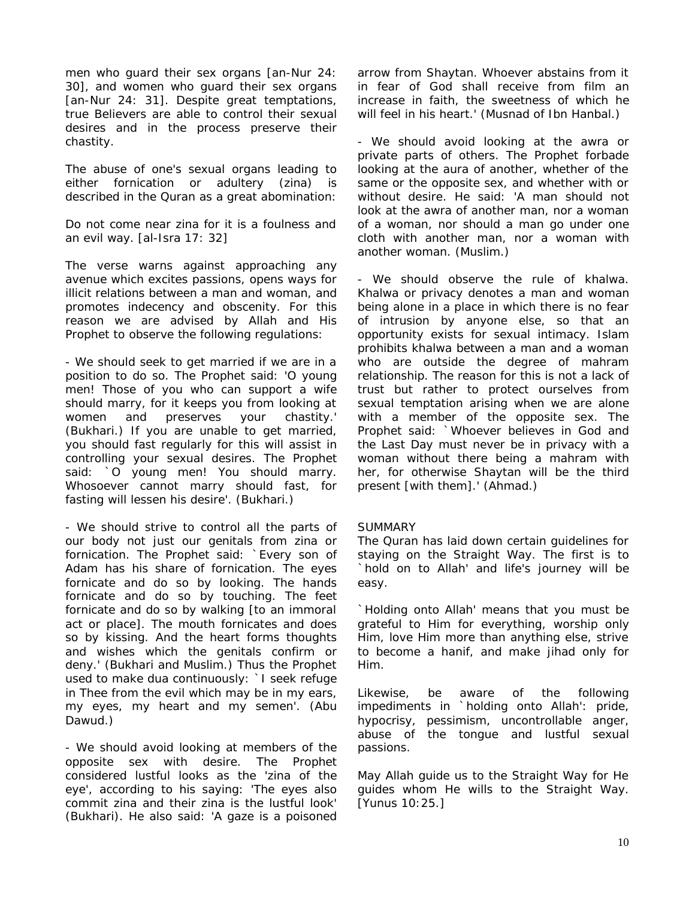men who guard their sex organs [an-Nur 24: 30], and women who guard their sex organs [an-Nur 24: 31]. Despite great temptations, true Believers are able to control their sexual desires and in the process preserve their chastity.

The abuse of one's sexual organs leading to either fornication or adultery (zina) is described in the Quran as a great abomination:

Do not come near zina for it is a foulness and an evil way. [al-Isra 17: 32]

The verse warns against approaching any avenue which excites passions, opens ways for illicit relations between a man and woman, and promotes indecency and obscenity. For this reason we are advised by Allah and His Prophet to observe the following regulations:

- We should seek to get married if we are in a position to do so. The Prophet said: 'O young men! Those of you who can support a wife should marry, for it keeps you from looking at women and preserves your chastity.' (Bukhari.) If you are unable to get married, you should fast regularly for this will assist in controlling your sexual desires. The Prophet said: `O young men! You should marry. Whosoever cannot marry should fast, for fasting will lessen his desire'. (Bukhari.)

- We should strive to control all the parts of our body not just our genitals from zina or fornication. The Prophet said: `Every son of Adam has his share of fornication. The eyes fornicate and do so by looking. The hands fornicate and do so by touching. The feet fornicate and do so by walking [to an immoral act or place]. The mouth fornicates and does so by kissing. And the heart forms thoughts and wishes which the genitals confirm or deny.' (Bukhari and Muslim.) Thus the Prophet used to make dua continuously: `I seek refuge in Thee from the evil which may be in my ears, my eyes, my heart and my semen'. (Abu Dawud.)

- We should avoid looking at members of the opposite sex with desire. The Prophet considered lustful looks as the 'zina of the eye', according to his saying: 'The eyes also commit zina and their zina is the lustful look' (Bukhari). He also said: 'A gaze is a poisoned arrow from Shaytan. Whoever abstains from it in fear of God shall receive from film an increase in faith, the sweetness of which he will feel in his heart.' (Musnad of Ibn Hanbal.)

- We should avoid looking at the awra or private parts of others. The Prophet forbade looking at the aura of another, whether of the same or the opposite sex, and whether with or without desire. He said: 'A man should not look at the awra of another man, nor a woman of a woman, nor should a man go under one cloth with another man, nor a woman with another woman. (Muslim.)

- We should observe the rule of khalwa. Khalwa or privacy denotes a man and woman being alone in a place in which there is no fear of intrusion by anyone else, so that an opportunity exists for sexual intimacy. Islam prohibits khalwa between a man and a woman who are outside the degree of mahram relationship. The reason for this is not a lack of trust but rather to protect ourselves from sexual temptation arising when we are alone with a member of the opposite sex. The Prophet said: `Whoever believes in God and the Last Day must never be in privacy with a woman without there being a mahram with her, for otherwise Shaytan will be the third present [with them].' (Ahmad.)

## SUMMARY

The Quran has laid down certain guidelines for staying on the Straight Way. The first is to `hold on to Allah' and life's journey will be easy.

`Holding onto Allah' means that you must be grateful to Him for everything, worship only Him, love Him more than anything else, strive to become a hanif, and make jihad only for Him.

Likewise, be aware of the following impediments in `holding onto Allah': pride, hypocrisy, pessimism, uncontrollable anger, abuse of the tongue and lustful sexual passions.

May Allah guide us to the Straight Way for He guides whom He wills to the Straight Way. [Yunus 10:25.]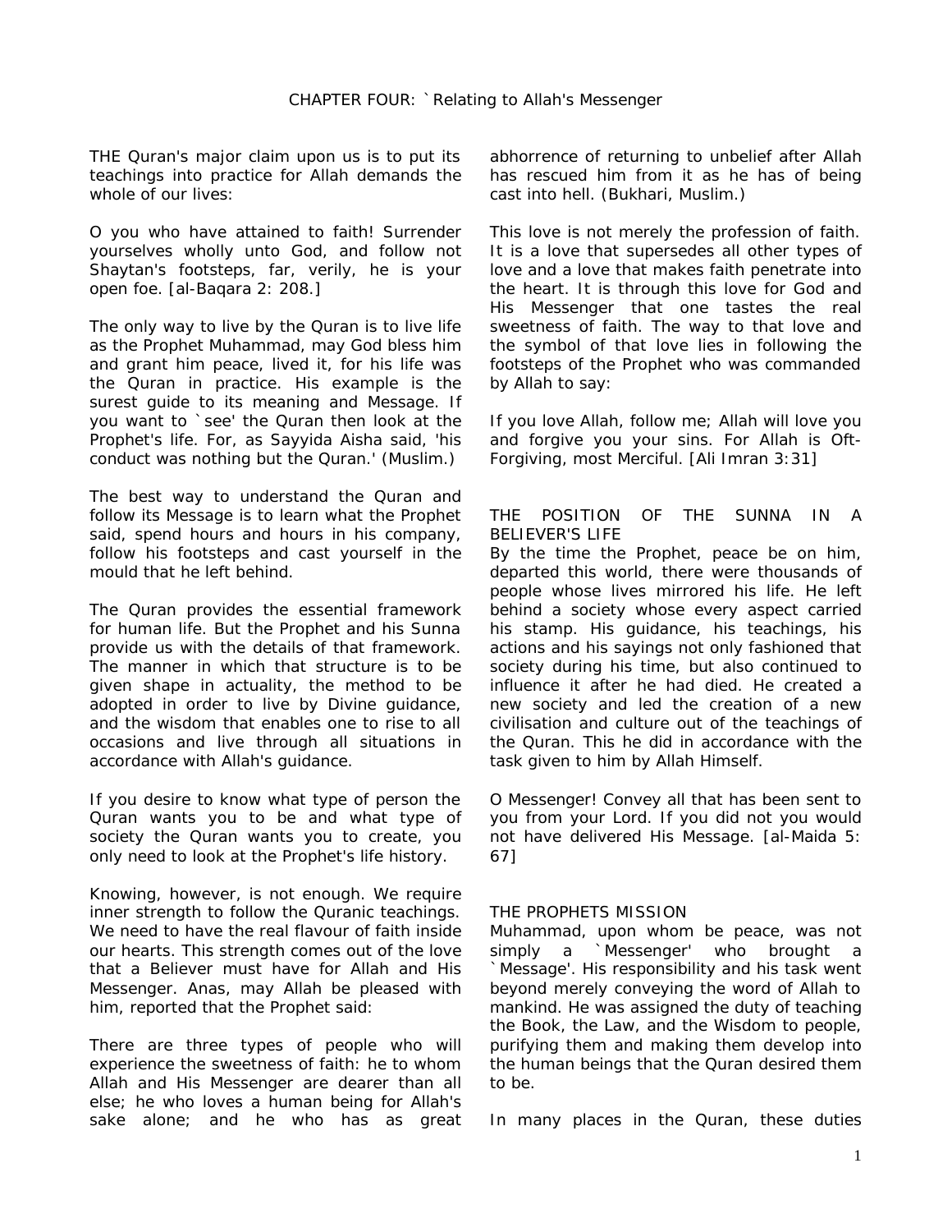## CHAPTER FOUR: `Relating to Allah's Messenger

THE Quran's major claim upon us is to put its teachings into practice for Allah demands the whole of our lives:

O you who have attained to faith! Surrender yourselves wholly unto God, and follow not Shaytan's footsteps, far, verily, he is your open foe. [al-Baqara 2: 208.]

The only way to live by the Quran is to live life as the Prophet Muhammad, may God bless him and grant him peace, lived it, for his life was the Quran in practice. His example is the surest guide to its meaning and Message. If you want to `see' the Quran then look at the Prophet's life. For, as Sayyida Aisha said, 'his conduct was nothing but the Quran.' (Muslim.)

The best way to understand the Quran and follow its Message is to learn what the Prophet said, spend hours and hours in his company, follow his footsteps and cast yourself in the mould that he left behind.

The Quran provides the essential framework for human life. But the Prophet and his Sunna provide us with the details of that framework. The manner in which that structure is to be given shape in actuality, the method to be adopted in order to live by Divine guidance, and the wisdom that enables one to rise to all occasions and live through all situations in accordance with Allah's guidance.

If you desire to know what type of person the Quran wants you to be and what type of society the Quran wants you to create, you only need to look at the Prophet's life history.

Knowing, however, is not enough. We require inner strength to follow the Quranic teachings. We need to have the real flavour of faith inside our hearts. This strength comes out of the love that a Believer must have for Allah and His Messenger. Anas, may Allah be pleased with him, reported that the Prophet said:

There are three types of people who will experience the sweetness of faith: he to whom Allah and His Messenger are dearer than all else; he who loves a human being for Allah's sake alone; and he who has as great abhorrence of returning to unbelief after Allah has rescued him from it as he has of being cast into hell. (Bukhari, Muslim.)

This love is not merely the profession of faith. It is a love that supersedes all other types of love and a love that makes faith penetrate into the heart. It is through this love for God and His Messenger that one tastes the real sweetness of faith. The way to that love and the symbol of that love lies in following the footsteps of the Prophet who was commanded by Allah to say:

If you love Allah, follow me; Allah will love you and forgive you your sins. For Allah is Oft-Forgiving, most Merciful. [Ali Imran 3:31]

### THE POSITION OF THE SUNNA IN A BELIEVER'S LIFE

By the time the Prophet, peace be on him, departed this world, there were thousands of people whose lives mirrored his life. He left behind a society whose every aspect carried his stamp. His guidance, his teachings, his actions and his sayings not only fashioned that society during his time, but also continued to influence it after he had died. He created a new society and led the creation of a new civilisation and culture out of the teachings of the Quran. This he did in accordance with the task given to him by Allah Himself.

O Messenger! Convey all that has been sent to you from your Lord. If you did not you would not have delivered His Message. [al-Maida 5: 67]

### THE PROPHETS MISSION

Muhammad, upon whom be peace, was not simply a `Messenger' who brought a `Message'. His responsibility and his task went beyond merely conveying the word of Allah to mankind. He was assigned the duty of teaching the Book, the Law, and the Wisdom to people, purifying them and making them develop into the human beings that the Quran desired them to be.

In many places in the Quran, these duties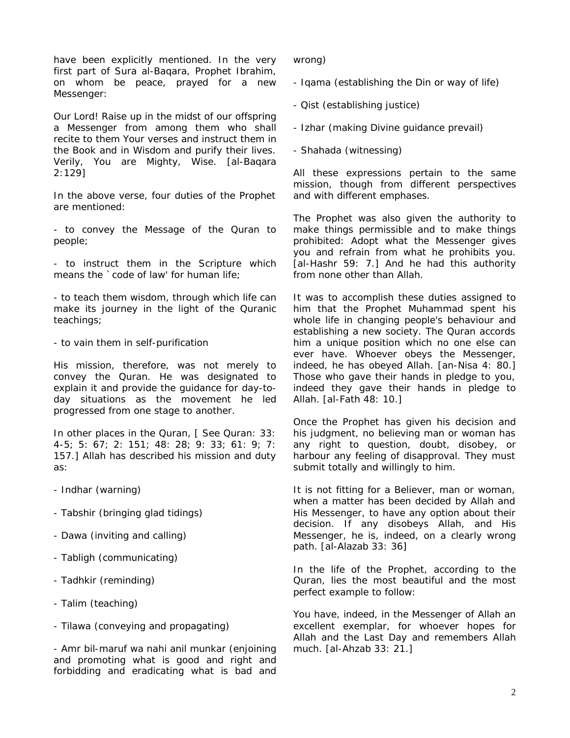have been explicitly mentioned. In the very first part of Sura al-Baqara, Prophet Ibrahim, on whom be peace, prayed for a new Messenger:

Our Lord! Raise up in the midst of our offspring a Messenger from among them who shall recite to them Your verses and instruct them in the Book and in Wisdom and purify their lives. Verily, You are Mighty, Wise. [al-Baqara 2:129]

In the above verse, four duties of the Prophet are mentioned:

- to convey the Message of the Quran to people;

- to instruct them in the Scripture which means the `code of law' for human life;

- to teach them wisdom, through which life can make its journey in the light of the Quranic teachings;

- to vain them in self-purification

His mission, therefore, was not merely to convey the Quran. He was designated to explain it and provide the guidance for day-to-day situations as the movement he led progressed from one stage to another.

In other places in the Quran, [ See Quran: 33: 4-5; 5: 67; 2: 151; 48: 28; 9: 33; 61: 9; 7: 157.] Allah has described his mission and duty as:

- Indhar (warning)

- Tabshir (bringing glad tidings)

- Dawa (inviting and calling)

- Tabligh (communicating)

- Tadhkir (reminding)

- Talim (teaching)

- Tilawa (conveying and propagating)

- Amr bil-maruf wa nahi anil munkar (enjoining and promoting what is good and right and forbidding and eradicating what is bad and wrong)

- Iqama (establishing the Din or way of life)

- Qist (establishing justice)

- Izhar (making Divine guidance prevail)

- Shahada (witnessing)

All these expressions pertain to the same mission, though from different perspectives and with different emphases.

The Prophet was also given the authority to make things permissible and to make things prohibited: Adopt what the Messenger gives you and refrain from what he prohibits you. [al-Hashr 59: 7.] And he had this authority from none other than Allah.

It was to accomplish these duties assigned to him that the Prophet Muhammad spent his whole life in changing people's behaviour and establishing a new society. The Quran accords him a unique position which no one else can ever have. Whoever obeys the Messenger, indeed, he has obeyed Allah. [an-Nisa 4: 80.] Those who gave their hands in pledge to you, indeed they gave their hands in pledge to Allah. [al-Fath 48: 10.]

Once the Prophet has given his decision and his judgment, no believing man or woman has any right to question, doubt, disobey, or harbour any feeling of disapproval. They must submit totally and willingly to him.

It is not fitting for a Believer, man or woman, when a matter has been decided by Allah and His Messenger, to have any option about their decision. If any disobeys Allah, and His Messenger, he is, indeed, on a clearly wrong path. [al-Alazab 33: 36]

In the life of the Prophet, according to the Quran, lies the most beautiful and the most perfect example to follow:

You have, indeed, in the Messenger of Allah an excellent exemplar, for whoever hopes for Allah and the Last Day and remembers Allah much. [al-Ahzab 33: 21.]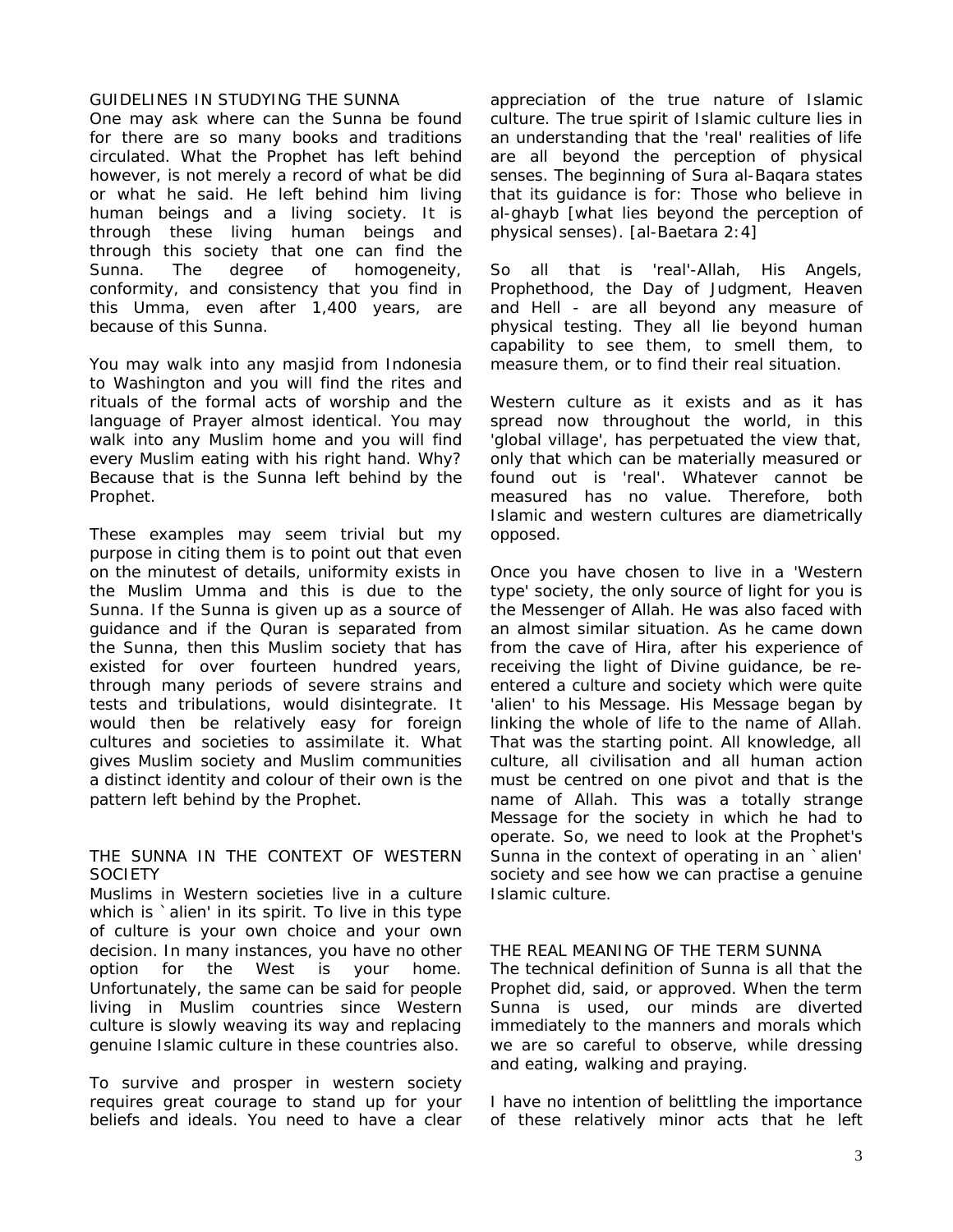## GUIDELINES IN STUDYING THE SUNNA

One may ask where can the Sunna be found for there are so many books and traditions circulated. What the Prophet has left behind however, is not merely a record of what be did or what he said. He left behind him living human beings and a living society. It is through these living human beings and through this society that one can find the Sunna. The degree of homogeneity, conformity, and consistency that you find in this Umma, even after 1,400 years, are because of this Sunna.

You may walk into any masjid from Indonesia to Washington and you will find the rites and rituals of the formal acts of worship and the language of Prayer almost identical. You may walk into any Muslim home and you will find every Muslim eating with his right hand. Why? Because that is the Sunna left behind by the Prophet.

These examples may seem trivial but my purpose in citing them is to point out that even on the minutest of details, uniformity exists in the Muslim Umma and this is due to the Sunna. If the Sunna is given up as a source of guidance and if the Quran is separated from the Sunna, then this Muslim society that has existed for over fourteen hundred years, through many periods of severe strains and tests and tribulations, would disintegrate. It would then be relatively easy for foreign cultures and societies to assimilate it. What gives Muslim society and Muslim communities a distinct identity and colour of their own is the pattern left behind by the Prophet.

## THE SUNNA IN THE CONTEXT OF WESTERN SOCIETY

Muslims in Western societies live in a culture which is `alien' in its spirit. To live in this type of culture is your own choice and your own decision. In many instances, you have no other option for the West is your home. Unfortunately, the same can be said for people living in Muslim countries since Western culture is slowly weaving its way and replacing genuine Islamic culture in these countries also.

To survive and prosper in western society requires great courage to stand up for your beliefs and ideals. You need to have a clear appreciation of the true nature of Islamic culture. The true spirit of Islamic culture lies in an understanding that the 'real' realities of life are all beyond the perception of physical senses. The beginning of Sura al-Baqara states that its guidance is for: Those who believe in al-ghayb [what lies beyond the perception of physical senses). [al-Baetara 2:4]

So all that is 'real'-Allah, His Angels, Prophethood, the Day of Judgment, Heaven and Hell - are all beyond any measure of physical testing. They all lie beyond human capability to see them, to smell them, to measure them, or to find their real situation.

Western culture as it exists and as it has spread now throughout the world, in this 'global village', has perpetuated the view that, only that which can be materially measured or found out is 'real'. Whatever cannot be measured has no value. Therefore, both Islamic and western cultures are diametrically opposed.

Once you have chosen to live in a 'Western type' society, the only source of light for you is the Messenger of Allah. He was also faced with an almost similar situation. As he came down from the cave of Hira, after his experience of receiving the light of Divine guidance, be re-entered a culture and society which were quite 'alien' to his Message. His Message began by linking the whole of life to the name of Allah. That was the starting point. All knowledge, all culture, all civilisation and all human action must be centred on one pivot and that is the name of Allah. This was a totally strange Message for the society in which he had to operate. So, we need to look at the Prophet's Sunna in the context of operating in an `alien' society and see how we can practise a genuine Islamic culture.

## THE REAL MEANING OF THE TERM SUNNA

The technical definition of Sunna is all that the Prophet did, said, or approved. When the term Sunna is used, our minds are diverted immediately to the manners and morals which we are so careful to observe, while dressing and eating, walking and praying.

I have no intention of belittling the importance of these relatively minor acts that he left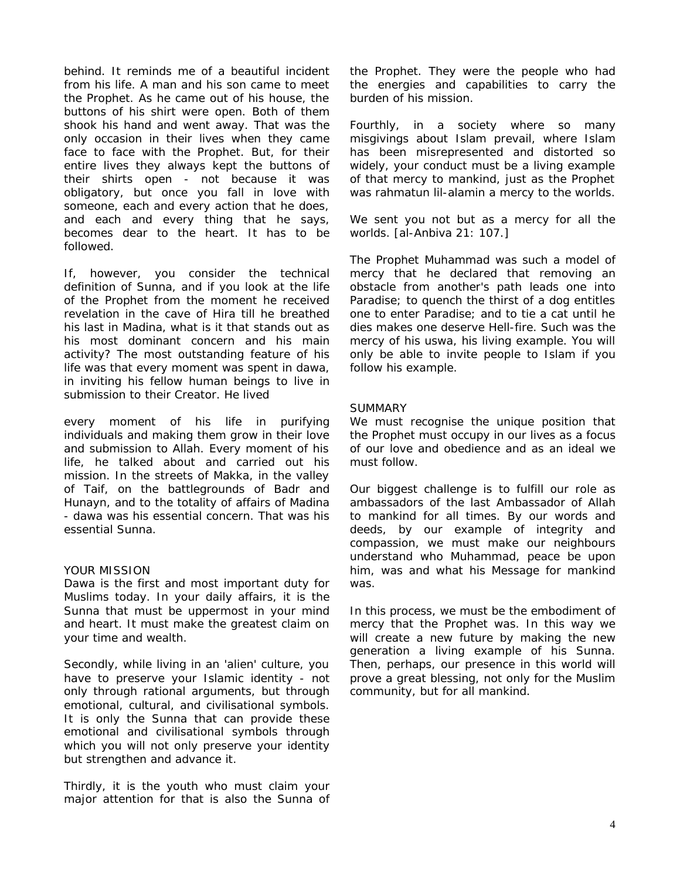behind. It reminds me of a beautiful incident from his life. A man and his son came to meet the Prophet. As he came out of his house, the buttons of his shirt were open. Both of them shook his hand and went away. That was the only occasion in their lives when they came face to face with the Prophet. But, for their entire lives they always kept the buttons of their shirts open - not because it was obligatory, but once you fall in love with someone, each and every action that he does, and each and every thing that he says, becomes dear to the heart. It has to be followed.

If, however, you consider the technical definition of Sunna, and if you look at the life of the Prophet from the moment he received revelation in the cave of Hira till he breathed his last in Madina, what is it that stands out as his most dominant concern and his main activity? The most outstanding feature of his life was that every moment was spent in dawa, in inviting his fellow human beings to live in submission to their Creator. He lived every moment of his life in purifying individuals and making them grow in their love and submission to Allah. Every moment of his life, he talked about and carried out his mission. In the streets of Makka, in the valley of Taif, on the battlegrounds of Badr and Hunayn, and to the totality of affairs of Madina - dawa was his essential concern. That was his essential Sunna.

## YOUR MISSION

Dawa is the first and most important duty for Muslims today. In your daily affairs, it is the Sunna that must be uppermost in your mind and heart. It must make the greatest claim on your time and wealth.

Secondly, while living in an 'alien' culture, you have to preserve your Islamic identity - not only through rational arguments, but through emotional, cultural, and civilisational symbols. It is only the Sunna that can provide these emotional and civilisational symbols through which you will not only preserve your identity but strengthen and advance it.

Thirdly, it is the youth who must claim your major attention for that is also the Sunna of the Prophet. They were the people who had the energies and capabilities to carry the burden of his mission.

Fourthly, in a society where so many misgivings about Islam prevail, where Islam has been misrepresented and distorted so widely, your conduct must be a living example of that mercy to mankind, just as the Prophet was rahmatun lil-alamin a mercy to the worlds.

We sent you not but as a mercy for all the worlds. [al-Anbiya 21: 107.]

The Prophet Muhammad was such a model of mercy that he declared that removing an obstacle from another's path leads one into Paradise; to quench the thirst of a dog entitles one to enter Paradise; and to tie a cat until he dies makes one deserve Hell-fire. Such was the mercy of his uswa, his living example. You will only be able to invite people to Islam if you follow his example.

## SUMMARY

We must recognise the unique position that the Prophet must occupy in our lives as a focus of our love and obedience and as an ideal we must follow.

Our biggest challenge is to fulfill our role as ambassadors of the last Ambassador of Allah to mankind for all times. By our words and deeds, by our example of integrity and compassion, we must make our neighbours understand who Muhammad, peace be upon him, was and what his Message for mankind was.

In this process, we must be the embodiment of mercy that the Prophet was. In this way we will create a new future by making the new generation a living example of his Sunna. Then, perhaps, our presence in this world will prove a great blessing, not only for the Muslim community, but for all mankind.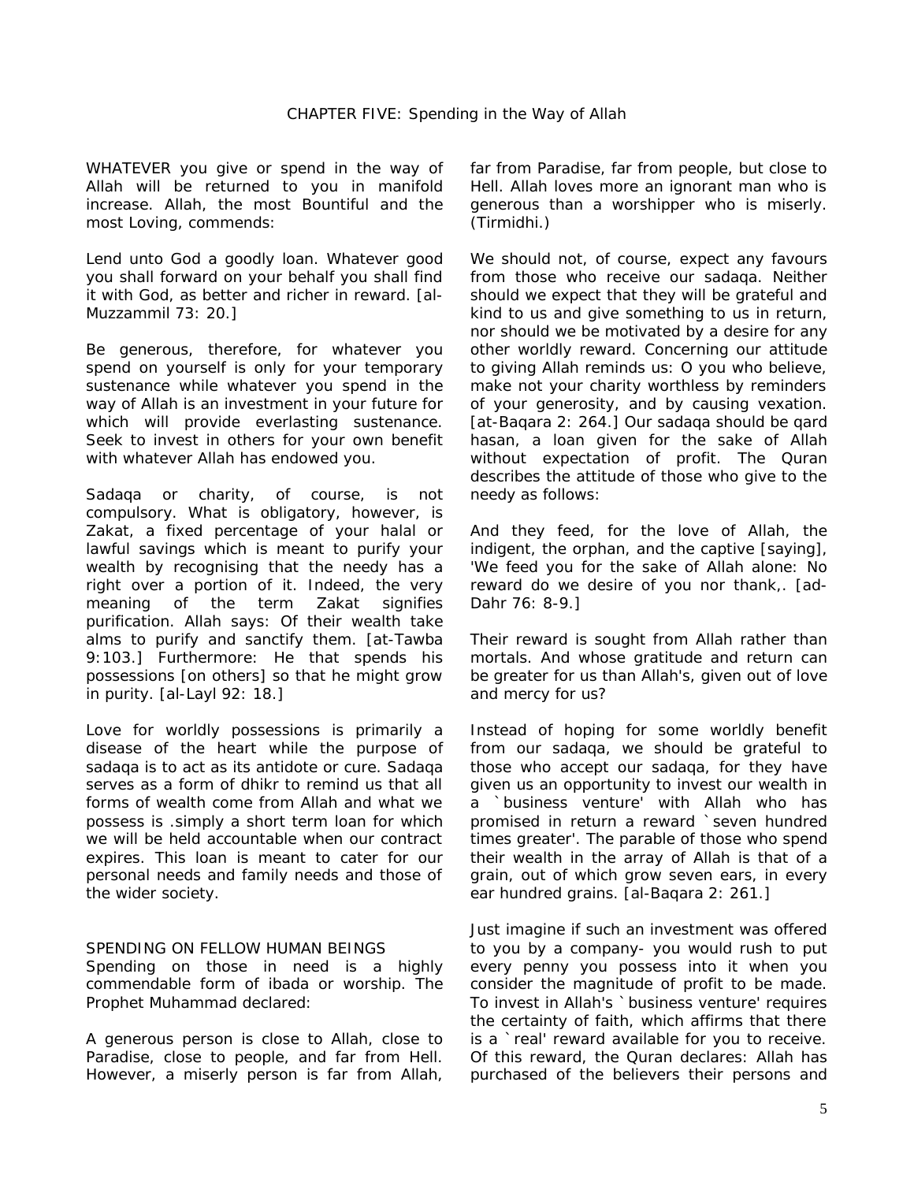## CHAPTER FIVE: Spending in the Way of Allah

WHATEVER you give or spend in the way of Allah will be returned to you in manifold increase. Allah, the most Bountiful and the most Loving, commends:

Lend unto God a goodly loan. Whatever good you shall forward on your behalf you shall find it with God, as better and richer in reward. [al-Muzzammil 73: 20.]

Be generous, therefore, for whatever you spend on yourself is only for your temporary sustenance while whatever you spend in the way of Allah is an investment in your future for which will provide everlasting sustenance. Seek to invest in others for your own benefit with whatever Allah has endowed you.

Sadaqa or charity, of course, is not compulsory. What is obligatory, however, is Zakat, a fixed percentage of your halal or lawful savings which is meant to purify your wealth by recognising that the needy has a right over a portion of it. Indeed, the very meaning of the term Zakat signifies purification. Allah says: Of their wealth take alms to purify and sanctify them. [at-Tawba 9:103.] Furthermore: He that spends his possessions [on others] so that he might grow in purity. [al-Layl 92: 18.]

Love for worldly possessions is primarily a disease of the heart while the purpose of sadaqa is to act as its antidote or cure. Sadaqa serves as a form of dhikr to remind us that all forms of wealth come from Allah and what we possess is .simply a short term loan for which we will be held accountable when our contract expires. This loan is meant to cater for our personal needs and family needs and those of the wider society.

### SPENDING ON FELLOW HUMAN BEINGS

Spending on those in need is a highly commendable form of ibada or worship. The Prophet Muhammad declared:

A generous person is close to Allah, close to Paradise, close to people, and far from Hell. However, a miserly person is far from Allah, far from Paradise, far from people, but close to Hell. Allah loves more an ignorant man who is generous than a worshipper who is miserly. (Tirmidhi.)

We should not, of course, expect any favours from those who receive our sadaqa. Neither should we expect that they will be grateful and kind to us and give something to us in return, nor should we be motivated by a desire for any other worldly reward. Concerning our attitude to giving Allah reminds us: O you who believe, make not your charity worthless by reminders of your generosity, and by causing vexation. [at-Baqara 2: 264.] Our sadaqa should be qard hasan, a loan given for the sake of Allah without expectation of profit. The Quran describes the attitude of those who give to the needy as follows:

And they feed, for the love of Allah, the indigent, the orphan, and the captive [saying], 'We feed you for the sake of Allah alone: No reward do we desire of you nor thank,. [ad-Dahr 76: 8-9.]

Their reward is sought from Allah rather than mortals. And whose gratitude and return can be greater for us than Allah's, given out of love and mercy for us?

Instead of hoping for some worldly benefit from our sadaqa, we should be grateful to those who accept our sadaqa, for they have given us an opportunity to invest our wealth in a `business venture' with Allah who has promised in return a reward `seven hundred times greater'. The parable of those who spend their wealth in the array of Allah is that of a grain, out of which grow seven ears, in every ear hundred grains. [al-Baqara 2: 261.]

Just imagine if such an investment was offered to you by a company- you would rush to put every penny you possess into it when you consider the magnitude of profit to be made. To invest in Allah's `business venture' requires the certainty of faith, which affirms that there is a `real' reward available for you to receive. Of this reward, the Quran declares: Allah has purchased of the believers their persons and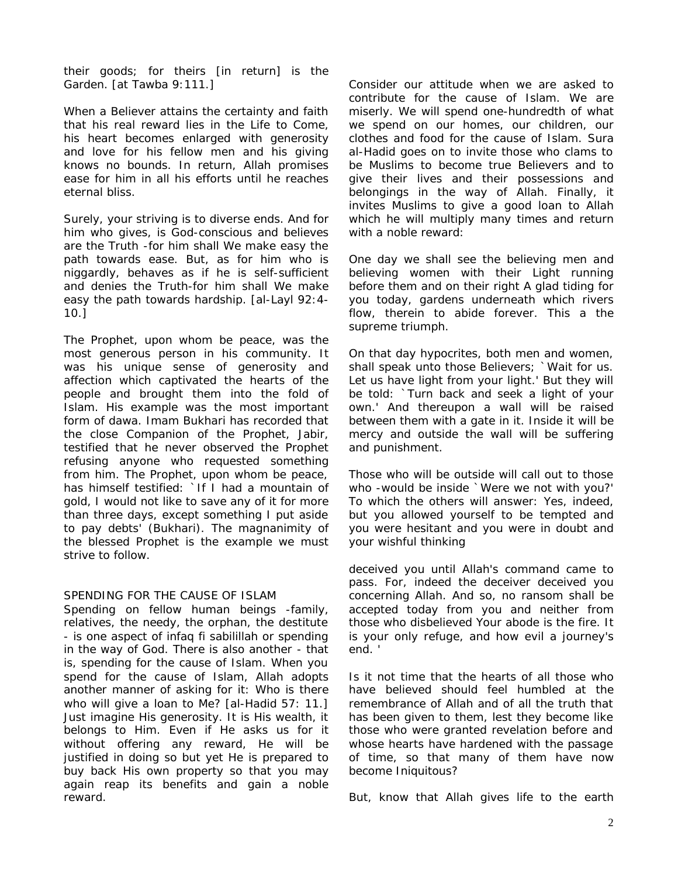their goods; for theirs [in return] is the Garden. [at Tawba 9:111.]

When a Believer attains the certainty and faith that his real reward lies in the Life to Come, his heart becomes enlarged with generosity and love for his fellow men and his giving knows no bounds. In return, Allah promises ease for him in all his efforts until he reaches eternal bliss.

Surely, your striving is to diverse ends. And for him who gives, is God-conscious and believes are the Truth -for him shall We make easy the path towards ease. But, as for him who is niggardly, behaves as if he is self-sufficient and denies the Truth-for him shall We make easy the path towards hardship. [al-Layl 92:4-10.]

The Prophet, upon whom be peace, was the most generous person in his community. It was his unique sense of generosity and affection which captivated the hearts of the people and brought them into the fold of Islam. His example was the most important form of dawa. Imam Bukhari has recorded that the close Companion of the Prophet, Jabir, testified that he never observed the Prophet refusing anyone who requested something from him. The Prophet, upon whom be peace, has himself testified: `If I had a mountain of gold, I would not like to save any of it for more than three days, except something I put aside to pay debts' (Bukhari). The magnanimity of the blessed Prophet is the example we must strive to follow.

## SPENDING FOR THE CAUSE OF ISLAM

Spending on fellow human beings -family, relatives, the needy, the orphan, the destitute - is one aspect of infaq fi sabilillah or spending in the way of God. There is also another - that is, spending for the cause of Islam. When you spend for the cause of Islam, Allah adopts another manner of asking for it: Who is there who will give a loan to Me? [al-Hadid 57: 11.] Just imagine His generosity. It is His wealth, it belongs to Him. Even if He asks us for it without offering any reward, He will be justified in doing so but yet He is prepared to buy back His own property so that you may again reap its benefits and gain a noble reward.

Consider our attitude when we are asked to contribute for the cause of Islam. We are miserly. We will spend one-hundredth of what we spend on our homes, our children, our clothes and food for the cause of Islam. Sura al-Hadid goes on to invite those who clams to be Muslims to become true Believers and to give their lives and their possessions and belongings in the way of Allah. Finally, it invites Muslims to give a good loan to Allah which he will multiply many times and return with a noble reward:

One day we shall see the believing men and believing women with their Light running before them and on their right A glad tiding for you today, gardens underneath which rivers flow, therein to abide forever. This a the supreme triumph.

On that day hypocrites, both men and women, shall speak unto those Believers; `Wait for us. Let us have light from your light.' But they will be told: `Turn back and seek a light of your own.' And thereupon a wall will be raised between them with a gate in it. Inside it will be mercy and outside the wall will be suffering and punishment.

Those who will be outside will call out to those who -would be inside `Were we not with you?' To which the others will answer: Yes, indeed, but you allowed yourself to be tempted and you were hesitant and you were in doubt and your wishful thinking

deceived you until Allah's command came to pass. For, indeed the deceiver deceived you concerning Allah. And so, no ransom shall be accepted today from you and neither from those who disbelieved Your abode is the fire. It is your only refuge, and how evil a journey's end. '

Is it not time that the hearts of all those who have believed should feel humbled at the remembrance of Allah and of all the truth that has been given to them, lest they become like those who were granted revelation before and whose hearts have hardened with the passage of time, so that many of them have now become Iniquitous?

But, know that Allah gives life to the earth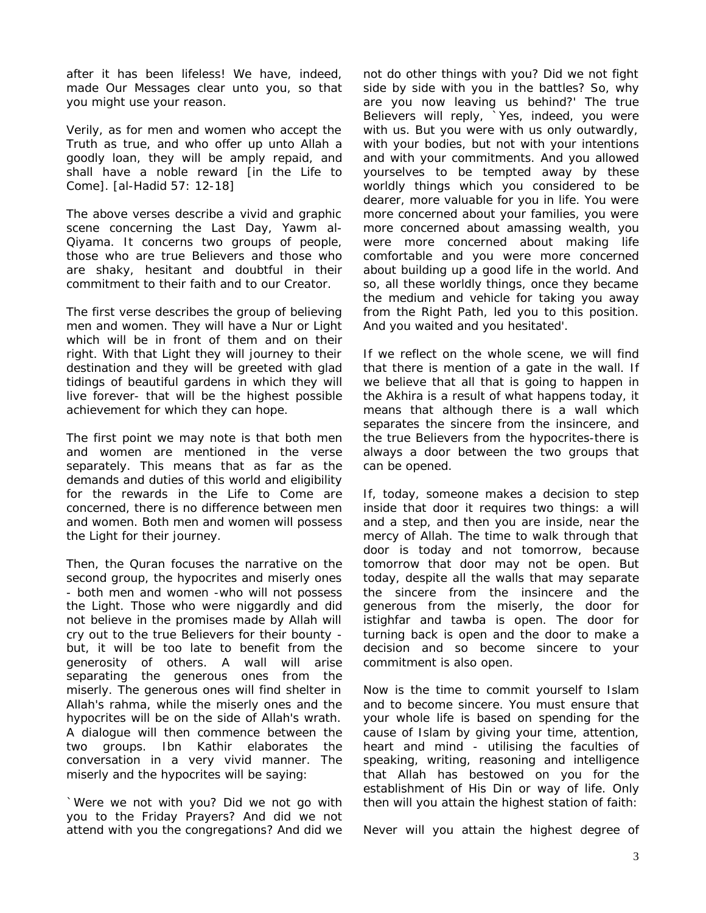after it has been lifeless! We have, indeed, made Our Messages clear unto you, so that you might use your reason.

Verily, as for men and women who accept the Truth as true, and who offer up unto Allah a goodly loan, they will be amply repaid, and shall have a noble reward [in the Life to Come]. [al-Hadid 57: 12-18]

The above verses describe a vivid and graphic scene concerning the Last Day, Yawm al-Qiyama. It concerns two groups of people, those who are true Believers and those who are shaky, hesitant and doubtful in their commitment to their faith and to our Creator.

The first verse describes the group of believing men and women. They will have a Nur or Light which will be in front of them and on their right. With that Light they will journey to their destination and they will be greeted with glad tidings of beautiful gardens in which they will live forever- that will be the highest possible achievement for which they can hope.

The first point we may note is that both men and women are mentioned in the verse separately. This means that as far as the demands and duties of this world and eligibility for the rewards in the Life to Come are concerned, there is no difference between men and women. Both men and women will possess the Light for their journey.

Then, the Quran focuses the narrative on the second group, the hypocrites and miserly ones - both men and women -who will not possess the Light. Those who were niggardly and did not believe in the promises made by Allah will cry out to the true Believers for their bounty - but, it will be too late to benefit from the generosity of others. A wall will arise separating the generous ones from the miserly. The generous ones will find shelter in Allah's rahma, while the miserly ones and the hypocrites will be on the side of Allah's wrath. A dialogue will then commence between the two groups. Ibn Kathir elaborates the conversation in a very vivid manner. The miserly and the hypocrites will be saying:

`Were we not with you? Did we not go with you to the Friday Prayers? And did we not attend with you the congregations? And did we not do other things with you? Did we not fight side by side with you in the battles? So, why are you now leaving us behind?' The true Believers will reply, `Yes, indeed, you were with us. But you were with us only outwardly, with your bodies, but not with your intentions and with your commitments. And you allowed yourselves to be tempted away by these worldly things which you considered to be dearer, more valuable for you in life. You were more concerned about your families, you were more concerned about amassing wealth, you were more concerned about making life comfortable and you were more concerned about building up a good life in the world. And so, all these worldly things, once they became the medium and vehicle for taking you away from the Right Path, led you to this position. And you waited and you hesitated'.

If we reflect on the whole scene, we will find that there is mention of a gate in the wall. If we believe that all that is going to happen in the Akhira is a result of what happens today, it means that although there is a wall which separates the sincere from the insincere, and the true Believers from the hypocrites-there is always a door between the two groups that can be opened.

If, today, someone makes a decision to step inside that door it requires two things: a will and a step, and then you are inside, near the mercy of Allah. The time to walk through that door is today and not tomorrow, because tomorrow that door may not be open. But today, despite all the walls that may separate the sincere from the insincere and the generous from the miserly, the door for istighfar and tawba is open. The door for turning back is open and the door to make a decision and so become sincere to your commitment is also open.

Now is the time to commit yourself to Islam and to become sincere. You must ensure that your whole life is based on spending for the cause of Islam by giving your time, attention, heart and mind - utilising the faculties of speaking, writing, reasoning and intelligence that Allah has bestowed on you for the establishment of His Din or way of life. Only then will you attain the highest station of faith:

Never will you attain the highest degree of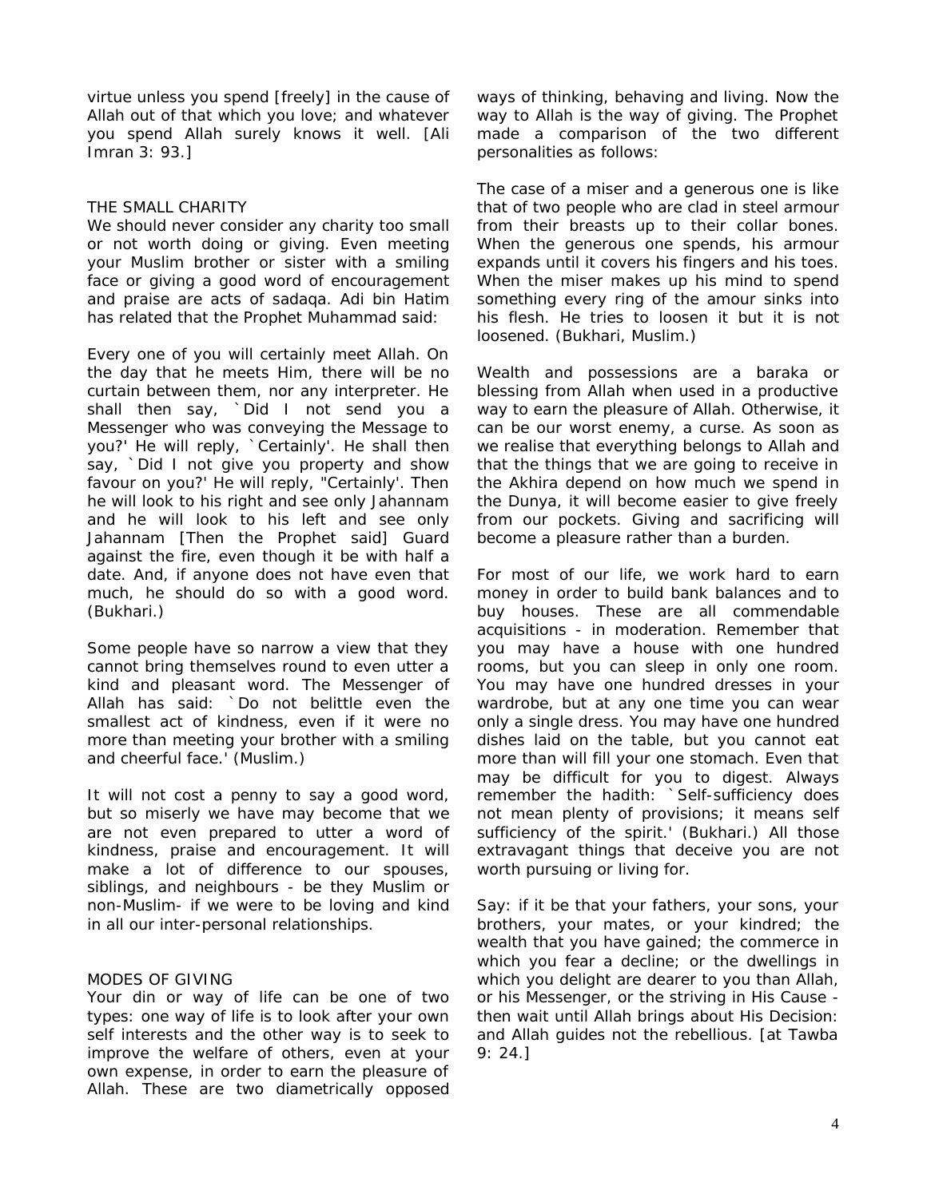virtue unless you spend [freely] in the cause of Allah out of that which you love; and whatever you spend Allah surely knows it well. [Ali Imran 3: 93.]

### THE SMALL CHARITY

We should never consider any charity too small or not worth doing or giving. Even meeting your Muslim brother or sister with a smiling face or giving a good word of encouragement and praise are acts of sadaqa. Adi bin Hatim has related that the Prophet Muhammad said:

Every one of you will certainly meet Allah. On the day that he meets Him, there will be no curtain between them, nor any interpreter. He shall then say, `Did I not send you a Messenger who was conveying the Message to you?' He will reply, `Certainly'. He shall then say, `Did I not give you property and show favour on you?' He will reply, "Certainly'. Then he will look to his right and see only Jahannam and he will look to his left and see only Jahannam [Then the Prophet said] Guard against the fire, even though it be with half a date. And, if anyone does not have even that much, he should do so with a good word. (Bukhari.)

Some people have so narrow a view that they cannot bring themselves round to even utter a kind and pleasant word. The Messenger of Allah has said: `Do not belittle even the smallest act of kindness, even if it were no more than meeting your brother with a smiling and cheerful face.' (Muslim.)

It will not cost a penny to say a good word, but so miserly we have may become that we are not even prepared to utter a word of kindness, praise and encouragement. It will make a lot of difference to our spouses, siblings, and neighbours - be they Muslim or non-Muslim- if we were to be loving and kind in all our inter-personal relationships.

### MODES OF GIVING

Your din or way of life can be one of two types: one way of life is to look after your own self interests and the other way is to seek to improve the welfare of others, even at your own expense, in order to earn the pleasure of Allah. These are two diametrically opposed ways of thinking, behaving and living. Now the way to Allah is the way of giving. The Prophet made a comparison of the two different personalities as follows:

The case of a miser and a generous one is like that of two people who are clad in steel armour from their breasts up to their collar bones. When the generous one spends, his armour expands until it covers his fingers and his toes. When the miser makes up his mind to spend something every ring of the amour sinks into his flesh. He tries to loosen it but it is not loosened. (Bukhari, Muslim.)

Wealth and possessions are a baraka or blessing from Allah when used in a productive way to earn the pleasure of Allah. Otherwise, it can be our worst enemy, a curse. As soon as we realise that everything belongs to Allah and that the things that we are going to receive in the Akhira depend on how much we spend in the Dunya, it will become easier to give freely from our pockets. Giving and sacrificing will become a pleasure rather than a burden.

For most of our life, we work hard to earn money in order to build bank balances and to buy houses. These are all commendable acquisitions - in moderation. Remember that you may have a house with one hundred rooms, but you can sleep in only one room. You may have one hundred dresses in your wardrobe, but at any one time you can wear only a single dress. You may have one hundred dishes laid on the table, but you cannot eat more than will fill your one stomach. Even that may be difficult for you to digest. Always remember the hadith: `Self-sufficiency does not mean plenty of provisions; it means self sufficiency of the spirit.' (Bukhari.) All those extravagant things that deceive you are not worth pursuing or living for.

Say: if it be that your fathers, your sons, your brothers, your mates, or your kindred; the wealth that you have gained; the commerce in which you fear a decline; or the dwellings in which you delight are dearer to you than Allah, or his Messenger, or the striving in His Cause - then wait until Allah brings about His Decision: and Allah guides not the rebellious. [at Tawba 9: 24.]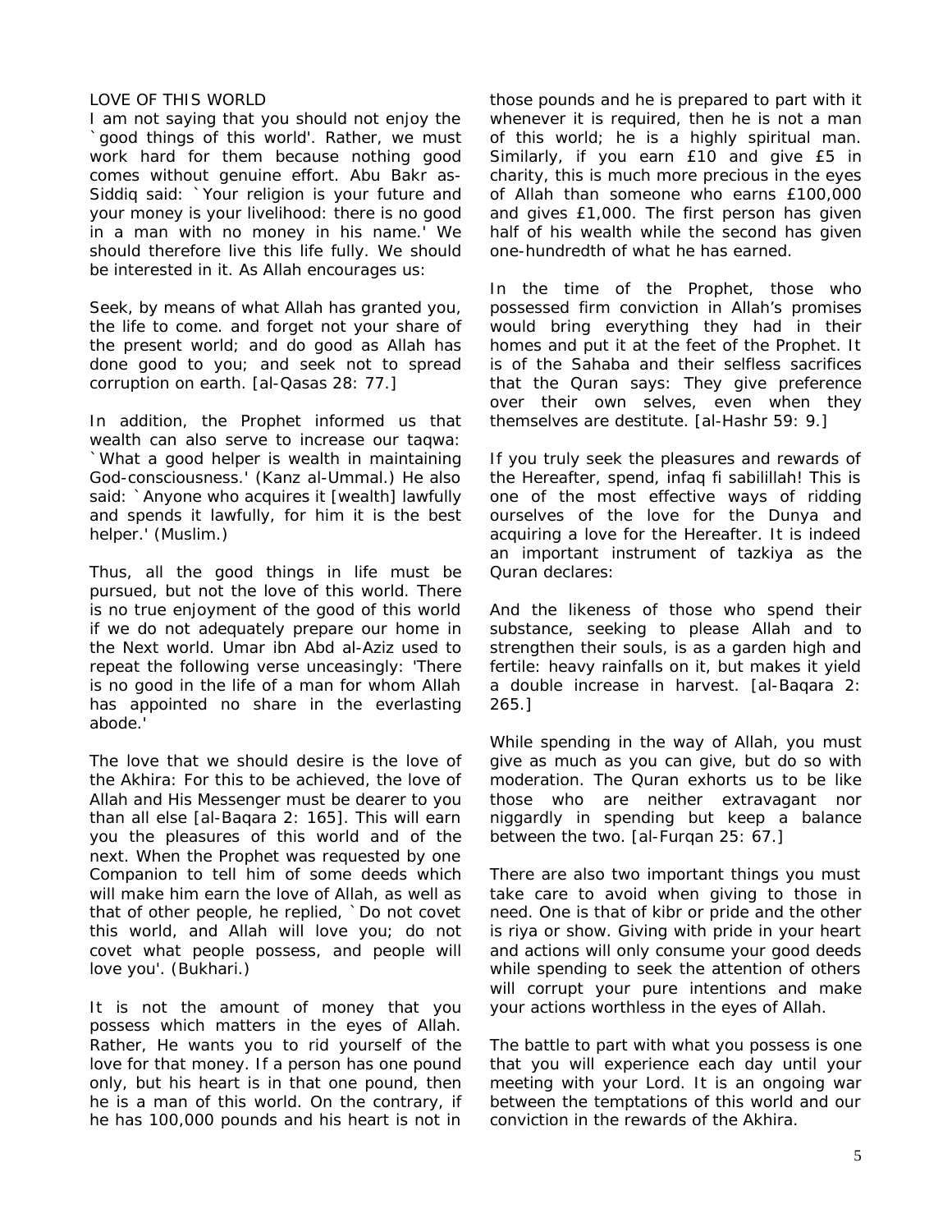## LOVE OF THIS WORLD

I am not saying that you should not enjoy the `good things of this world'. Rather, we must work hard for them because nothing good comes without genuine effort. Abu Bakr as-Siddiq said: `Your religion is your future and your money is your livelihood: there is no good in a man with no money in his name.' We should therefore live this life fully. We should be interested in it. As Allah encourages us:

Seek, by means of what Allah has granted you, the life to come. and forget not your share of the present world; and do good as Allah has done good to you; and seek not to spread corruption on earth. [al-Qasas 28: 77.]

In addition, the Prophet informed us that wealth can also serve to increase our taqwa: `What a good helper is wealth in maintaining God-consciousness.' (Kanz al-Ummal.) He also said: `Anyone who acquires it [wealth] lawfully and spends it lawfully, for him it is the best helper.' (Muslim.)

Thus, all the good things in life must be pursued, but not the love of this world. There is no true enjoyment of the good of this world if we do not adequately prepare our home in the Next world. Umar ibn Abd al-Aziz used to repeat the following verse unceasingly: 'There is no good in the life of a man for whom Allah has appointed no share in the everlasting abode.'

The love that we should desire is the love of the Akhira: For this to be achieved, the love of Allah and His Messenger must be dearer to you than all else [al-Baqara 2: 165]. This will earn you the pleasures of this world and of the next. When the Prophet was requested by one Companion to tell him of some deeds which will make him earn the love of Allah, as well as that of other people, he replied, `Do not covet this world, and Allah will love you; do not covet what people possess, and people will love you'. (Bukhari.)

It is not the amount of money that you possess which matters in the eyes of Allah. Rather, He wants you to rid yourself of the love for that money. If a person has one pound only, but his heart is in that one pound, then he is a man of this world. On the contrary, if he has 100,000 pounds and his heart is not in those pounds and he is prepared to part with it whenever it is required, then he is not a man of this world; he is a highly spiritual man. Similarly, if you earn £10 and give £5 in charity, this is much more precious in the eyes of Allah than someone who earns £100,000 and gives £1,000. The first person has given half of his wealth while the second has given one-hundredth of what he has earned.

In the time of the Prophet, those who possessed firm conviction in Allah's promises would bring everything they had in their homes and put it at the feet of the Prophet. It is of the Sahaba and their selfless sacrifices that the Quran says: They give preference over their own selves, even when they themselves are destitute. [al-Hashr 59: 9.]

If you truly seek the pleasures and rewards of the Hereafter, spend, infaq fi sabilillah! This is one of the most effective ways of ridding ourselves of the love for the Dunya and acquiring a love for the Hereafter. It is indeed an important instrument of tazkiya as the Quran declares:

And the likeness of those who spend their substance, seeking to please Allah and to strengthen their souls, is as a garden high and fertile: heavy rainfalls on it, but makes it yield a double increase in harvest. [al-Baqara 2: 265.]

While spending in the way of Allah, you must give as much as you can give, but do so with moderation. The Quran exhorts us to be like those who are neither extravagant nor niggardly in spending but keep a balance between the two. [al-Furqan 25: 67.]

There are also two important things you must take care to avoid when giving to those in need. One is that of kibr or pride and the other is riya or show. Giving with pride in your heart and actions will only consume your good deeds while spending to seek the attention of others will corrupt your pure intentions and make your actions worthless in the eyes of Allah.

The battle to part with what you possess is one that you will experience each day until your meeting with your Lord. It is an ongoing war between the temptations of this world and our conviction in the rewards of the Akhira.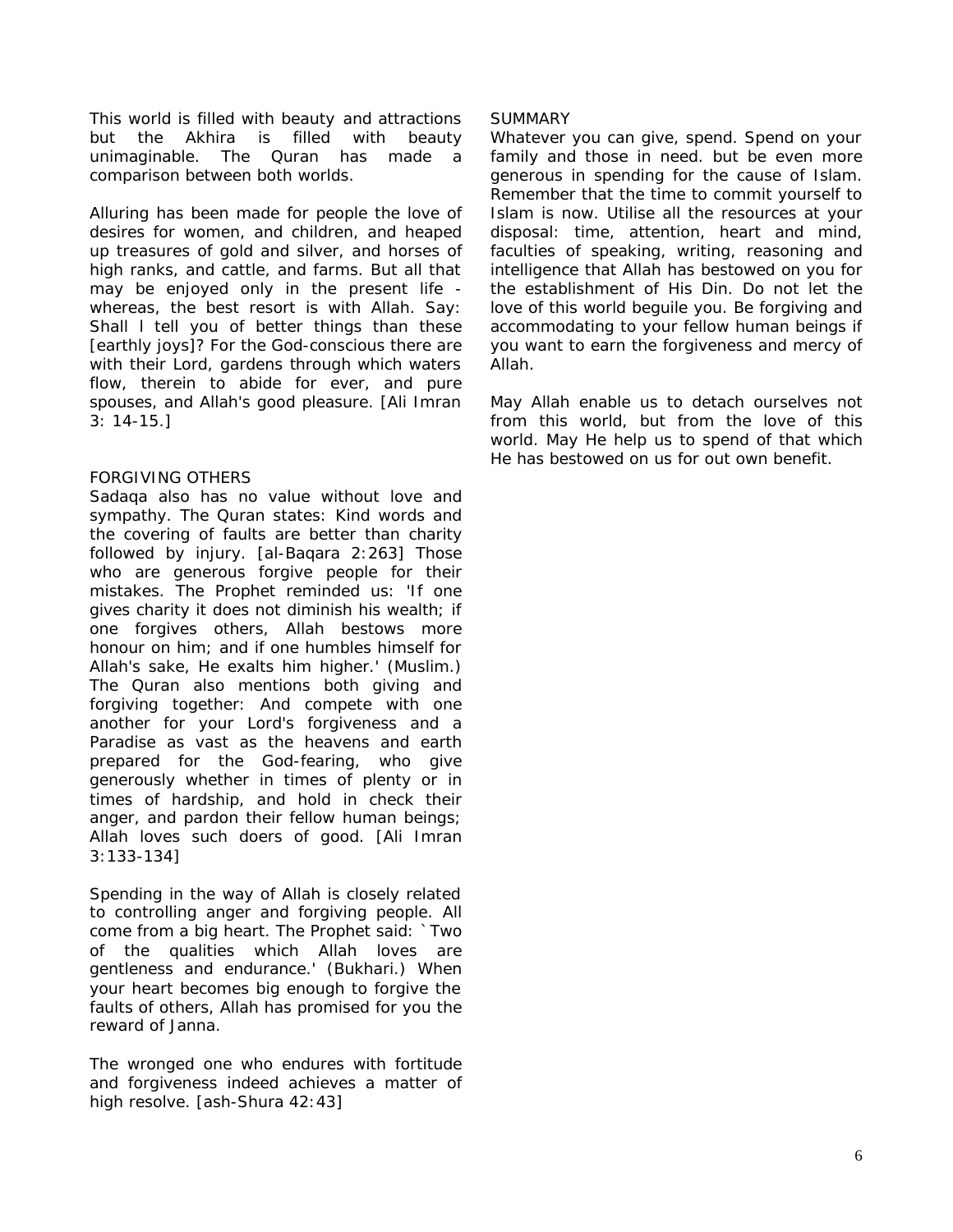This world is filled with beauty and attractions but the Akhira is filled with beauty unimaginable. The Quran has made a comparison between both worlds.

Alluring has been made for people the love of desires for women, and children, and heaped up treasures of gold and silver, and horses of high ranks, and cattle, and farms. But all that may be enjoyed only in the present life - whereas, the best resort is with Allah. Say: Shall I tell you of better things than these [earthly joys]? For the God-conscious there are with their Lord, gardens through which waters flow, therein to abide for ever, and pure spouses, and Allah's good pleasure. [Ali Imran 3: 14-15.]

## FORGIVING OTHERS

Sadaqa also has no value without love and sympathy. The Quran states: Kind words and the covering of faults are better than charity followed by injury. [al-Baqara 2:263] Those who are generous forgive people for their mistakes. The Prophet reminded us: 'If one gives charity it does not diminish his wealth; if one forgives others, Allah bestows more honour on him; and if one humbles himself for Allah's sake, He exalts him higher.' (Muslim.) The Quran also mentions both giving and forgiving together: And compete with one another for your Lord's forgiveness and a Paradise as vast as the heavens and earth prepared for the God-fearing, who give generously whether in times of plenty or in times of hardship, and hold in check their anger, and pardon their fellow human beings; Allah loves such doers of good. [Ali Imran 3:133-134]

Spending in the way of Allah is closely related to controlling anger and forgiving people. All come from a big heart. The Prophet said: `Two of the qualities which Allah loves are gentleness and endurance.' (Bukhari.) When your heart becomes big enough to forgive the faults of others, Allah has promised for you the reward of Janna.

The wronged one who endures with fortitude and forgiveness indeed achieves a matter of high resolve. [ash-Shura 42:43]

## SUMMARY

Whatever you can give, spend. Spend on your family and those in need. but be even more generous in spending for the cause of Islam. Remember that the time to commit yourself to Islam is now. Utilise all the resources at your disposal: time, attention, heart and mind, faculties of speaking, writing, reasoning and intelligence that Allah has bestowed on you for the establishment of His Din. Do not let the love of this world beguile you. Be forgiving and accommodating to your fellow human beings if you want to earn the forgiveness and mercy of Allah.

May Allah enable us to detach ourselves not from this world, but from the love of this world. May He help us to spend of that which He has bestowed on us for out own benefit.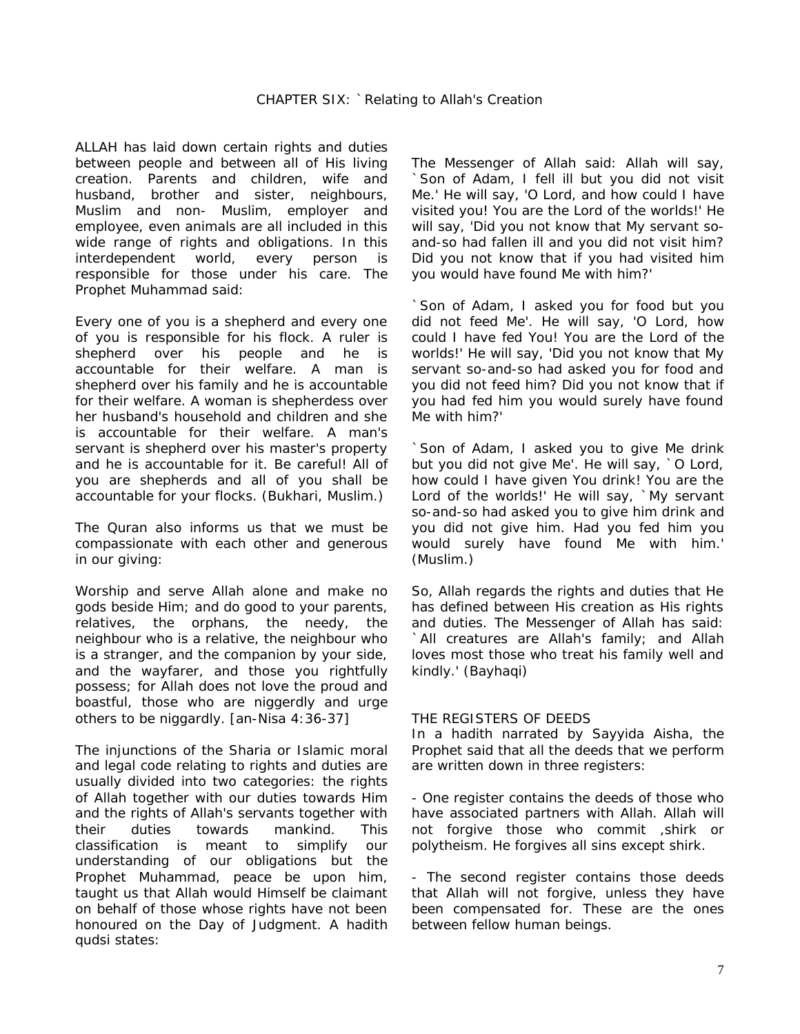## CHAPTER SIX: `Relating to Allah's Creation

ALLAH has laid down certain rights and duties between people and between all of His living creation. Parents and children, wife and husband, brother and sister, neighbours, Muslim and non- Muslim, employer and employee, even animals are all included in this wide range of rights and obligations. In this interdependent world, every person is responsible for those under his care. The Prophet Muhammad said:

Every one of you is a shepherd and every one of you is responsible for his flock. A ruler is shepherd over his people and he is accountable for their welfare. A man is shepherd over his family and he is accountable for their welfare. A woman is shepherdess over her husband's household and children and she is accountable for their welfare. A man's servant is shepherd over his master's property and he is accountable for it. Be careful! All of you are shepherds and all of you shall be accountable for your flocks. (Bukhari, Muslim.)

The Quran also informs us that we must be compassionate with each other and generous in our giving:

Worship and serve Allah alone and make no gods beside Him; and do good to your parents, relatives, the orphans, the needy, the neighbour who is a relative, the neighbour who is a stranger, and the companion by your side, and the wayfarer, and those you rightfully possess; for Allah does not love the proud and boastful, those who are niggerdly and urge others to be niggardly. [an-Nisa 4:36-37]

The injunctions of the Sharia or Islamic moral and legal code relating to rights and duties are usually divided into two categories: the rights of Allah together with our duties towards Him and the rights of Allah's servants together with their duties towards mankind. This classification is meant to simplify our understanding of our obligations but the Prophet Muhammad, peace be upon him, taught us that Allah would Himself be claimant on behalf of those whose rights have not been honoured on the Day of Judgment. A hadith qudsi states:

The Messenger of Allah said: Allah will say, `Son of Adam, I fell ill but you did not visit Me.' He will say, 'O Lord, and how could I have visited you! You are the Lord of the worlds!' He will say, 'Did you not know that My servant so-and-so had fallen ill and you did not visit him? Did you not know that if you had visited him you would have found Me with him?'

`Son of Adam, I asked you for food but you did not feed Me'. He will say, 'O Lord, how could I have fed You! You are the Lord of the worlds!' He will say, 'Did you not know that My servant so-and-so had asked you for food and you did not feed him? Did you not know that if you had fed him you would surely have found Me with him?'

`Son of Adam, I asked you to give Me drink but you did not give Me'. He will say, `O Lord, how could I have given You drink! You are the Lord of the worlds!' He will say, `My servant so-and-so had asked you to give him drink and you did not give him. Had you fed him you would surely have found Me with him.' (Muslim.)

So, Allah regards the rights and duties that He has defined between His creation as His rights and duties. The Messenger of Allah has said: `All creatures are Allah's family; and Allah loves most those who treat his family well and kindly.' (Bayhaqi)

### THE REGISTERS OF DEEDS

In a hadith narrated by Sayyida Aisha, the Prophet said that all the deeds that we perform are written down in three registers:

- One register contains the deeds of those who have associated partners with Allah. Allah will not forgive those who commit ,shirk or polytheism. He forgives all sins except shirk.

- The second register contains those deeds that Allah will not forgive, unless they have been compensated for. These are the ones between fellow human beings.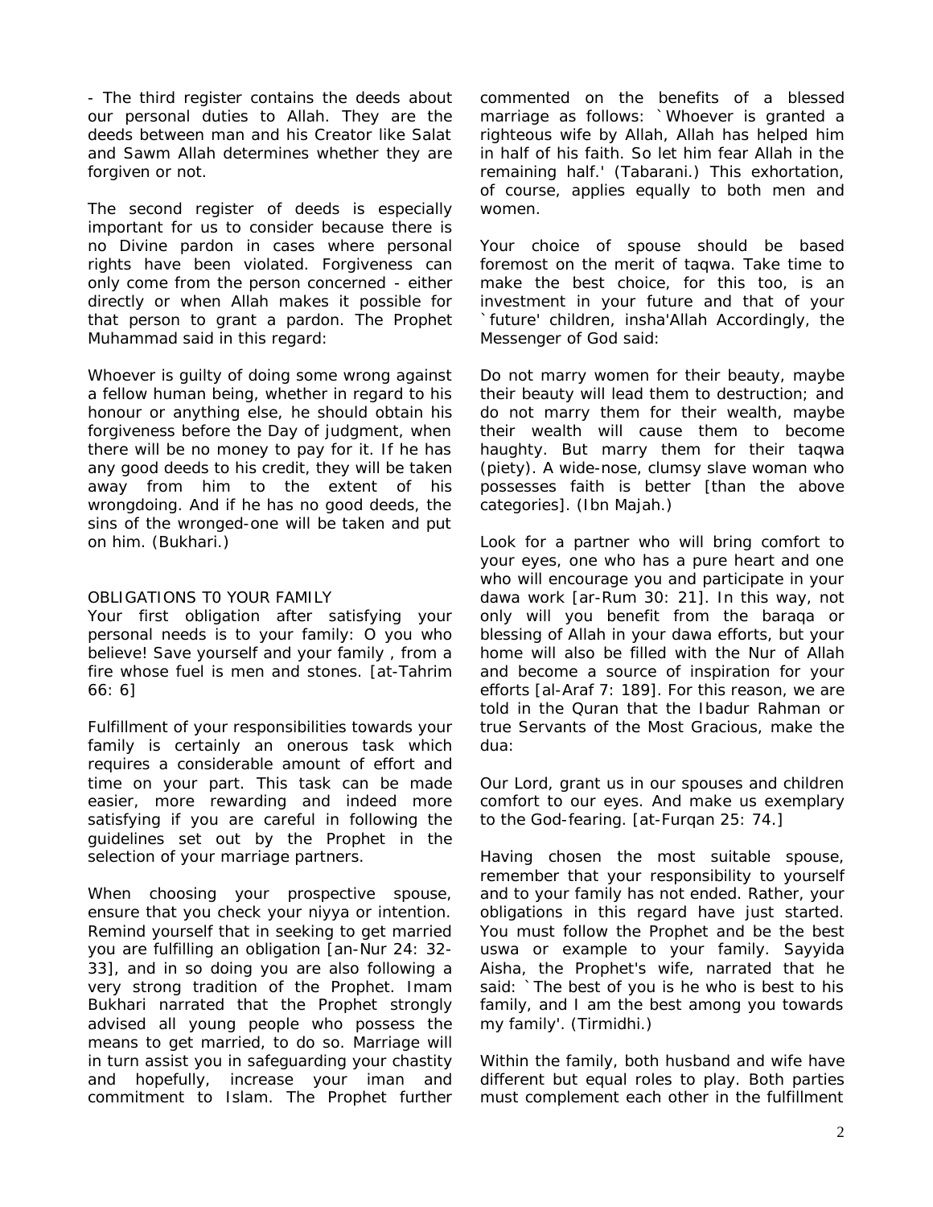- The third register contains the deeds about our personal duties to Allah. They are the deeds between man and his Creator like Salat and Sawm Allah determines whether they are forgiven or not.

The second register of deeds is especially important for us to consider because there is no Divine pardon in cases where personal rights have been violated. Forgiveness can only come from the person concerned - either directly or when Allah makes it possible for that person to grant a pardon. The Prophet Muhammad said in this regard:

Whoever is guilty of doing some wrong against a fellow human being, whether in regard to his honour or anything else, he should obtain his forgiveness before the Day of judgment, when there will be no money to pay for it. If he has any good deeds to his credit, they will be taken away from him to the extent of his wrongdoing. And if he has no good deeds, the sins of the wronged-one will be taken and put on him. (Bukhari.)

## OBLIGATIONS T0 YOUR FAMILY

Your first obligation after satisfying your personal needs is to your family: O you who believe! Save yourself and your family , from a fire whose fuel is men and stones. [at-Tahrim 66: 6]

Fulfillment of your responsibilities towards your family is certainly an onerous task which requires a considerable amount of effort and time on your part. This task can be made easier, more rewarding and indeed more satisfying if you are careful in following the guidelines set out by the Prophet in the selection of your marriage partners.

When choosing your prospective spouse, ensure that you check your niyya or intention. Remind yourself that in seeking to get married you are fulfilling an obligation [an-Nur 24: 32-33], and in so doing you are also following a very strong tradition of the Prophet. Imam Bukhari narrated that the Prophet strongly advised all young people who possess the means to get married, to do so. Marriage will in turn assist you in safeguarding your chastity and hopefully, increase your iman and commitment to Islam. The Prophet further commented on the benefits of a blessed marriage as follows: `Whoever is granted a righteous wife by Allah, Allah has helped him in half of his faith. So let him fear Allah in the remaining half.' (Tabarani.) This exhortation, of course, applies equally to both men and women.

Your choice of spouse should be based foremost on the merit of taqwa. Take time to make the best choice, for this too, is an investment in your future and that of your `future' children, insha'Allah Accordingly, the Messenger of God said:

Do not marry women for their beauty, maybe their beauty will lead them to destruction; and do not marry them for their wealth, maybe their wealth will cause them to become haughty. But marry them for their taqwa (piety). A wide-nose, clumsy slave woman who possesses faith is better [than the above categories]. (Ibn Majah.)

Look for a partner who will bring comfort to your eyes, one who has a pure heart and one who will encourage you and participate in your dawa work [ar-Rum 30: 21]. In this way, not only will you benefit from the baraqa or blessing of Allah in your dawa efforts, but your home will also be filled with the Nur of Allah and become a source of inspiration for your efforts [al-Araf 7: 189]. For this reason, we are told in the Quran that the Ibadur Rahman or true Servants of the Most Gracious, make the dua:

Our Lord, grant us in our spouses and children comfort to our eyes. And make us exemplary to the God-fearing. [at-Furqan 25: 74.]

Having chosen the most suitable spouse, remember that your responsibility to yourself and to your family has not ended. Rather, your obligations in this regard have just started. You must follow the Prophet and be the best uswa or example to your family. Sayyida Aisha, the Prophet's wife, narrated that he said: `The best of you is he who is best to his family, and I am the best among you towards my family'. (Tirmidhi.)

Within the family, both husband and wife have different but equal roles to play. Both parties must complement each other in the fulfillment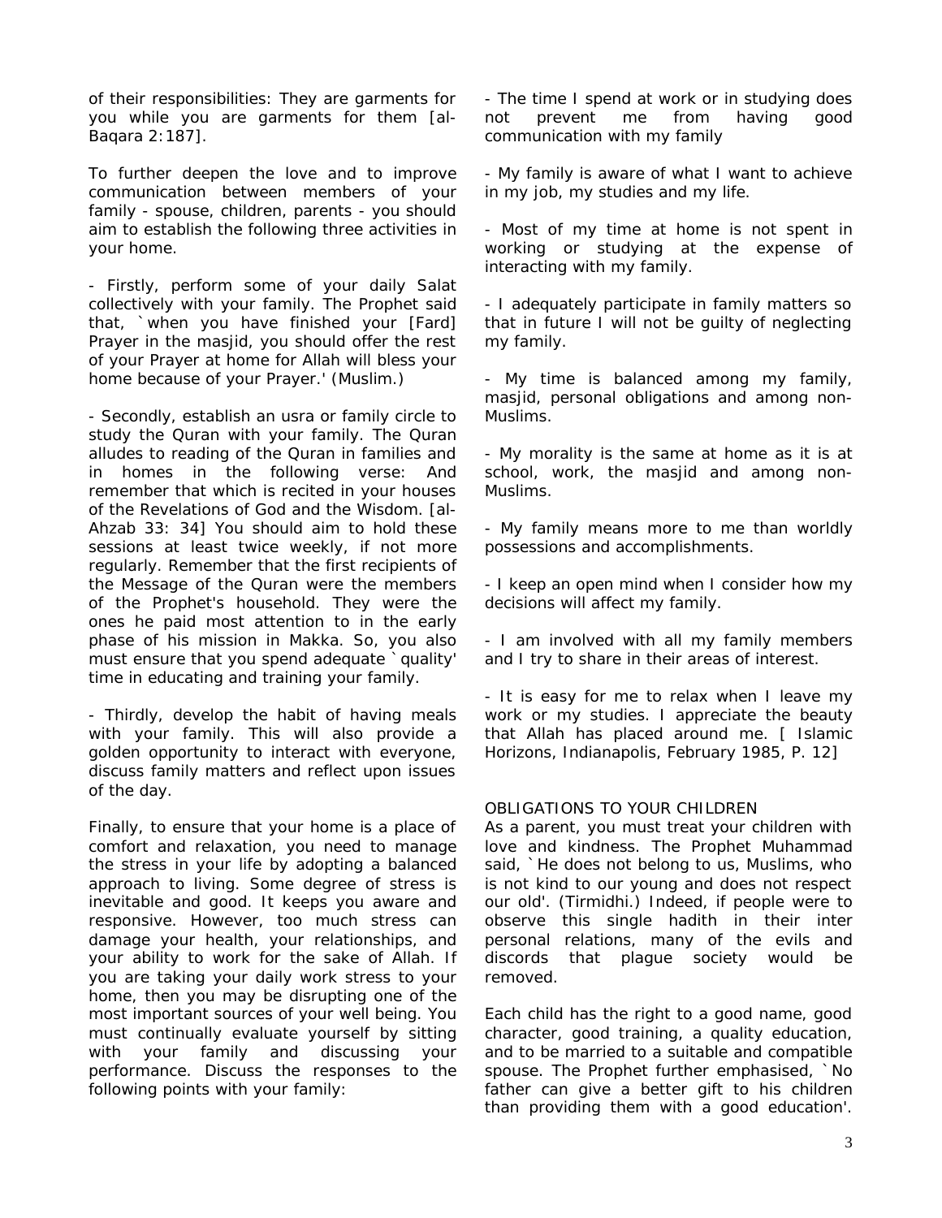of their responsibilities: They are garments for you while you are garments for them [al-Baqara 2:187].

To further deepen the love and to improve communication between members of your family - spouse, children, parents - you should aim to establish the following three activities in your home.

- Firstly, perform some of your daily Salat collectively with your family. The Prophet said that, `when you have finished your [Fard] Prayer in the masjid, you should offer the rest of your Prayer at home for Allah will bless your home because of your Prayer.' (Muslim.)

- Secondly, establish an usra or family circle to study the Quran with your family. The Quran alludes to reading of the Quran in families and in homes in the following verse: And remember that which is recited in your houses of the Revelations of God and the Wisdom. [al-Ahzab 33: 34] You should aim to hold these sessions at least twice weekly, if not more regularly. Remember that the first recipients of the Message of the Quran were the members of the Prophet's household. They were the ones he paid most attention to in the early phase of his mission in Makka. So, you also must ensure that you spend adequate `quality' time in educating and training your family.

- Thirdly, develop the habit of having meals with your family. This will also provide a golden opportunity to interact with everyone, discuss family matters and reflect upon issues of the day.

Finally, to ensure that your home is a place of comfort and relaxation, you need to manage the stress in your life by adopting a balanced approach to living. Some degree of stress is inevitable and good. It keeps you aware and responsive. However, too much stress can damage your health, your relationships, and your ability to work for the sake of Allah. If you are taking your daily work stress to your home, then you may be disrupting one of the most important sources of your well being. You must continually evaluate yourself by sitting with your family and discussing your performance. Discuss the responses to the following points with your family:

- The time I spend at work or in studying does not prevent me from having good communication with my family

- My family is aware of what I want to achieve in my job, my studies and my life.

- Most of my time at home is not spent in working or studying at the expense of interacting with my family.

- I adequately participate in family matters so that in future I will not be guilty of neglecting my family.

- My time is balanced among my family, masjid, personal obligations and among non-Muslims.

- My morality is the same at home as it is at school, work, the masjid and among non-Muslims.

- My family means more to me than worldly possessions and accomplishments.

- I keep an open mind when I consider how my decisions will affect my family.

- I am involved with all my family members and I try to share in their areas of interest.

- It is easy for me to relax when I leave my work or my studies. I appreciate the beauty that Allah has placed around me. [ Islamic Horizons, Indianapolis, February 1985, P. 12]

## OBLIGATIONS TO YOUR CHILDREN

As a parent, you must treat your children with love and kindness. The Prophet Muhammad said, `He does not belong to us, Muslims, who is not kind to our young and does not respect our old'. (Tirmidhi.) Indeed, if people were to observe this single hadith in their inter personal relations, many of the evils and discords that plague society would be removed.

Each child has the right to a good name, good character, good training, a quality education, and to be married to a suitable and compatible spouse. The Prophet further emphasised, `No father can give a better gift to his children than providing them with a good education'.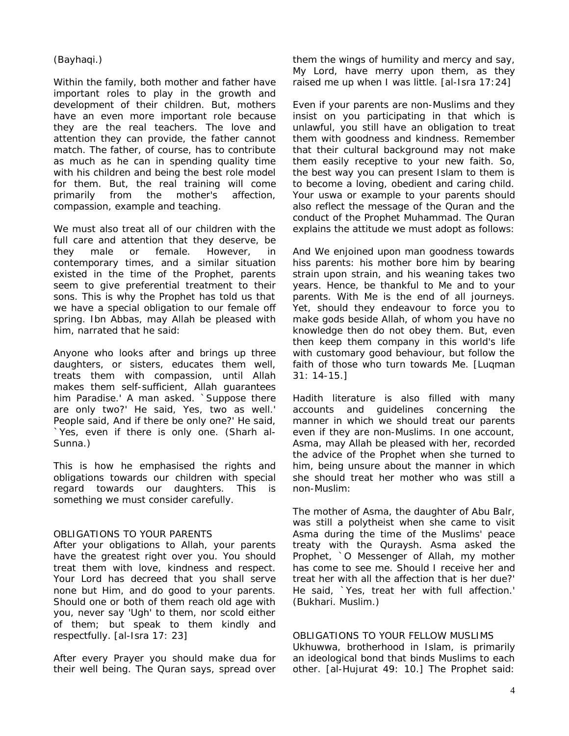(Bayhaqi.)

Within the family, both mother and father have important roles to play in the growth and development of their children. But, mothers have an even more important role because they are the real teachers. The love and attention they can provide, the father cannot match. The father, of course, has to contribute as much as he can in spending quality time with his children and being the best role model for them. But, the real training will come primarily from the mother's affection, compassion, example and teaching.

We must also treat all of our children with the full care and attention that they deserve, be they male or female. However, in contemporary times, and a similar situation existed in the time of the Prophet, parents seem to give preferential treatment to their sons. This is why the Prophet has told us that we have a special obligation to our female off spring. Ibn Abbas, may Allah be pleased with him, narrated that he said:

Anyone who looks after and brings up three daughters, or sisters, educates them well, treats them with compassion, until Allah makes them self-sufficient, Allah guarantees him Paradise.' A man asked. `Suppose there are only two?' He said, Yes, two as well.' People said, And if there be only one?' He said, `Yes, even if there is only one. (Sharh al-Sunna.)

This is how he emphasised the rights and obligations towards our children with special regard towards our daughters. This is something we must consider carefully.

## OBLIGATIONS TO YOUR PARENTS

After your obligations to Allah, your parents have the greatest right over you. You should treat them with love, kindness and respect. Your Lord has decreed that you shall serve none but Him, and do good to your parents. Should one or both of them reach old age with you, never say 'Ugh' to them, nor scold either of them; but speak to them kindly and respectfully. [al-Isra 17: 23]

After every Prayer you should make dua for their well being. The Quran says, spread over them the wings of humility and mercy and say, My Lord, have merry upon them, as they raised me up when I was little. [al-Isra 17:24]

Even if your parents are non-Muslims and they insist on you participating in that which is unlawful, you still have an obligation to treat them with goodness and kindness. Remember that their cultural background may not make them easily receptive to your new faith. So, the best way you can present Islam to them is to become a loving, obedient and caring child. Your uswa or example to your parents should also reflect the message of the Quran and the conduct of the Prophet Muhammad. The Quran explains the attitude we must adopt as follows:

And We enjoined upon man goodness towards hiss parents: his mother bore him by bearing strain upon strain, and his weaning takes two years. Hence, be thankful to Me and to your parents. With Me is the end of all journeys. Yet, should they endeavour to force you to make gods beside Allah, of whom you have no knowledge then do not obey them. But, even then keep them company in this world's life with customary good behaviour, but follow the faith of those who turn towards Me. [Luqman 31: 14-15.]

Hadith literature is also filled with many accounts and guidelines concerning the manner in which we should treat our parents even if they are non-Muslims. In one account, Asma, may Allah be pleased with her, recorded the advice of the Prophet when she turned to him, being unsure about the manner in which she should treat her mother who was still a non-Muslim:

The mother of Asma, the daughter of Abu Balr, was still a polytheist when she came to visit Asma during the time of the Muslims' peace treaty with the Quraysh. Asma asked the Prophet, `O Messenger of Allah, my mother has come to see me. Should I receive her and treat her with all the affection that is her due?' He said, `Yes, treat her with full affection.' (Bukhari. Muslim.)

## OBLIGATIONS TO YOUR FELLOW MUSLIMS

Ukhuwwa, brotherhood in Islam, is primarily an ideological bond that binds Muslims to each other. [al-Hujurat 49: 10.] The Prophet said: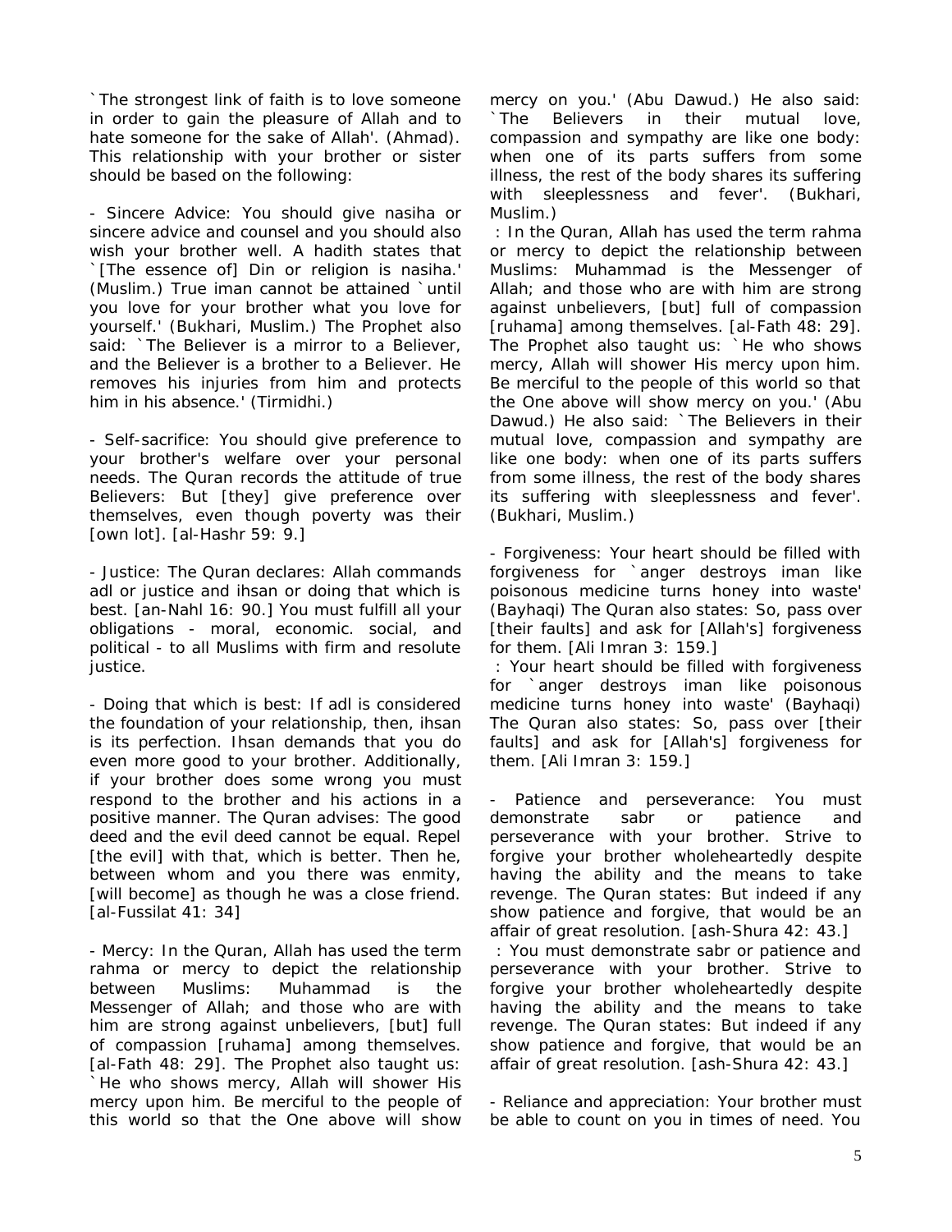`The strongest link of faith is to love someone in order to gain the pleasure of Allah and to hate someone for the sake of Allah'. (Ahmad). This relationship with your brother or sister should be based on the following:

- Sincere Advice: You should give nasiha or sincere advice and counsel and you should also wish your brother well. A hadith states that `[The essence of] Din or religion is nasiha.' (Muslim.) True iman cannot be attained `until you love for your brother what you love for yourself.' (Bukhari, Muslim.) The Prophet also said: `The Believer is a mirror to a Believer, and the Believer is a brother to a Believer. He removes his injuries from him and protects him in his absence.' (Tirmidhi.)

- Self-sacrifice: You should give preference to your brother's welfare over your personal needs. The Quran records the attitude of true Believers: But [they] give preference over themselves, even though poverty was their [own lot]. [al-Hashr 59: 9.]

- Justice: The Quran declares: Allah commands adl or justice and ihsan or doing that which is best. [an-Nahl 16: 90.] You must fulfill all your obligations - moral, economic. social, and political - to all Muslims with firm and resolute justice.

- Doing that which is best: If adl is considered the foundation of your relationship, then, ihsan is its perfection. Ihsan demands that you do even more good to your brother. Additionally, if your brother does some wrong you must respond to the brother and his actions in a positive manner. The Quran advises: The good deed and the evil deed cannot be equal. Repel [the evil] with that, which is better. Then he, between whom and you there was enmity, [will become] as though he was a close friend. [al-Fussilat 41: 34]

- Mercy: In the Quran, Allah has used the term rahma or mercy to depict the relationship between Muslims: Muhammad is the Messenger of Allah; and those who are with him are strong against unbelievers, [but] full of compassion [ruhama] among themselves. [al-Fath 48: 29]. The Prophet also taught us: `He who shows mercy, Allah will shower His mercy upon him. Be merciful to the people of this world so that the One above will show mercy on you.' (Abu Dawud.) He also said: `The Believers in their mutual love, compassion and sympathy are like one body: when one of its parts suffers from some illness, the rest of the body shares its suffering with sleeplessness and fever'. (Bukhari, Muslim.)

: In the Quran, Allah has used the term rahma or mercy to depict the relationship between Muslims: Muhammad is the Messenger of Allah; and those who are with him are strong against unbelievers, [but] full of compassion [ruhama] among themselves. [al-Fath 48: 29]. The Prophet also taught us: `He who shows mercy, Allah will shower His mercy upon him. Be merciful to the people of this world so that the One above will show mercy on you.' (Abu Dawud.) He also said: `The Believers in their mutual love, compassion and sympathy are like one body: when one of its parts suffers from some illness, the rest of the body shares its suffering with sleeplessness and fever'. (Bukhari, Muslim.)

- Forgiveness: Your heart should be filled with forgiveness for `anger destroys iman like poisonous medicine turns honey into waste' (Bayhaqi) The Quran also states: So, pass over [their faults] and ask for [Allah's] forgiveness for them. [Ali Imran 3: 159.]

: Your heart should be filled with forgiveness for `anger destroys iman like poisonous medicine turns honey into waste' (Bayhaqi) The Quran also states: So, pass over [their faults] and ask for [Allah's] forgiveness for them. [Ali Imran 3: 159.]

- Patience and perseverance: You must demonstrate sabr or patience and perseverance with your brother. Strive to forgive your brother wholeheartedly despite having the ability and the means to take revenge. The Quran states: But indeed if any show patience and forgive, that would be an affair of great resolution. [ash-Shura 42: 43.]

: You must demonstrate sabr or patience and perseverance with your brother. Strive to forgive your brother wholeheartedly despite having the ability and the means to take revenge. The Quran states: But indeed if any show patience and forgive, that would be an affair of great resolution. [ash-Shura 42: 43.]

- Reliance and appreciation: Your brother must be able to count on you in times of need. You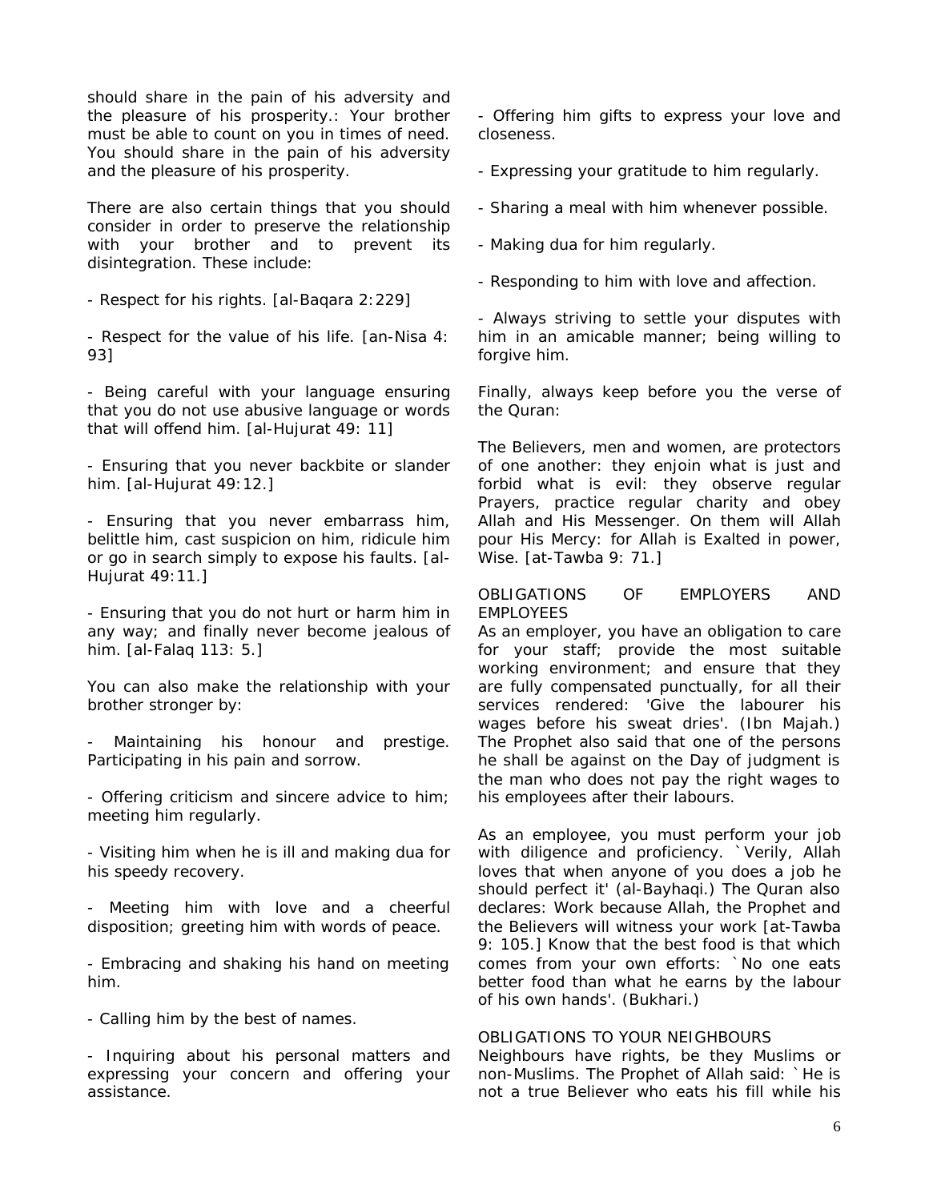should share in the pain of his adversity and the pleasure of his prosperity.: Your brother must be able to count on you in times of need. You should share in the pain of his adversity and the pleasure of his prosperity.

There are also certain things that you should consider in order to preserve the relationship with your brother and to prevent its disintegration. These include:

- Respect for his rights. [al-Baqara 2:229]

- Respect for the value of his life. [an-Nisa 4: 93]

- Being careful with your language ensuring that you do not use abusive language or words that will offend him. [al-Hujurat 49: 11]

- Ensuring that you never backbite or slander him. [al-Hujurat 49:12.]

- Ensuring that you never embarrass him, belittle him, cast suspicion on him, ridicule him or go in search simply to expose his faults. [al-Hujurat 49:11.]

- Ensuring that you do not hurt or harm him in any way; and finally never become jealous of him. [al-Falaq 113: 5.]

You can also make the relationship with your brother stronger by:

- Maintaining his honour and prestige. Participating in his pain and sorrow.

- Offering criticism and sincere advice to him; meeting him regularly.

- Visiting him when he is ill and making dua for his speedy recovery.

- Meeting him with love and a cheerful disposition; greeting him with words of peace.

- Embracing and shaking his hand on meeting him.

- Calling him by the best of names.

- Inquiring about his personal matters and expressing your concern and offering your assistance.

- Offering him gifts to express your love and closeness.

- Expressing your gratitude to him regularly.

- Sharing a meal with him whenever possible.

- Making dua for him regularly.

- Responding to him with love and affection.

- Always striving to settle your disputes with him in an amicable manner; being willing to forgive him.

Finally, always keep before you the verse of the Quran:

The Believers, men and women, are protectors of one another: they enjoin what is just and forbid what is evil: they observe regular Prayers, practice regular charity and obey Allah and His Messenger. On them will Allah pour His Mercy: for Allah is Exalted in power, Wise. [at-Tawba 9: 71.]

## OBLIGATIONS OF EMPLOYERS AND EMPLOYEES

As an employer, you have an obligation to care for your staff; provide the most suitable working environment; and ensure that they are fully compensated punctually, for all their services rendered: 'Give the labourer his wages before his sweat dries'. (Ibn Majah.) The Prophet also said that one of the persons he shall be against on the Day of judgment is the man who does not pay the right wages to his employees after their labours.

As an employee, you must perform your job with diligence and proficiency. `Verily, Allah loves that when anyone of you does a job he should perfect it' (al-Bayhaqi.) The Quran also declares: Work because Allah, the Prophet and the Believers will witness your work [at-Tawba 9: 105.] Know that the best food is that which comes from your own efforts: `No one eats better food than what he earns by the labour of his own hands'. (Bukhari.)

## OBLIGATIONS TO YOUR NEIGHBOURS

Neighbours have rights, be they Muslims or non-Muslims. The Prophet of Allah said: `He is not a true Believer who eats his fill while his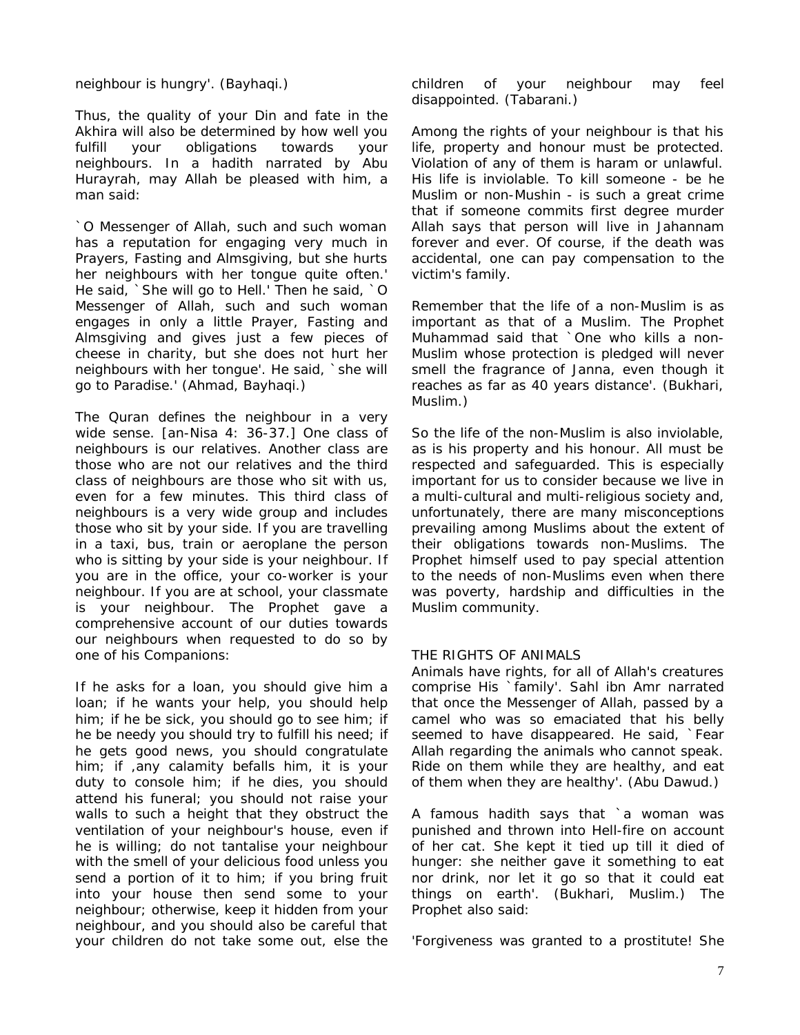neighbour is hungry'. (Bayhaqi.)

Thus, the quality of your Din and fate in the Akhira will also be determined by how well you fulfill your obligations towards your neighbours. In a hadith narrated by Abu Hurayrah, may Allah be pleased with him, a man said:

`O Messenger of Allah, such and such woman has a reputation for engaging very much in Prayers, Fasting and Almsgiving, but she hurts her neighbours with her tongue quite often.' He said, `She will go to Hell.' Then he said, `O Messenger of Allah, such and such woman engages in only a little Prayer, Fasting and Almsgiving and gives just a few pieces of cheese in charity, but she does not hurt her neighbours with her tongue'. He said, `she will go to Paradise.' (Ahmad, Bayhaqi.)

The Quran defines the neighbour in a very wide sense. [an-Nisa 4: 36-37.] One class of neighbours is our relatives. Another class are those who are not our relatives and the third class of neighbours are those who sit with us, even for a few minutes. This third class of neighbours is a very wide group and includes those who sit by your side. If you are travelling in a taxi, bus, train or aeroplane the person who is sitting by your side is your neighbour. If you are in the office, your co-worker is your neighbour. If you are at school, your classmate is your neighbour. The Prophet gave a comprehensive account of our duties towards our neighbours when requested to do so by one of his Companions:

If he asks for a loan, you should give him a loan; if he wants your help, you should help him; if he be sick, you should go to see him; if he be needy you should try to fulfill his need; if he gets good news, you should congratulate him; if ,any calamity befalls him, it is your duty to console him; if he dies, you should attend his funeral; you should not raise your walls to such a height that they obstruct the ventilation of your neighbour's house, even if he is willing; do not tantalise your neighbour with the smell of your delicious food unless you send a portion of it to him; if you bring fruit into your house then send some to your neighbour; otherwise, keep it hidden from your neighbour, and you should also be careful that your children do not take some out, else the children of your neighbour may feel disappointed. (Tabarani.)

Among the rights of your neighbour is that his life, property and honour must be protected. Violation of any of them is haram or unlawful. His life is inviolable. To kill someone - be he Muslim or non-Mushin - is such a great crime that if someone commits first degree murder Allah says that person will live in Jahannam forever and ever. Of course, if the death was accidental, one can pay compensation to the victim's family.

Remember that the life of a non-Muslim is as important as that of a Muslim. The Prophet Muhammad said that `One who kills a non-Muslim whose protection is pledged will never smell the fragrance of Janna, even though it reaches as far as 40 years distance'. (Bukhari, Muslim.)

So the life of the non-Muslim is also inviolable, as is his property and his honour. All must be respected and safeguarded. This is especially important for us to consider because we live in a multi-cultural and multi-religious society and, unfortunately, there are many misconceptions prevailing among Muslims about the extent of their obligations towards non-Muslims. The Prophet himself used to pay special attention to the needs of non-Muslims even when there was poverty, hardship and difficulties in the Muslim community.

## THE RIGHTS OF ANIMALS

Animals have rights, for all of Allah's creatures comprise His `family'. Sahl ibn Amr narrated that once the Messenger of Allah, passed by a camel who was so emaciated that his belly seemed to have disappeared. He said, `Fear Allah regarding the animals who cannot speak. Ride on them while they are healthy, and eat of them when they are healthy'. (Abu Dawud.)

A famous hadith says that `a woman was punished and thrown into Hell-fire on account of her cat. She kept it tied up till it died of hunger: she neither gave it something to eat nor drink, nor let it go so that it could eat things on earth'. (Bukhari, Muslim.) The Prophet also said:

'Forgiveness was granted to a prostitute! She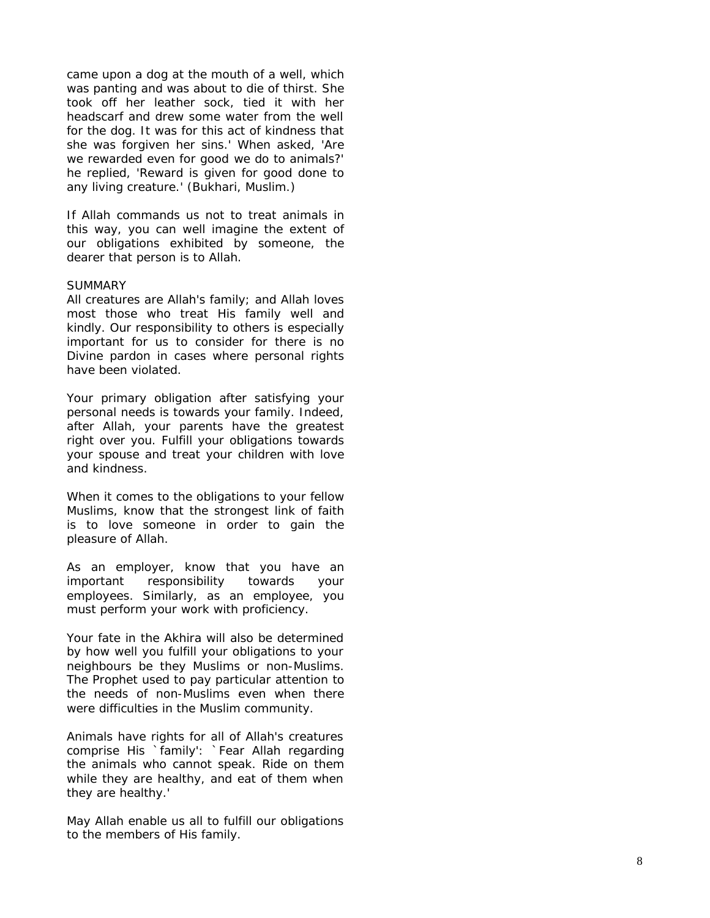came upon a dog at the mouth of a well, which was panting and was about to die of thirst. She took off her leather sock, tied it with her headscarf and drew some water from the well for the dog. It was for this act of kindness that she was forgiven her sins.' When asked, 'Are we rewarded even for good we do to animals?' he replied, 'Reward is given for good done to any living creature.' (Bukhari, Muslim.)

If Allah commands us not to treat animals in this way, you can well imagine the extent of our obligations exhibited by someone, the dearer that person is to Allah.

SUMMARY

All creatures are Allah's family; and Allah loves most those who treat His family well and kindly. Our responsibility to others is especially important for us to consider for there is no Divine pardon in cases where personal rights have been violated.

Your primary obligation after satisfying your personal needs is towards your family. Indeed, after Allah, your parents have the greatest right over you. Fulfill your obligations towards your spouse and treat your children with love and kindness.

When it comes to the obligations to your fellow Muslims, know that the strongest link of faith is to love someone in order to gain the pleasure of Allah.

As an employer, know that you have an important responsibility towards your employees. Similarly, as an employee, you must perform your work with proficiency.

Your fate in the Akhira will also be determined by how well you fulfill your obligations to your neighbours be they Muslims or non-Muslims. The Prophet used to pay particular attention to the needs of non-Muslims even when there were difficulties in the Muslim community.

Animals have rights for all of Allah's creatures comprise His `family': `Fear Allah regarding the animals who cannot speak. Ride on them while they are healthy, and eat of them when they are healthy.'

May Allah enable us all to fulfill our obligations to the members of His family.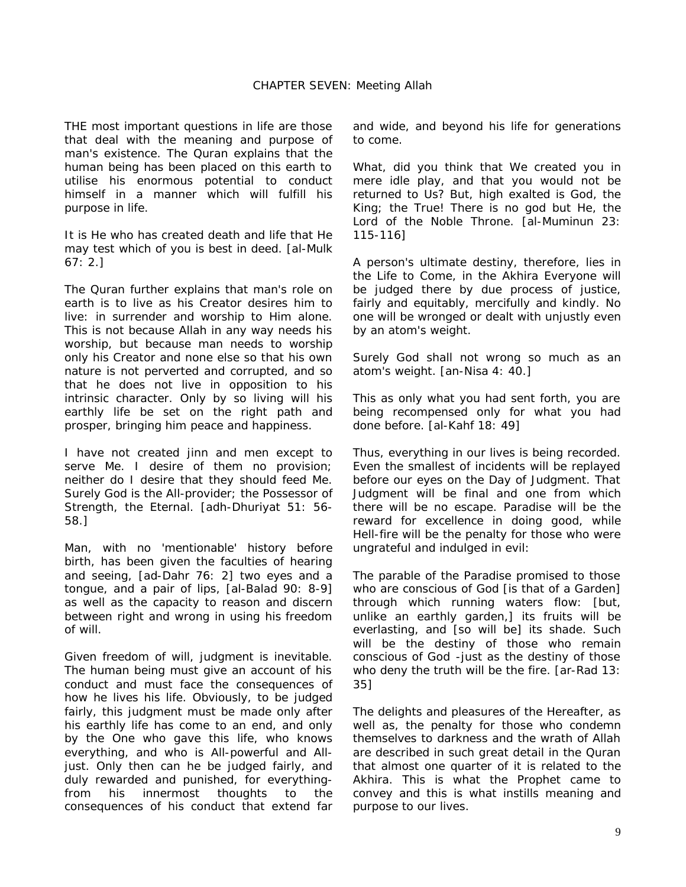## CHAPTER SEVEN: Meeting Allah

THE most important questions in life are those that deal with the meaning and purpose of man's existence. The Quran explains that the human being has been placed on this earth to utilise his enormous potential to conduct himself in a manner which will fulfill his purpose in life.

It is He who has created death and life that He may test which of you is best in deed. [al-Mulk 67: 2.]

The Quran further explains that man's role on earth is to live as his Creator desires him to live: in surrender and worship to Him alone. This is not because Allah in any way needs his worship, but because man needs to worship only his Creator and none else so that his own nature is not perverted and corrupted, and so that he does not live in opposition to his intrinsic character. Only by so living will his earthly life be set on the right path and prosper, bringing him peace and happiness.

I have not created jinn and men except to serve Me. I desire of them no provision; neither do I desire that they should feed Me. Surely God is the All-provider; the Possessor of Strength, the Eternal. [adh-Dhuriyat 51: 56-58.]

Man, with no 'mentionable' history before birth, has been given the faculties of hearing and seeing, [ad-Dahr 76: 2] two eyes and a tongue, and a pair of lips, [al-Balad 90: 8-9] as well as the capacity to reason and discern between right and wrong in using his freedom of will.

Given freedom of will, judgment is inevitable. The human being must give an account of his conduct and must face the consequences of how he lives his life. Obviously, to be judged fairly, this judgment must be made only after his earthly life has come to an end, and only by the One who gave this life, who knows everything, and who is All-powerful and All-just. Only then can he be judged fairly, and duly rewarded and punished, for everything- from his innermost thoughts to the consequences of his conduct that extend far and wide, and beyond his life for generations to come.

What, did you think that We created you in mere idle play, and that you would not be returned to Us? But, high exalted is God, the King; the True! There is no god but He, the Lord of the Noble Throne. [al-Muminun 23: 115-116]

A person's ultimate destiny, therefore, lies in the Life to Come, in the Akhira Everyone will be judged there by due process of justice, fairly and equitably, mercifully and kindly. No one will be wronged or dealt with unjustly even by an atom's weight.

Surely God shall not wrong so much as an atom's weight. [an-Nisa 4: 40.]

This as only what you had sent forth, you are being recompensed only for what you had done before. [al-Kahf 18: 49]

Thus, everything in our lives is being recorded. Even the smallest of incidents will be replayed before our eyes on the Day of Judgment. That Judgment will be final and one from which there will be no escape. Paradise will be the reward for excellence in doing good, while Hell-fire will be the penalty for those who were ungrateful and indulged in evil:

The parable of the Paradise promised to those who are conscious of God [is that of a Garden] through which running waters flow: [but, unlike an earthly garden,] its fruits will be everlasting, and [so will be] its shade. Such will be the destiny of those who remain conscious of God -just as the destiny of those who deny the truth will be the fire. [ar-Rad 13: 35]

The delights and pleasures of the Hereafter, as well as, the penalty for those who condemn themselves to darkness and the wrath of Allah are described in such great detail in the Quran that almost one quarter of it is related to the Akhira. This is what the Prophet came to convey and this is what instills meaning and purpose to our lives.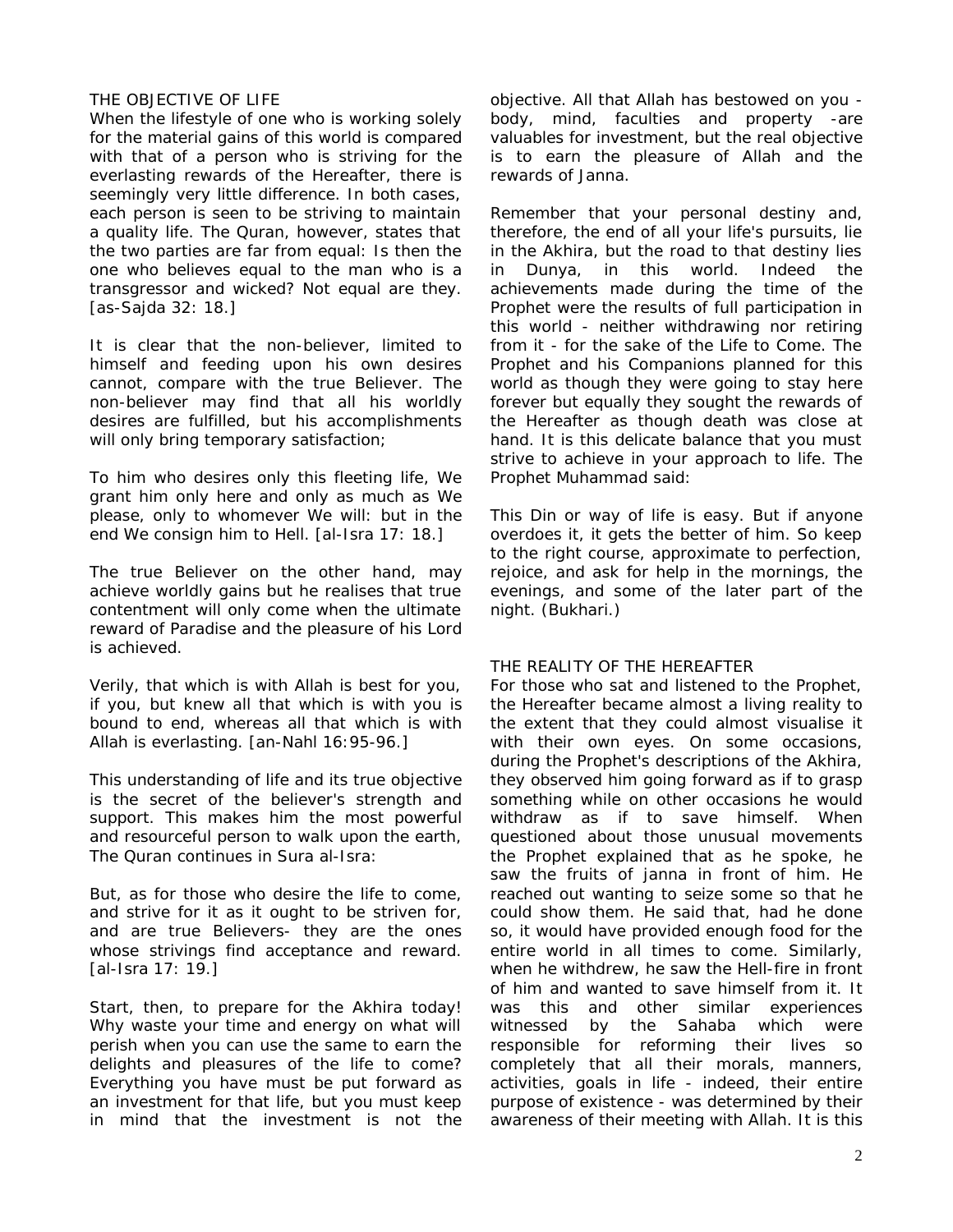## THE OBJECTIVE OF LIFE

When the lifestyle of one who is working solely for the material gains of this world is compared with that of a person who is striving for the everlasting rewards of the Hereafter, there is seemingly very little difference. In both cases, each person is seen to be striving to maintain a quality life. The Quran, however, states that the two parties are far from equal: Is then the one who believes equal to the man who is a transgressor and wicked? Not equal are they. [as-Sajda 32: 18.]

It is clear that the non-believer, limited to himself and feeding upon his own desires cannot, compare with the true Believer. The non-believer may find that all his worldly desires are fulfilled, but his accomplishments will only bring temporary satisfaction;

To him who desires only this fleeting life, We grant him only here and only as much as We please, only to whomever We will: but in the end We consign him to Hell. [al-Isra 17: 18.]

The true Believer on the other hand, may achieve worldly gains but he realises that true contentment will only come when the ultimate reward of Paradise and the pleasure of his Lord is achieved.

Verily, that which is with Allah is best for you, if you, but knew all that which is with you is bound to end, whereas all that which is with Allah is everlasting. [an-Nahl 16:95-96.]

This understanding of life and its true objective is the secret of the believer's strength and support. This makes him the most powerful and resourceful person to walk upon the earth, The Quran continues in Sura al-Isra:

But, as for those who desire the life to come, and strive for it as it ought to be striven for, and are true Believers- they are the ones whose strivings find acceptance and reward. [al-Isra 17: 19.]

Start, then, to prepare for the Akhira today! Why waste your time and energy on what will perish when you can use the same to earn the delights and pleasures of the life to come? Everything you have must be put forward as an investment for that life, but you must keep in mind that the investment is not the objective. All that Allah has bestowed on you - body, mind, faculties and property -are valuables for investment, but the real objective is to earn the pleasure of Allah and the rewards of Janna.

Remember that your personal destiny and, therefore, the end of all your life's pursuits, lie in the Akhira, but the road to that destiny lies in Dunya, in this world. Indeed the achievements made during the time of the Prophet were the results of full participation in this world - neither withdrawing nor retiring from it - for the sake of the Life to Come. The Prophet and his Companions planned for this world as though they were going to stay here forever but equally they sought the rewards of the Hereafter as though death was close at hand. It is this delicate balance that you must strive to achieve in your approach to life. The Prophet Muhammad said:

This Din or way of life is easy. But if anyone overdoes it, it gets the better of him. So keep to the right course, approximate to perfection, rejoice, and ask for help in the mornings, the evenings, and some of the later part of the night. (Bukhari.)

## THE REALITY OF THE HEREAFTER

For those who sat and listened to the Prophet, the Hereafter became almost a living reality to the extent that they could almost visualise it with their own eyes. On some occasions, during the Prophet's descriptions of the Akhira, they observed him going forward as if to grasp something while on other occasions he would withdraw as if to save himself. When questioned about those unusual movements the Prophet explained that as he spoke, he saw the fruits of janna in front of him. He reached out wanting to seize some so that he could show them. He said that, had he done so, it would have provided enough food for the entire world in all times to come. Similarly, when he withdrew, he saw the Hell-fire in front of him and wanted to save himself from it. It was this and other similar experiences witnessed by the Sahaba which were responsible for reforming their lives so completely that all their morals, manners, activities, goals in life - indeed, their entire purpose of existence - was determined by their awareness of their meeting with Allah. It is this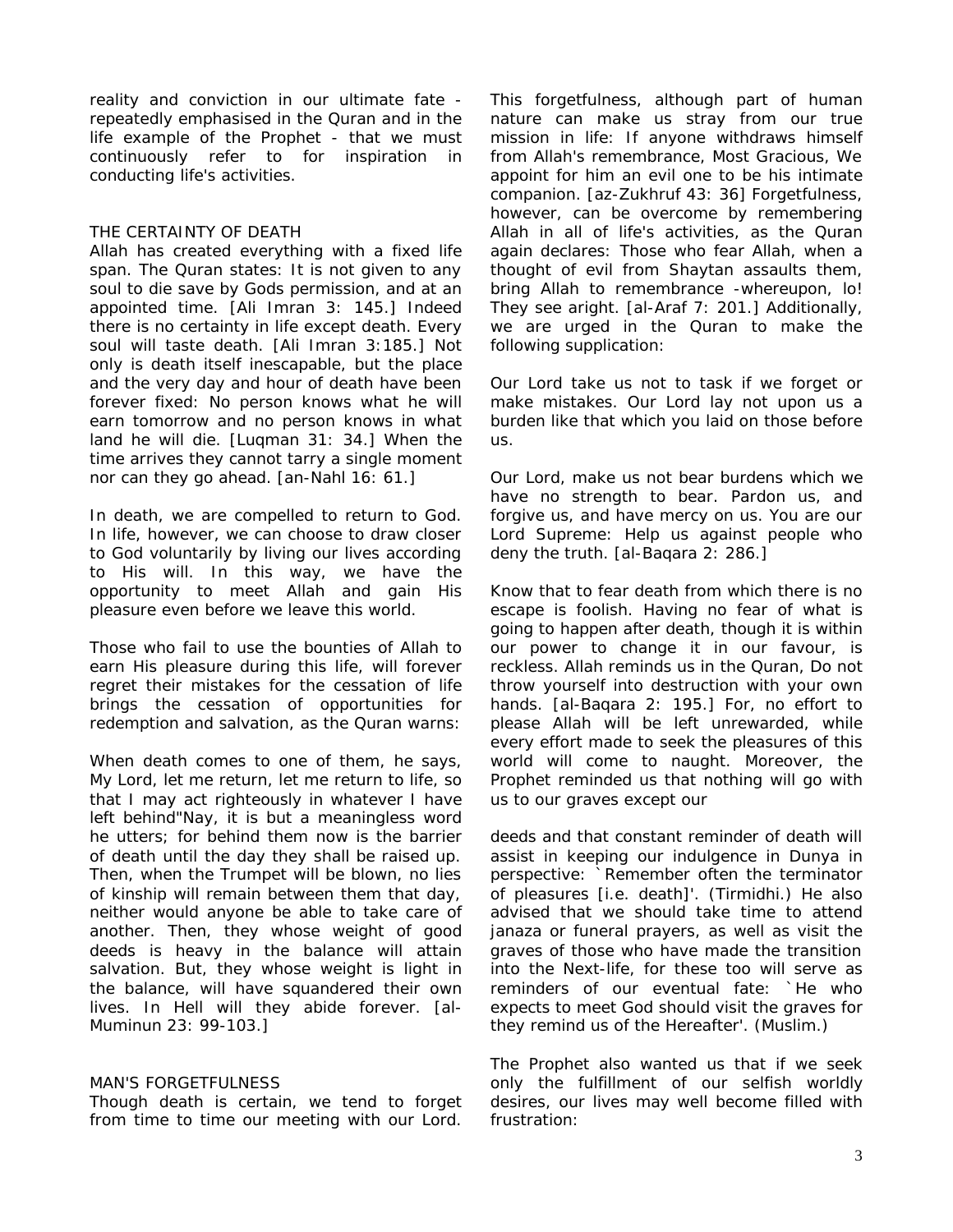reality and conviction in our ultimate fate - repeatedly emphasised in the Quran and in the life example of the Prophet - that we must continuously refer to for inspiration in conducting life's activities.

## THE CERTAINTY OF DEATH

Allah has created everything with a fixed life span. The Quran states: It is not given to any soul to die save by Gods permission, and at an appointed time. [Ali Imran 3: 145.] Indeed there is no certainty in life except death. Every soul will taste death. [Ali Imran 3:185.] Not only is death itself inescapable, but the place and the very day and hour of death have been forever fixed: No person knows what he will earn tomorrow and no person knows in what land he will die. [Luqman 31: 34.] When the time arrives they cannot tarry a single moment nor can they go ahead. [an-Nahl 16: 61.]

In death, we are compelled to return to God. In life, however, we can choose to draw closer to God voluntarily by living our lives according to His will. In this way, we have the opportunity to meet Allah and gain His pleasure even before we leave this world.

Those who fail to use the bounties of Allah to earn His pleasure during this life, will forever regret their mistakes for the cessation of life brings the cessation of opportunities for redemption and salvation, as the Quran warns:

When death comes to one of them, he says, My Lord, let me return, let me return to life, so that I may act righteously in whatever I have left behind"Nay, it is but a meaningless word he utters; for behind them now is the barrier of death until the day they shall be raised up. Then, when the Trumpet will be blown, no lies of kinship will remain between them that day, neither would anyone be able to take care of another. Then, they whose weight of good deeds is heavy in the balance will attain salvation. But, they whose weight is light in the balance, will have squandered their own lives. In Hell will they abide forever. [al-Muminun 23: 99-103.]

## MAN'S FORGETFULNESS

Though death is certain, we tend to forget from time to time our meeting with our Lord. This forgetfulness, although part of human nature can make us stray from our true mission in life: If anyone withdraws himself from Allah's remembrance, Most Gracious, We appoint for him an evil one to be his intimate companion. [az-Zukhruf 43: 36] Forgetfulness, however, can be overcome by remembering Allah in all of life's activities, as the Quran again declares: Those who fear Allah, when a thought of evil from Shaytan assaults them, bring Allah to remembrance -whereupon, lo! They see aright. [al-Araf 7: 201.] Additionally, we are urged in the Quran to make the following supplication:

Our Lord take us not to task if we forget or make mistakes. Our Lord lay not upon us a burden like that which you laid on those before us.

Our Lord, make us not bear burdens which we have no strength to bear. Pardon us, and forgive us, and have mercy on us. You are our Lord Supreme: Help us against people who deny the truth. [al-Baqara 2: 286.]

Know that to fear death from which there is no escape is foolish. Having no fear of what is going to happen after death, though it is within our power to change it in our favour, is reckless. Allah reminds us in the Quran, Do not throw yourself into destruction with your own hands. [al-Baqara 2: 195.] For, no effort to please Allah will be left unrewarded, while every effort made to seek the pleasures of this world will come to naught. Moreover, the Prophet reminded us that nothing will go with us to our graves except our deeds and that constant reminder of death will assist in keeping our indulgence in Dunya in perspective: `Remember often the terminator of pleasures [i.e. death]'. (Tirmidhi.) He also advised that we should take time to attend janaza or funeral prayers, as well as visit the graves of those who have made the transition into the Next-life, for these too will serve as reminders of our eventual fate: `He who expects to meet God should visit the graves for they remind us of the Hereafter'. (Muslim.)

The Prophet also wanted us that if we seek only the fulfillment of our selfish worldly desires, our lives may well become filled with frustration: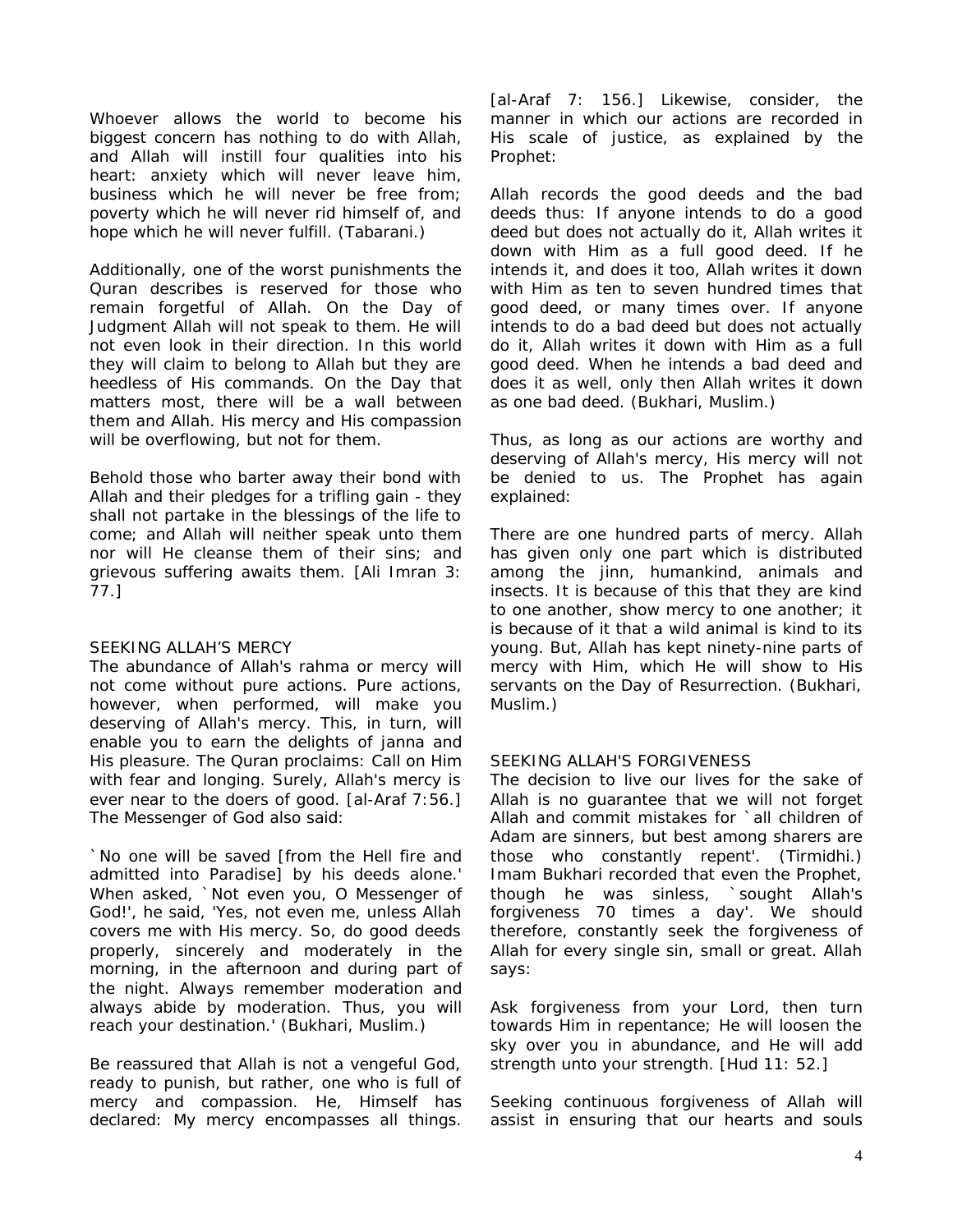Whoever allows the world to become his biggest concern has nothing to do with Allah, and Allah will instill four qualities into his heart: anxiety which will never leave him, business which he will never be free from; poverty which he will never rid himself of, and hope which he will never fulfill. (Tabarani.)

Additionally, one of the worst punishments the Quran describes is reserved for those who remain forgetful of Allah. On the Day of Judgment Allah will not speak to them. He will not even look in their direction. In this world they will claim to belong to Allah but they are heedless of His commands. On the Day that matters most, there will be a wall between them and Allah. His mercy and His compassion will be overflowing, but not for them.

Behold those who barter away their bond with Allah and their pledges for a trifling gain - they shall not partake in the blessings of the life to come; and Allah will neither speak unto them nor will He cleanse them of their sins; and grievous suffering awaits them. [Ali Imran 3: 77.]

## SEEKING ALLAH'S MERCY

The abundance of Allah's rahma or mercy will not come without pure actions. Pure actions, however, when performed, will make you deserving of Allah's mercy. This, in turn, will enable you to earn the delights of janna and His pleasure. The Quran proclaims: Call on Him with fear and longing. Surely, Allah's mercy is ever near to the doers of good. [al-Araf 7:56.] The Messenger of God also said:

`No one will be saved [from the Hell fire and admitted into Paradise] by his deeds alone.' When asked, `Not even you, O Messenger of God!', he said, 'Yes, not even me, unless Allah covers me with His mercy. So, do good deeds properly, sincerely and moderately in the morning, in the afternoon and during part of the night. Always remember moderation and always abide by moderation. Thus, you will reach your destination.' (Bukhari, Muslim.)

Be reassured that Allah is not a vengeful God, ready to punish, but rather, one who is full of mercy and compassion. He, Himself has declared: My mercy encompasses all things. [al-Araf 7: 156.] Likewise, consider, the manner in which our actions are recorded in His scale of justice, as explained by the Prophet:

Allah records the good deeds and the bad deeds thus: If anyone intends to do a good deed but does not actually do it, Allah writes it down with Him as a full good deed. If he intends it, and does it too, Allah writes it down with Him as ten to seven hundred times that good deed, or many times over. If anyone intends to do a bad deed but does not actually do it, Allah writes it down with Him as a full good deed. When he intends a bad deed and does it as well, only then Allah writes it down as one bad deed. (Bukhari, Muslim.)

Thus, as long as our actions are worthy and deserving of Allah's mercy, His mercy will not be denied to us. The Prophet has again explained:

There are one hundred parts of mercy. Allah has given only one part which is distributed among the jinn, humankind, animals and insects. It is because of this that they are kind to one another, show mercy to one another; it is because of it that a wild animal is kind to its young. But, Allah has kept ninety-nine parts of mercy with Him, which He will show to His servants on the Day of Resurrection. (Bukhari, Muslim.)

## SEEKING ALLAH'S FORGIVENESS

The decision to live our lives for the sake of Allah is no guarantee that we will not forget Allah and commit mistakes for `all children of Adam are sinners, but best among sharers are those who constantly repent'. (Tirmidhi.) Imam Bukhari recorded that even the Prophet, though he was sinless, `sought Allah's forgiveness 70 times a day'. We should therefore, constantly seek the forgiveness of Allah for every single sin, small or great. Allah says:

Ask forgiveness from your Lord, then turn towards Him in repentance; He will loosen the sky over you in abundance, and He will add strength unto your strength. [Hud 11: 52.]

Seeking continuous forgiveness of Allah will assist in ensuring that our hearts and souls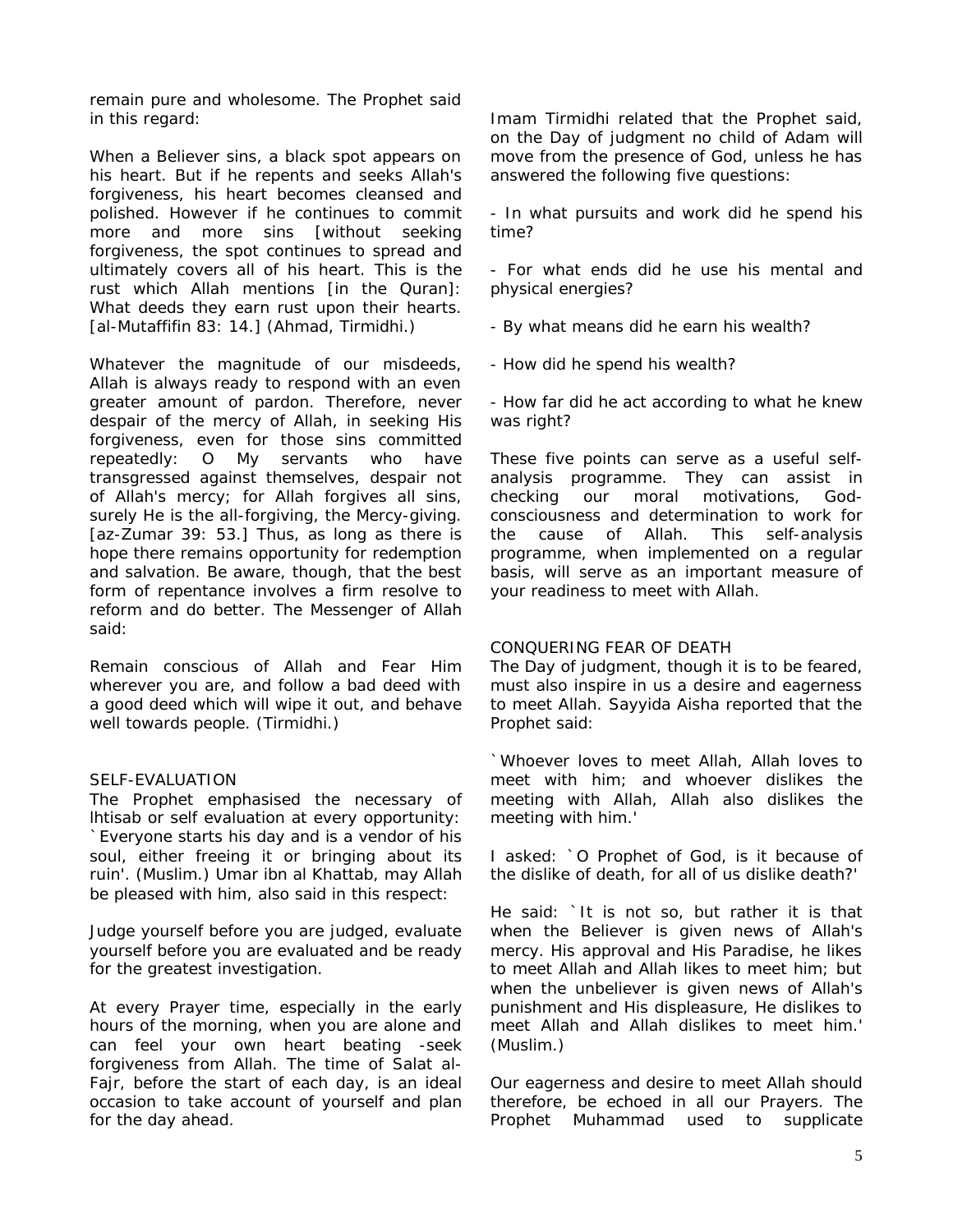remain pure and wholesome. The Prophet said in this regard:

When a Believer sins, a black spot appears on his heart. But if he repents and seeks Allah's forgiveness, his heart becomes cleansed and polished. However if he continues to commit more and more sins [without seeking forgiveness, the spot continues to spread and ultimately covers all of his heart. This is the rust which Allah mentions [in the Quran]: What deeds they earn rust upon their hearts. [al-Mutaffifin 83: 14.] (Ahmad, Tirmidhi.)

Whatever the magnitude of our misdeeds, Allah is always ready to respond with an even greater amount of pardon. Therefore, never despair of the mercy of Allah, in seeking His forgiveness, even for those sins committed repeatedly: O My servants who have transgressed against themselves, despair not of Allah's mercy; for Allah forgives all sins, surely He is the all-forgiving, the Mercy-giving. [az-Zumar 39: 53.] Thus, as long as there is hope there remains opportunity for redemption and salvation. Be aware, though, that the best form of repentance involves a firm resolve to reform and do better. The Messenger of Allah said:

Remain conscious of Allah and Fear Him wherever you are, and follow a bad deed with a good deed which will wipe it out, and behave well towards people. (Tirmidhi.)

## SELF-EVALUATION

The Prophet emphasised the necessary of lhtisab or self evaluation at every opportunity: `Everyone starts his day and is a vendor of his soul, either freeing it or bringing about its ruin'. (Muslim.) Umar ibn al Khattab, may Allah be pleased with him, also said in this respect:

Judge yourself before you are judged, evaluate yourself before you are evaluated and be ready for the greatest investigation.

At every Prayer time, especially in the early hours of the morning, when you are alone and can feel your own heart beating -seek forgiveness from Allah. The time of Salat al-Fajr, before the start of each day, is an ideal occasion to take account of yourself and plan for the day ahead.

Imam Tirmidhi related that the Prophet said, on the Day of judgment no child of Adam will move from the presence of God, unless he has answered the following five questions:

- In what pursuits and work did he spend his time?
- For what ends did he use his mental and physical energies?
- By what means did he earn his wealth?
- How did he spend his wealth?
- How far did he act according to what he knew was right?

These five points can serve as a useful self-analysis programme. They can assist in checking our moral motivations, God-consciousness and determination to work for the cause of Allah. This self-analysis programme, when implemented on a regular basis, will serve as an important measure of your readiness to meet with Allah.

## CONQUERING FEAR OF DEATH

The Day of judgment, though it is to be feared, must also inspire in us a desire and eagerness to meet Allah. Sayyida Aisha reported that the Prophet said:

`Whoever loves to meet Allah, Allah loves to meet with him; and whoever dislikes the meeting with Allah, Allah also dislikes the meeting with him.'

I asked: `O Prophet of God, is it because of the dislike of death, for all of us dislike death?'

He said: `It is not so, but rather it is that when the Believer is given news of Allah's mercy. His approval and His Paradise, he likes to meet Allah and Allah likes to meet him; but when the unbeliever is given news of Allah's punishment and His displeasure, He dislikes to meet Allah and Allah dislikes to meet him.' (Muslim.)

Our eagerness and desire to meet Allah should therefore, be echoed in all our Prayers. The Prophet Muhammad used to supplicate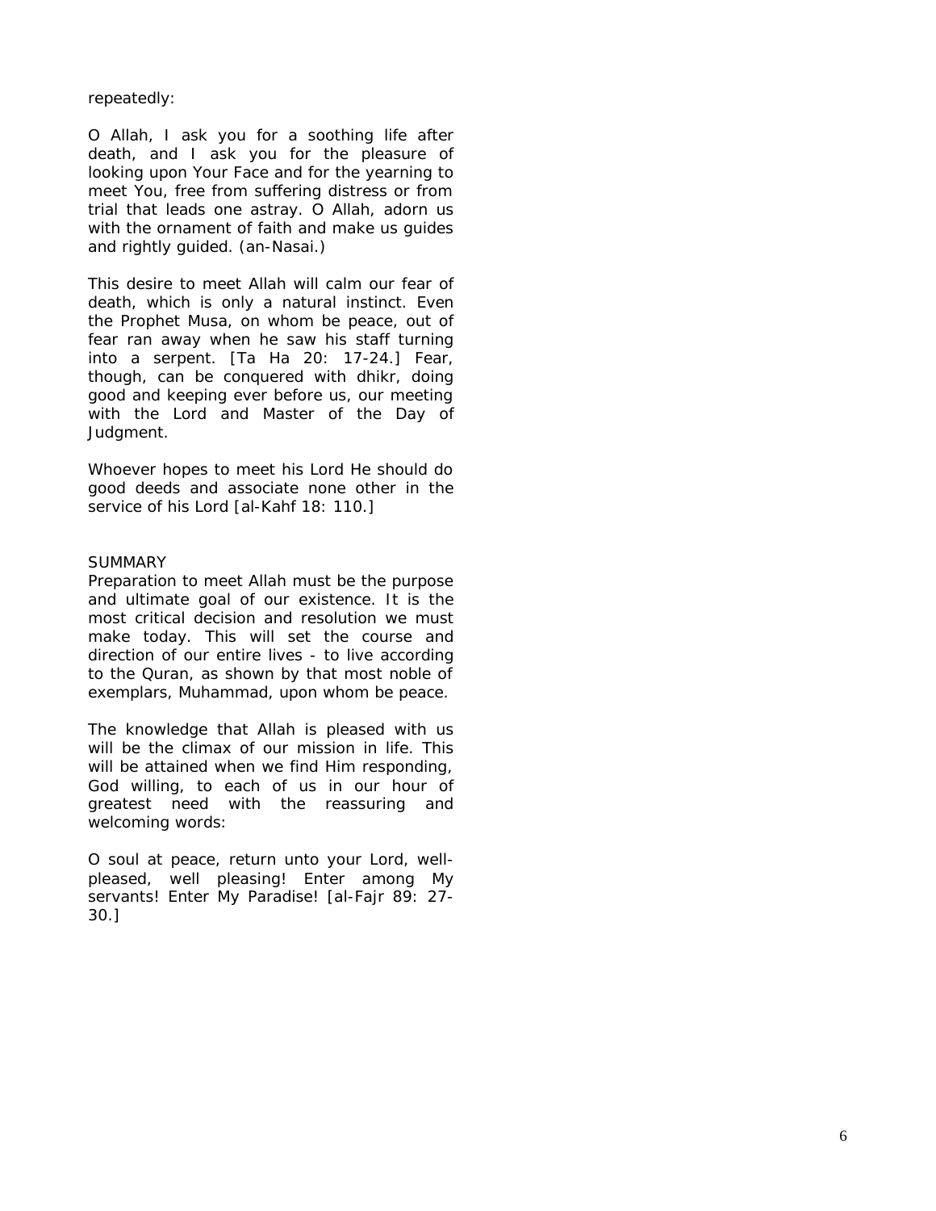repeatedly:

O Allah, I ask you for a soothing life after death, and I ask you for the pleasure of looking upon Your Face and for the yearning to meet You, free from suffering distress or from trial that leads one astray. O Allah, adorn us with the ornament of faith and make us guides and rightly guided. (an-Nasai.)

This desire to meet Allah will calm our fear of death, which is only a natural instinct. Even the Prophet Musa, on whom be peace, out of fear ran away when he saw his staff turning into a serpent. [Ta Ha 20: 17-24.] Fear, though, can be conquered with dhikr, doing good and keeping ever before us, our meeting with the Lord and Master of the Day of Judgment.

Whoever hopes to meet his Lord He should do good deeds and associate none other in the service of his Lord [al-Kahf 18: 110.]

## SUMMARY

Preparation to meet Allah must be the purpose and ultimate goal of our existence. It is the most critical decision and resolution we must make today. This will set the course and direction of our entire lives - to live according to the Quran, as shown by that most noble of exemplars, Muhammad, upon whom be peace.

The knowledge that Allah is pleased with us will be the climax of our mission in life. This will be attained when we find Him responding, God willing, to each of us in our hour of greatest need with the reassuring and welcoming words:

O soul at peace, return unto your Lord, well-pleased, well pleasing! Enter among My servants! Enter My Paradise! [al-Fajr 89: 27-30.]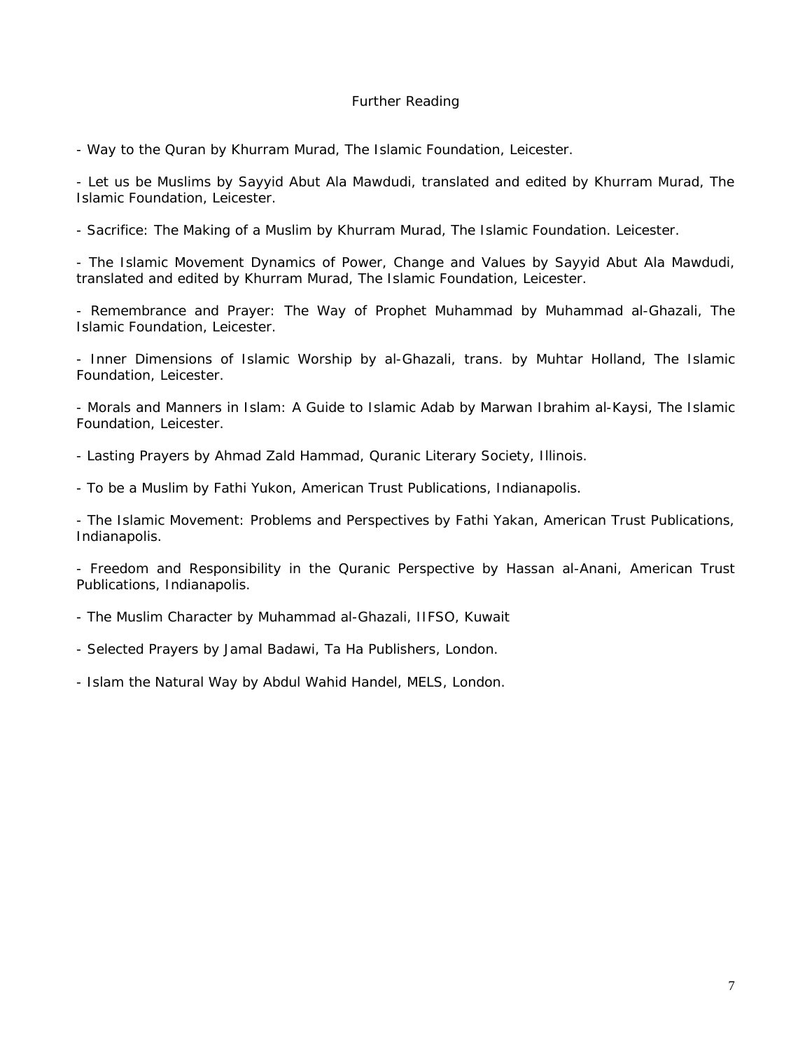## Further Reading

- Way to the Quran by Khurram Murad, The Islamic Foundation, Leicester.

- Let us be Muslims by Sayyid Abut Ala Mawdudi, translated and edited by Khurram Murad, The Islamic Foundation, Leicester.

- Sacrifice: The Making of a Muslim by Khurram Murad, The Islamic Foundation. Leicester.

- The Islamic Movement Dynamics of Power, Change and Values by Sayyid Abut Ala Mawdudi, translated and edited by Khurram Murad, The Islamic Foundation, Leicester.

- Remembrance and Prayer: The Way of Prophet Muhammad by Muhammad al-Ghazali, The Islamic Foundation, Leicester.

- Inner Dimensions of Islamic Worship by al-Ghazali, trans. by Muhtar Holland, The Islamic Foundation, Leicester.

- Morals and Manners in Islam: A Guide to Islamic Adab by Marwan Ibrahim al-Kaysi, The Islamic Foundation, Leicester.

- Lasting Prayers by Ahmad Zald Hammad, Quranic Literary Society, Illinois.

- To be a Muslim by Fathi Yukon, American Trust Publications, Indianapolis.

- The Islamic Movement: Problems and Perspectives by Fathi Yakan, American Trust Publications, Indianapolis.

- Freedom and Responsibility in the Quranic Perspective by Hassan al-Anani, American Trust Publications, Indianapolis.

- The Muslim Character by Muhammad al-Ghazali, IIFSO, Kuwait

- Selected Prayers by Jamal Badawi, Ta Ha Publishers, London.

- Islam the Natural Way by Abdul Wahid Handel, MELS, London.